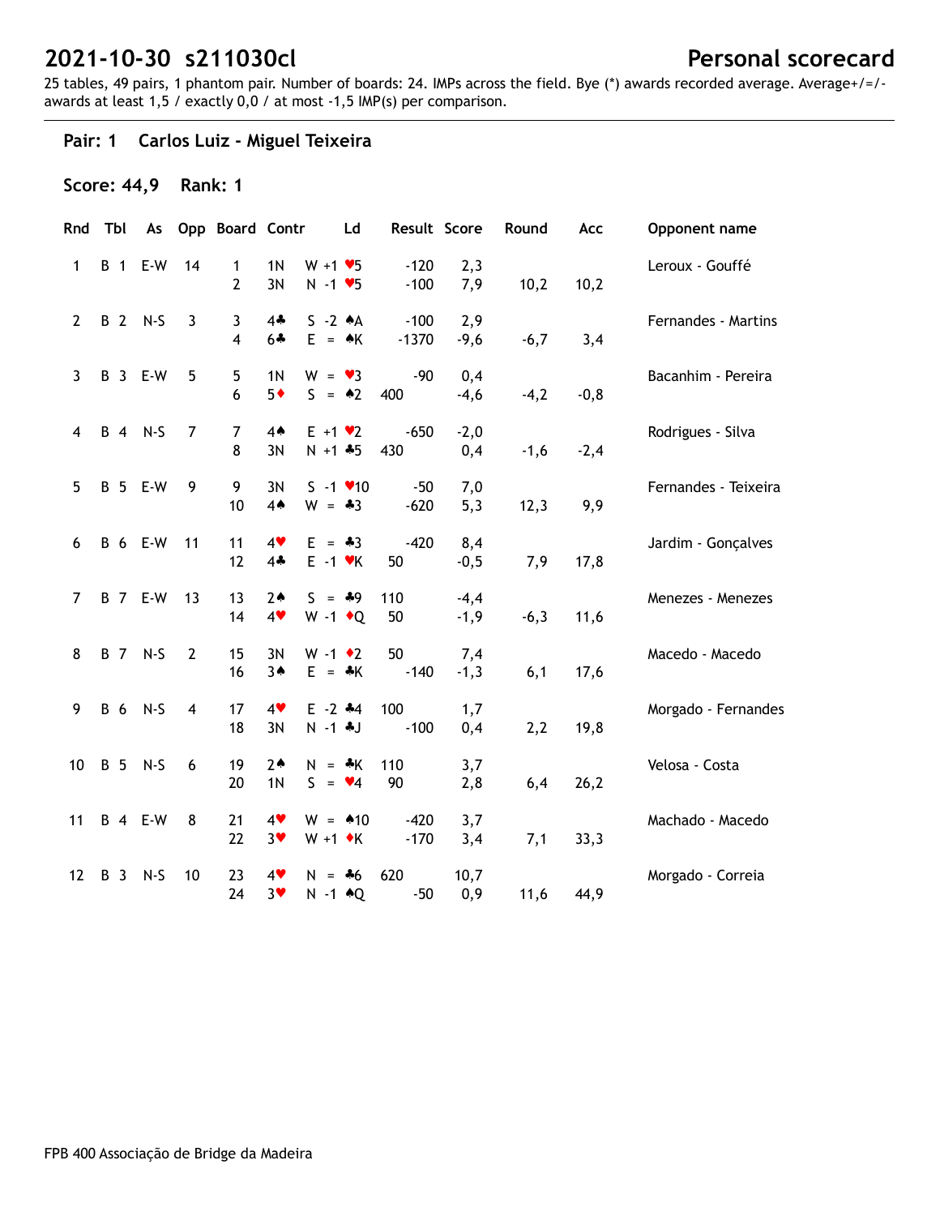# 2021-10-30 s211030cl

## Personal scorecard

25 tables, 49 pairs, 1 phantom pair. Number of boards: 24. IMPs across the field. Bye (*) awards recorded average. Average+/=/- awards at least 1,5 / exactly 0,0 / at most -1,5 IMP(s) per comparison.

### Pair: 1 Carlos Luiz - Miguel Teixeira

**Score: 44,9 Rank: 1**

| Rnd | Tbl | As | Opp | Board | Contr | | Ld | Result | | Score | Round | Acc | Opponent name |
|---|---|---|---|---|---|---|---|---|---|---|---|---|---|
| 1 | B 1 | E-W | 14 | 1 | 1N | W +1 | ♥5 | | -120 | 2,3 | | | Leroux - Gouffé |
| | | | | 2 | 3N | N -1 | ♥5 | | -100 | 7,9 | 10,2 | 10,2 | |
| 2 | B 2 | N-S | 3 | 3 | 4♣ | S -2 | ♠A | | -100 | 2,9 | | | Fernandes - Martins |
| | | | | 4 | 6♣ | E = | ♠K | | -1370 | -9,6 | -6,7 | 3,4 | |
| 3 | B 3 | E-W | 5 | 5 | 1N | W = | ♥3 | | -90 | 0,4 | | | Bacanhim - Pereira |
| | | | | 6 | 5♦ | S = | ♠2 | 400 | | -4,6 | -4,2 | -0,8 | |
| 4 | B 4 | N-S | 7 | 7 | 4♠ | E +1 | ♥2 | | -650 | -2,0 | | | Rodrigues - Silva |
| | | | | 8 | 3N | N +1 | ♣5 | 430 | | 0,4 | -1,6 | -2,4 | |
| 5 | B 5 | E-W | 9 | 9 | 3N | S -1 | ♥10 | | -50 | 7,0 | | | Fernandes - Teixeira |
| | | | | 10 | 4♠ | W = | ♣3 | | -620 | 5,3 | 12,3 | 9,9 | |
| 6 | B 6 | E-W | 11 | 11 | 4♥ | E = | ♣3 | | -420 | 8,4 | | | Jardim - Gonçalves |
| | | | | 12 | 4♣ | E -1 | ♥K | 50 | | -0,5 | 7,9 | 17,8 | |
| 7 | B 7 | E-W | 13 | 13 | 2♠ | S = | ♣9 | 110 | | -4,4 | | | Menezes - Menezes |
| | | | | 14 | 4♥ | W -1 | ♦Q | 50 | | -1,9 | -6,3 | 11,6 | |
| 8 | B 7 | N-S | 2 | 15 | 3N | W -1 | ♦2 | 50 | | 7,4 | | | Macedo - Macedo |
| | | | | 16 | 3♠ | E = | ♣K | | -140 | -1,3 | 6,1 | 17,6 | |
| 9 | B 6 | N-S | 4 | 17 | 4♥ | E -2 | ♣4 | 100 | | 1,7 | | | Morgado - Fernandes |
| | | | | 18 | 3N | N -1 | ♣J | | -100 | 0,4 | 2,2 | 19,8 | |
| 10 | B 5 | N-S | 6 | 19 | 2♠ | N = | ♣K | 110 | | 3,7 | | | Velosa - Costa |
| | | | | 20 | 1N | S = | ♥4 | 90 | | 2,8 | 6,4 | 26,2 | |
| 11 | B 4 | E-W | 8 | 21 | 4♥ | W = | ♠10 | | -420 | 3,7 | | | Machado - Macedo |
| | | | | 22 | 3♥ | W +1 | ♦K | | -170 | 3,4 | 7,1 | 33,3 | |
| 12 | B 3 | N-S | 10 | 23 | 4♥ | N = | ♣6 | 620 | | 10,7 | | | Morgado - Correia |
| | | | | 24 | 3♥ | N -1 | ♠Q | | -50 | 0,9 | 11,6 | 44,9 | |

FPB 400 Associação de Bridge da Madeira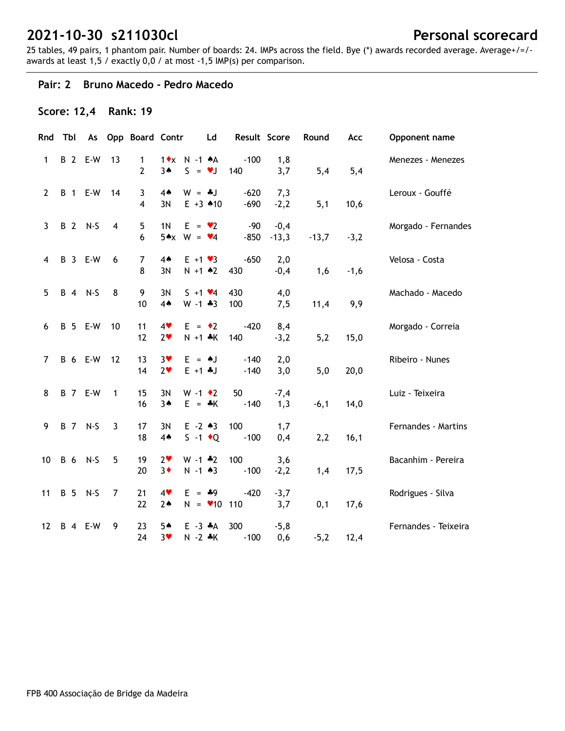# 2021-10-30 s211030cl

## Personal scorecard

25 tables, 49 pairs, 1 phantom pair. Number of boards: 24. IMPs across the field. Bye (*) awards recorded average. Average+/=/- awards at least 1,5 / exactly 0,0 / at most -1,5 IMP(s) per comparison.

### Pair: 2 Bruno Macedo - Pedro Macedo

**Score: 12,4 Rank: 19**

| Rnd | Tbl | As | Opp | Board | Contr | | Ld | Result | Score | Round | Acc | Opponent name |
|---|---|---|---|---|---|---|---|---|---|---|---|---|
| 1 | B 2 | E-W | 13 | 1 | 1♦x | N -1 | ♠A | -100 | 1,8 | | | Menezes - Menezes |
| | | | | 2 | 3♠ | S = | ♥J | 140 | 3,7 | 5,4 | 5,4 | |
| 2 | B 1 | E-W | 14 | 3 | 4♠ | W = | ♣J | -620 | 7,3 | | | Leroux - Gouffé |
| | | | | 4 | 3N | E +3 | ♠10 | -690 | -2,2 | 5,1 | 10,6 | |
| 3 | B 2 | N-S | 4 | 5 | 1N | E = | ♥2 | -90 | -0,4 | | | Morgado - Fernandes |
| | | | | 6 | 5♠x | W = | ♥4 | -850 | -13,3 | -13,7 | -3,2 | |
| 4 | B 3 | E-W | 6 | 7 | 4♠ | E +1 | ♥3 | -650 | 2,0 | | | Velosa - Costa |
| | | | | 8 | 3N | N +1 | ♠2 | 430 | -0,4 | 1,6 | -1,6 | |
| 5 | B 4 | N-S | 8 | 9 | 3N | S +1 | ♥4 | 430 | 4,0 | | | Machado - Macedo |
| | | | | 10 | 4♠ | W -1 | ♣3 | 100 | 7,5 | 11,4 | 9,9 | |
| 6 | B 5 | E-W | 10 | 11 | 4♥ | E = | ♦2 | -420 | 8,4 | | | Morgado - Correia |
| | | | | 12 | 2♥ | N +1 | ♣K | 140 | -3,2 | 5,2 | 15,0 | |
| 7 | B 6 | E-W | 12 | 13 | 3♥ | E = | ♠J | -140 | 2,0 | | | Ribeiro - Nunes |
| | | | | 14 | 2♥ | E +1 | ♣J | -140 | 3,0 | 5,0 | 20,0 | |
| 8 | B 7 | E-W | 1 | 15 | 3N | W -1 | ♦2 | 50 | -7,4 | | | Luiz - Teixeira |
| | | | | 16 | 3♠ | E = | ♣K | -140 | 1,3 | -6,1 | 14,0 | |
| 9 | B 7 | N-S | 3 | 17 | 3N | E -2 | ♠3 | 100 | 1,7 | | | Fernandes - Martins |
| | | | | 18 | 4♠ | S -1 | ♦Q | -100 | 0,4 | 2,2 | 16,1 | |
| 10 | B 6 | N-S | 5 | 19 | 2♥ | W -1 | ♣2 | 100 | 3,6 | | | Bacanhim - Pereira |
| | | | | 20 | 3♦ | N -1 | ♠3 | -100 | -2,2 | 1,4 | 17,5 | |
| 11 | B 5 | N-S | 7 | 21 | 4♥ | E = | ♣9 | -420 | -3,7 | | | Rodrigues - Silva |
| | | | | 22 | 2♠ | N = | ♥10 | 110 | 3,7 | 0,1 | 17,6 | |
| 12 | B 4 | E-W | 9 | 23 | 5♠ | E -3 | ♣A | 300 | -5,8 | | | Fernandes - Teixeira |
| | | | | 24 | 3♥ | N -2 | ♣K | -100 | 0,6 | -5,2 | 12,4 | |

FPB 400 Associação de Bridge da Madeira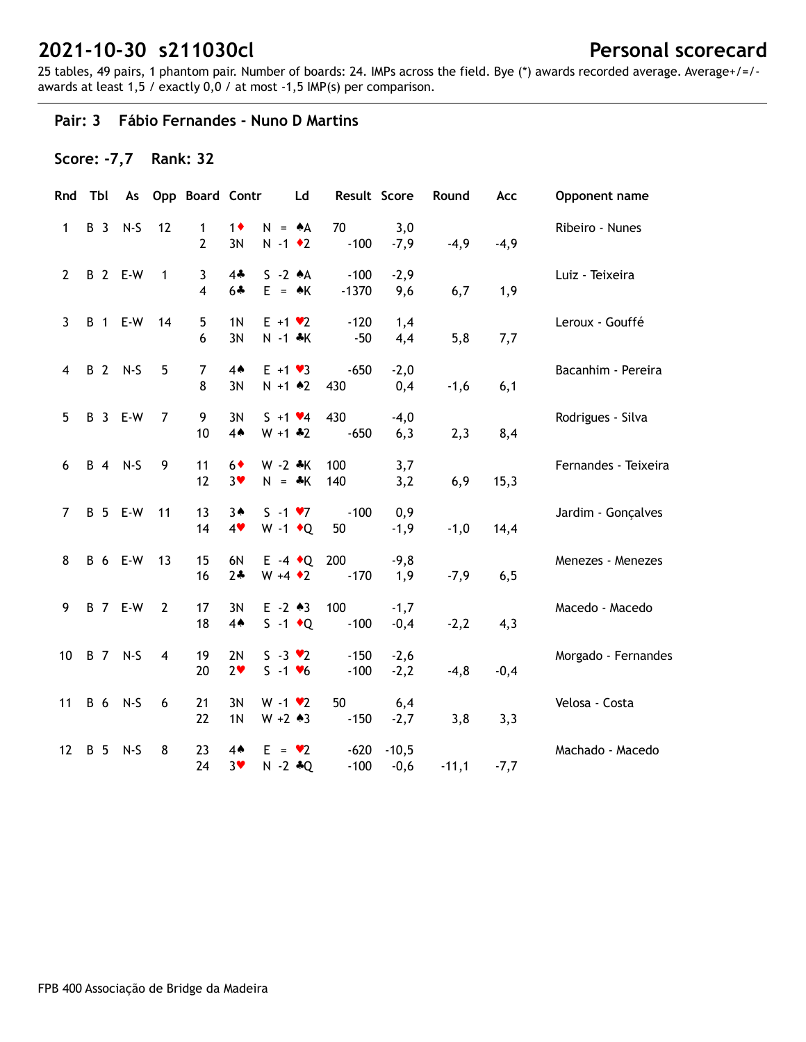# 2021-10-30 s211030cl

## Personal scorecard

25 tables, 49 pairs, 1 phantom pair. Number of boards: 24. IMPs across the field. Bye (*) awards recorded average. Average+/=/- awards at least 1,5 / exactly 0,0 / at most -1,5 IMP(s) per comparison.

---

### Pair: 3 Fábio Fernandes - Nuno D Martins

**Score: -7,7 Rank: 32**

| Rnd | Tbl | As | Opp | Board | Contr | | Ld | Result | Score | Round | Acc | Opponent name |
|---|---|---|---|---|---|---|---|---|---|---|---|---|
| 1 | B 3 | N-S | 12 | 1 | 1♦ | N = | ♠A | 70 | 3,0 | | | Ribeiro - Nunes |
| | | | | 2 | 3N | N -1 | ♦2 | -100 | -7,9 | -4,9 | -4,9 | |
| 2 | B 2 | E-W | 1 | 3 | 4♣ | S -2 | ♠A | -100 | -2,9 | | | Luiz - Teixeira |
| | | | | 4 | 6♣ | E = | ♠K | -1370 | 9,6 | 6,7 | 1,9 | |
| 3 | B 1 | E-W | 14 | 5 | 1N | E +1 | ♥2 | -120 | 1,4 | | | Leroux - Gouffé |
| | | | | 6 | 3N | N -1 | ♣K | -50 | 4,4 | 5,8 | 7,7 | |
| 4 | B 2 | N-S | 5 | 7 | 4♠ | E +1 | ♥3 | -650 | -2,0 | | | Bacanhim - Pereira |
| | | | | 8 | 3N | N +1 | ♠2 | 430 | 0,4 | -1,6 | 6,1 | |
| 5 | B 3 | E-W | 7 | 9 | 3N | S +1 | ♥4 | 430 | -4,0 | | | Rodrigues - Silva |
| | | | | 10 | 4♠ | W +1 | ♣2 | -650 | 6,3 | 2,3 | 8,4 | |
| 6 | B 4 | N-S | 9 | 11 | 6♦ | W -2 | ♣K | 100 | 3,7 | | | Fernandes - Teixeira |
| | | | | 12 | 3♥ | N = | ♣K | 140 | 3,2 | 6,9 | 15,3 | |
| 7 | B 5 | E-W | 11 | 13 | 3♠ | S -1 | ♥7 | -100 | 0,9 | | | Jardim - Gonçalves |
| | | | | 14 | 4♥ | W -1 | ♦Q | 50 | -1,9 | -1,0 | 14,4 | |
| 8 | B 6 | E-W | 13 | 15 | 6N | E -4 | ♦Q | 200 | -9,8 | | | Menezes - Menezes |
| | | | | 16 | 2♣ | W +4 | ♦2 | -170 | 1,9 | -7,9 | 6,5 | |
| 9 | B 7 | E-W | 2 | 17 | 3N | E -2 | ♠3 | 100 | -1,7 | | | Macedo - Macedo |
| | | | | 18 | 4♠ | S -1 | ♦Q | -100 | -0,4 | -2,2 | 4,3 | |
| 10 | B 7 | N-S | 4 | 19 | 2N | S -3 | ♥2 | -150 | -2,6 | | | Morgado - Fernandes |
| | | | | 20 | 2♥ | S -1 | ♥6 | -100 | -2,2 | -4,8 | -0,4 | |
| 11 | B 6 | N-S | 6 | 21 | 3N | W -1 | ♥2 | 50 | 6,4 | | | Velosa - Costa |
| | | | | 22 | 1N | W +2 | ♠3 | -150 | -2,7 | 3,8 | 3,3 | |
| 12 | B 5 | N-S | 8 | 23 | 4♠ | E = | ♥2 | -620 | -10,5 | | | Machado - Macedo |
| | | | | 24 | 3♥ | N -2 | ♣Q | -100 | -0,6 | -11,1 | -7,7 | |

FPB 400 Associação de Bridge da Madeira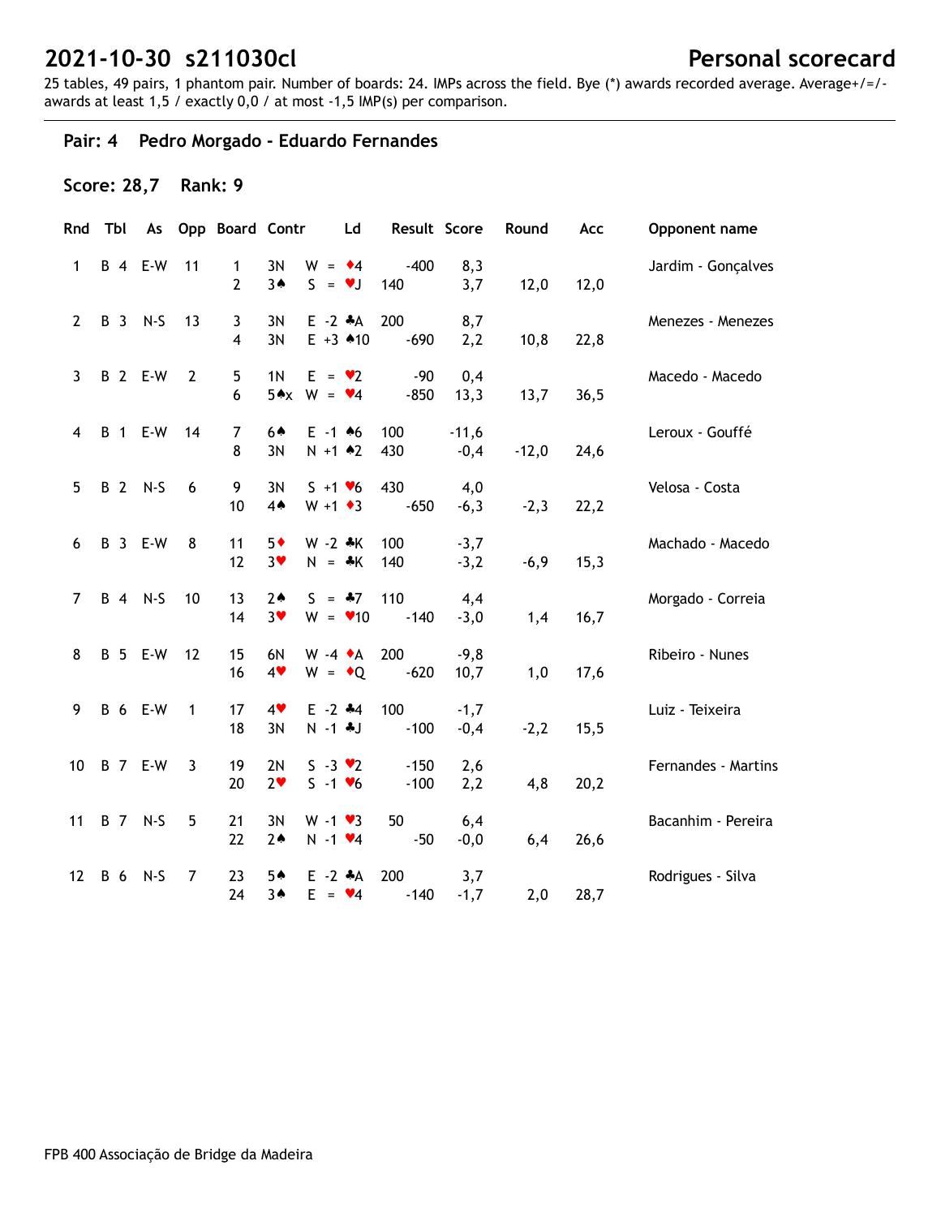# 2021-10-30 s211030cl

## Personal scorecard

25 tables, 49 pairs, 1 phantom pair. Number of boards: 24. IMPs across the field. Bye (*) awards recorded average. Average+/=/- awards at least 1,5 / exactly 0,0 / at most -1,5 IMP(s) per comparison.

### Pair: 4 Pedro Morgado - Eduardo Fernandes

**Score: 28,7 Rank: 9**

| Rnd | Tbl | As | Opp | Board | Contr | | Ld | Result | | Score | Round | Acc | Opponent name |
|---|---|---|---|---|---|---|---|---|---|---|---|---|---|
| 1 | B 4 | E-W | 11 | 1 | 3N | W = | ♦4 | | -400 | 8,3 | | | Jardim - Gonçalves |
| | | | | 2 | 3♠ | S = | ♥J | 140 | | 3,7 | 12,0 | 12,0 | |
| 2 | B 3 | N-S | 13 | 3 | 3N | E -2 | ♣A | 200 | | 8,7 | | | Menezes - Menezes |
| | | | | 4 | 3N | E +3 | ♠10 | | -690 | 2,2 | 10,8 | 22,8 | |
| 3 | B 2 | E-W | 2 | 5 | 1N | E = | ♥2 | | -90 | 0,4 | | | Macedo - Macedo |
| | | | | 6 | 5♠x | W = | ♥4 | | -850 | 13,3 | 13,7 | 36,5 | |
| 4 | B 1 | E-W | 14 | 7 | 6♠ | E -1 | ♠6 | 100 | | -11,6 | | | Leroux - Gouffé |
| | | | | 8 | 3N | N +1 | ♠2 | 430 | | -0,4 | -12,0 | 24,6 | |
| 5 | B 2 | N-S | 6 | 9 | 3N | S +1 | ♥6 | 430 | | 4,0 | | | Velosa - Costa |
| | | | | 10 | 4♠ | W +1 | ♦3 | | -650 | -6,3 | -2,3 | 22,2 | |
| 6 | B 3 | E-W | 8 | 11 | 5♦ | W -2 | ♣K | 100 | | -3,7 | | | Machado - Macedo |
| | | | | 12 | 3♥ | N = | ♣K | 140 | | -3,2 | -6,9 | 15,3 | |
| 7 | B 4 | N-S | 10 | 13 | 2♠ | S = | ♣7 | 110 | | 4,4 | | | Morgado - Correia |
| | | | | 14 | 3♥ | W = | ♥10 | | -140 | -3,0 | 1,4 | 16,7 | |
| 8 | B 5 | E-W | 12 | 15 | 6N | W -4 | ♦A | 200 | | -9,8 | | | Ribeiro - Nunes |
| | | | | 16 | 4♥ | W = | ♦Q | | -620 | 10,7 | 1,0 | 17,6 | |
| 9 | B 6 | E-W | 1 | 17 | 4♥ | E -2 | ♣4 | 100 | | -1,7 | | | Luiz - Teixeira |
| | | | | 18 | 3N | N -1 | ♣J | | -100 | -0,4 | -2,2 | 15,5 | |
| 10 | B 7 | E-W | 3 | 19 | 2N | S -3 | ♥2 | | -150 | 2,6 | | | Fernandes - Martins |
| | | | | 20 | 2♥ | S -1 | ♥6 | | -100 | 2,2 | 4,8 | 20,2 | |
| 11 | B 7 | N-S | 5 | 21 | 3N | W -1 | ♥3 | 50 | | 6,4 | | | Bacanhim - Pereira |
| | | | | 22 | 2♠ | N -1 | ♥4 | | -50 | -0,0 | 6,4 | 26,6 | |
| 12 | B 6 | N-S | 7 | 23 | 5♠ | E -2 | ♣A | 200 | | 3,7 | | | Rodrigues - Silva |
| | | | | 24 | 3♠ | E = | ♥4 | | -140 | -1,7 | 2,0 | 28,7 | |

FPB 400 Associação de Bridge da Madeira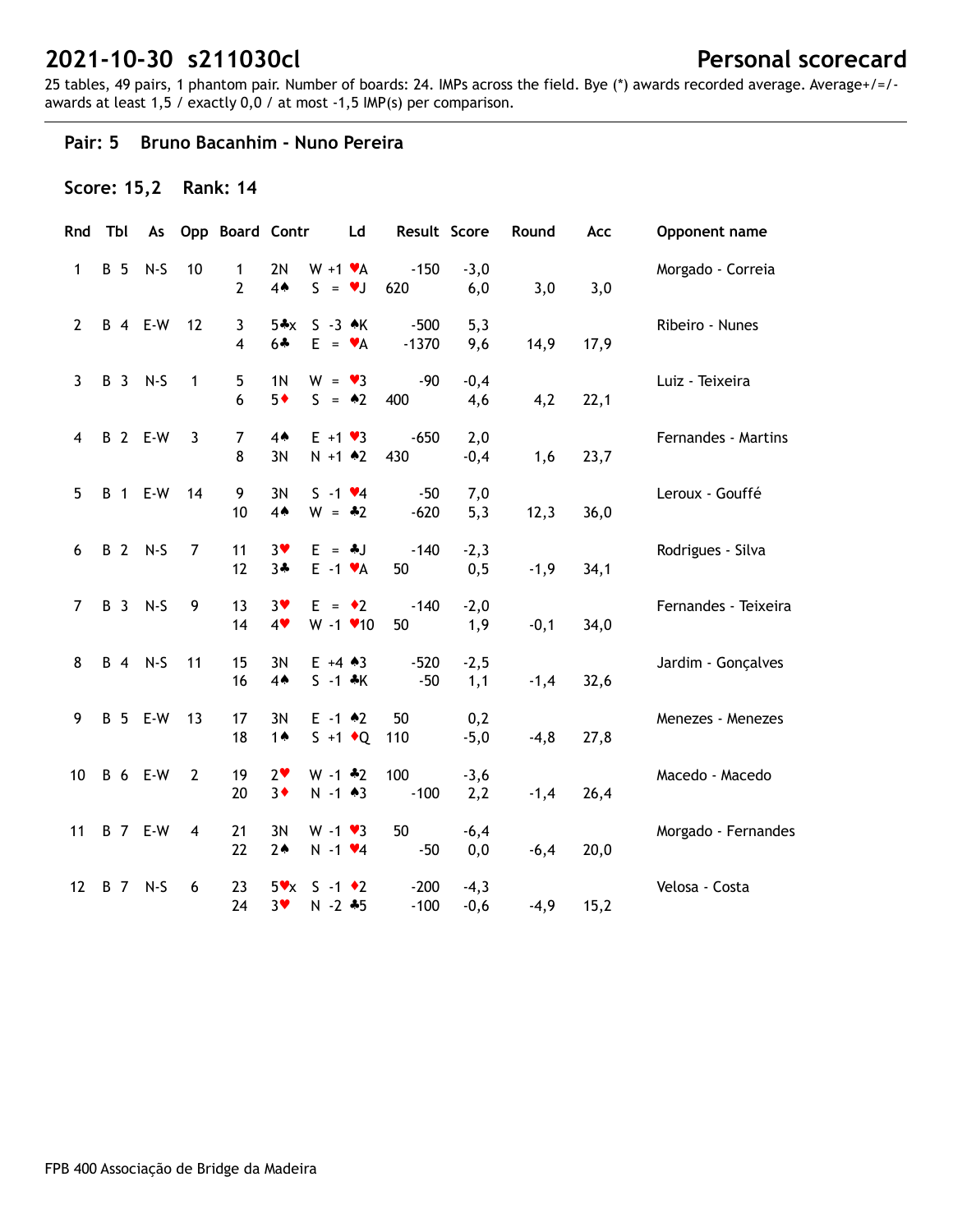## 2021-10-30 s211030cl

**Personal scorecard**

25 tables, 49 pairs, 1 phantom pair. Number of boards: 24. IMPs across the field. Bye (*) awards recorded average. Average+/=/- awards at least 1,5 / exactly 0,0 / at most -1,5 IMP(s) per comparison.

### Pair: 5 Bruno Bacanhim - Nuno Pereira

**Score: 15,2 Rank: 14**

| Rnd | Tbl | As | Opp | Board | Contr | | Ld | Result | Score | Round | Acc | Opponent name |
|---|---|---|---|---|---|---|---|---|---|---|---|---|
| 1 | B 5 | N-S | 10 | 1 | 2N | W +1 | ♥A | -150 | -3,0 | | | Morgado - Correia |
| | | | | 2 | 4♠ | S = | ♥J | 620 | 6,0 | 3,0 | 3,0 | |
| 2 | B 4 | E-W | 12 | 3 | 5♣x | S -3 | ♠K | -500 | 5,3 | | | Ribeiro - Nunes |
| | | | | 4 | 6♣ | E = | ♥A | -1370 | 9,6 | 14,9 | 17,9 | |
| 3 | B 3 | N-S | 1 | 5 | 1N | W = | ♥3 | -90 | -0,4 | | | Luiz - Teixeira |
| | | | | 6 | 5♦ | S = | ♠2 | 400 | 4,6 | 4,2 | 22,1 | |
| 4 | B 2 | E-W | 3 | 7 | 4♠ | E +1 | ♥3 | -650 | 2,0 | | | Fernandes - Martins |
| | | | | 8 | 3N | N +1 | ♠2 | 430 | -0,4 | 1,6 | 23,7 | |
| 5 | B 1 | E-W | 14 | 9 | 3N | S -1 | ♥4 | -50 | 7,0 | | | Leroux - Gouffé |
| | | | | 10 | 4♠ | W = | ♣2 | -620 | 5,3 | 12,3 | 36,0 | |
| 6 | B 2 | N-S | 7 | 11 | 3♥ | E = | ♣J | -140 | -2,3 | | | Rodrigues - Silva |
| | | | | 12 | 3♣ | E -1 | ♥A | 50 | 0,5 | -1,9 | 34,1 | |
| 7 | B 3 | N-S | 9 | 13 | 3♥ | E = | ♦2 | -140 | -2,0 | | | Fernandes - Teixeira |
| | | | | 14 | 4♥ | W -1 | ♥10 | 50 | 1,9 | -0,1 | 34,0 | |
| 8 | B 4 | N-S | 11 | 15 | 3N | E +4 | ♠3 | -520 | -2,5 | | | Jardim - Gonçalves |
| | | | | 16 | 4♠ | S -1 | ♣K | -50 | 1,1 | -1,4 | 32,6 | |
| 9 | B 5 | E-W | 13 | 17 | 3N | E -1 | ♠2 | 50 | 0,2 | | | Menezes - Menezes |
| | | | | 18 | 1♠ | S +1 | ♦Q | 110 | -5,0 | -4,8 | 27,8 | |
| 10 | B 6 | E-W | 2 | 19 | 2♥ | W -1 | ♣2 | 100 | -3,6 | | | Macedo - Macedo |
| | | | | 20 | 3♦ | N -1 | ♠3 | -100 | 2,2 | -1,4 | 26,4 | |
| 11 | B 7 | E-W | 4 | 21 | 3N | W -1 | ♥3 | 50 | -6,4 | | | Morgado - Fernandes |
| | | | | 22 | 2♠ | N -1 | ♥4 | -50 | 0,0 | -6,4 | 20,0 | |
| 12 | B 7 | N-S | 6 | 23 | 5♥x | S -1 | ♦2 | -200 | -4,3 | | | Velosa - Costa |
| | | | | 24 | 3♥ | N -2 | ♣5 | -100 | -0,6 | -4,9 | 15,2 | |

FPB 400 Associação de Bridge da Madeira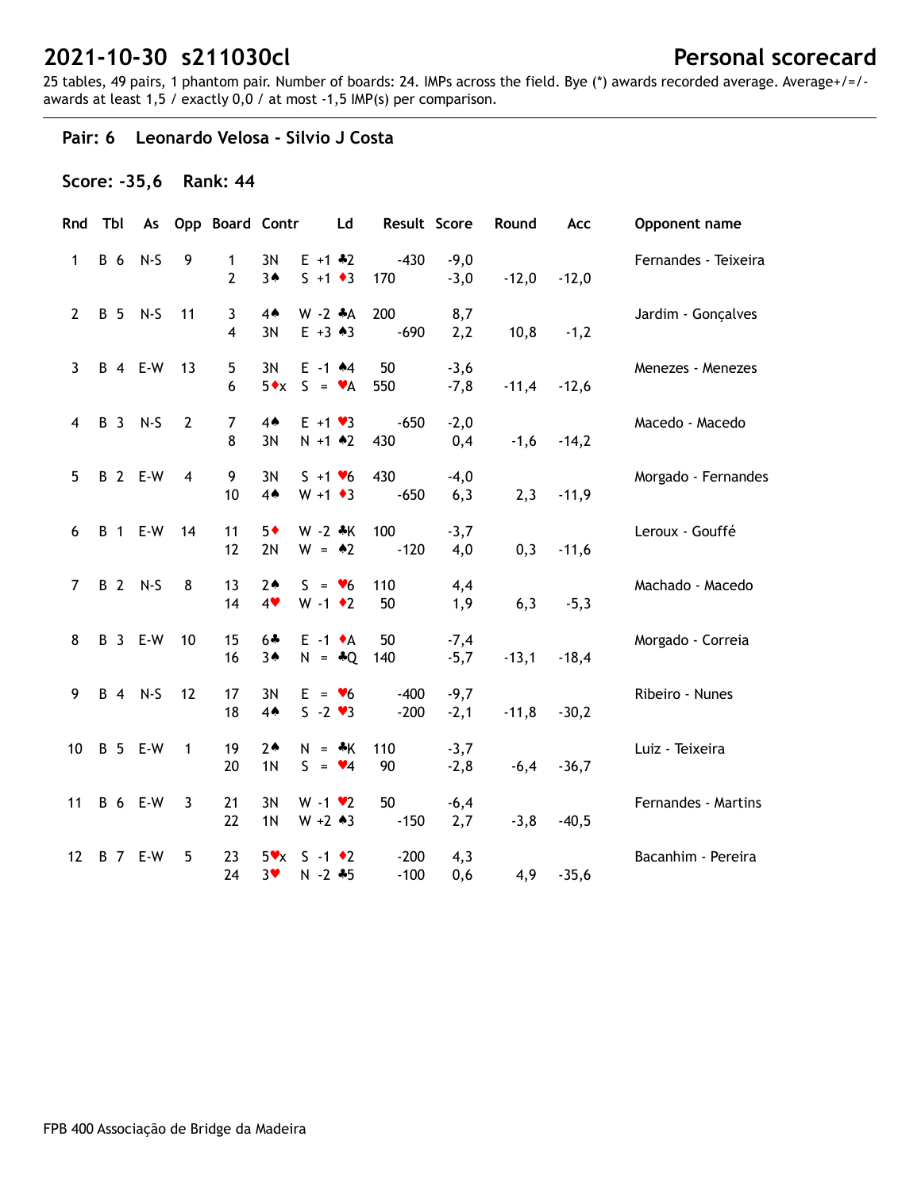# 2021-10-30 s211030cl

## Personal scorecard

25 tables, 49 pairs, 1 phantom pair. Number of boards: 24. IMPs across the field. Bye (*) awards recorded average. Average+/=/- awards at least 1,5 / exactly 0,0 / at most -1,5 IMP(s) per comparison.

### Pair: 6 Leonardo Velosa - Silvio J Costa

**Score: -35,6 Rank: 44**

| Rnd | Tbl | As | Opp | Board | Contr | Ld | Result | | Score | Round | Acc | Opponent name |
|---|---|---|---|---|---|---|---|---|---|---|---|---|
| 1 | B 6 | N-S | 9 | 1 | 3N | E +1 ♣2 | | -430 | -9,0 | | | Fernandes - Teixeira |
| | | | | 2 | 3♠ | S +1 ♦3 | 170 | | -3,0 | -12,0 | -12,0 | |
| 2 | B 5 | N-S | 11 | 3 | 4♠ | W -2 ♣A | 200 | | 8,7 | | | Jardim - Gonçalves |
| | | | | 4 | 3N | E +3 ♠3 | | -690 | 2,2 | 10,8 | -1,2 | |
| 3 | B 4 | E-W | 13 | 5 | 3N | E -1 ♠4 | 50 | | -3,6 | | | Menezes - Menezes |
| | | | | 6 | 5♦x | S = ♥A | 550 | | -7,8 | -11,4 | -12,6 | |
| 4 | B 3 | N-S | 2 | 7 | 4♠ | E +1 ♥3 | | -650 | -2,0 | | | Macedo - Macedo |
| | | | | 8 | 3N | N +1 ♠2 | 430 | | 0,4 | -1,6 | -14,2 | |
| 5 | B 2 | E-W | 4 | 9 | 3N | S +1 ♥6 | 430 | | -4,0 | | | Morgado - Fernandes |
| | | | | 10 | 4♠ | W +1 ♦3 | | -650 | 6,3 | 2,3 | -11,9 | |
| 6 | B 1 | E-W | 14 | 11 | 5♦ | W -2 ♣K | 100 | | -3,7 | | | Leroux - Gouffé |
| | | | | 12 | 2N | W = ♠2 | | -120 | 4,0 | 0,3 | -11,6 | |
| 7 | B 2 | N-S | 8 | 13 | 2♠ | S = ♥6 | 110 | | 4,4 | | | Machado - Macedo |
| | | | | 14 | 4♥ | W -1 ♦2 | 50 | | 1,9 | 6,3 | -5,3 | |
| 8 | B 3 | E-W | 10 | 15 | 6♣ | E -1 ♦A | 50 | | -7,4 | | | Morgado - Correia |
| | | | | 16 | 3♠ | N = ♣Q | 140 | | -5,7 | -13,1 | -18,4 | |
| 9 | B 4 | N-S | 12 | 17 | 3N | E = ♥6 | | -400 | -9,7 | | | Ribeiro - Nunes |
| | | | | 18 | 4♠ | S -2 ♥3 | | -200 | -2,1 | -11,8 | -30,2 | |
| 10 | B 5 | E-W | 1 | 19 | 2♠ | N = ♣K | 110 | | -3,7 | | | Luiz - Teixeira |
| | | | | 20 | 1N | S = ♥4 | 90 | | -2,8 | -6,4 | -36,7 | |
| 11 | B 6 | E-W | 3 | 21 | 3N | W -1 ♥2 | 50 | | -6,4 | | | Fernandes - Martins |
| | | | | 22 | 1N | W +2 ♠3 | | -150 | 2,7 | -3,8 | -40,5 | |
| 12 | B 7 | E-W | 5 | 23 | 5♥x | S -1 ♦2 | | -200 | 4,3 | | | Bacanhim - Pereira |
| | | | | 24 | 3♥ | N -2 ♣5 | | -100 | 0,6 | 4,9 | -35,6 | |

FPB 400 Associação de Bridge da Madeira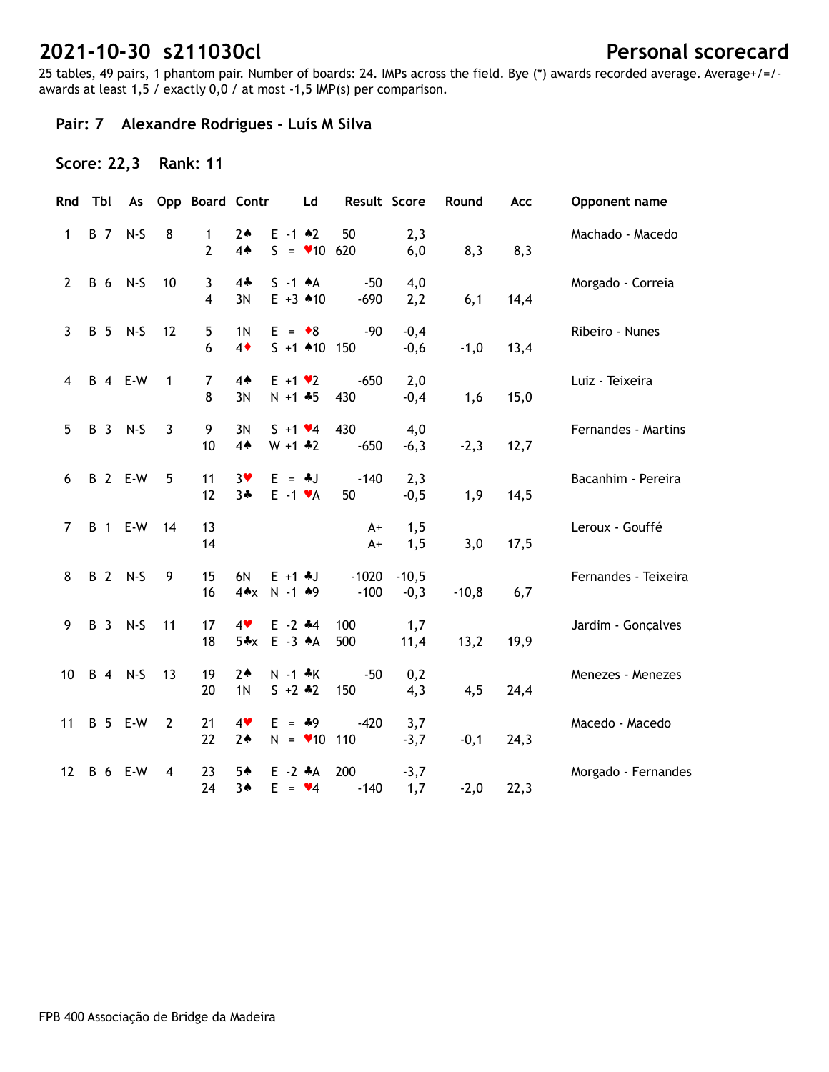# 2021-10-30 s211030cl

## Personal scorecard

25 tables, 49 pairs, 1 phantom pair. Number of boards: 24. IMPs across the field. Bye (*) awards recorded average. Average+/=/- awards at least 1,5 / exactly 0,0 / at most -1,5 IMP(s) per comparison.

### Pair: 7 Alexandre Rodrigues - Luís M Silva

**Score: 22,3 Rank: 11**

| Rnd | Tbl | As | Opp | Board | Contr | | Ld | Result | | Score | Round | Acc | Opponent name |
|---|---|---|---|---|---|---|---|---|---|---|---|---|---|
| 1 | B 7 | N-S | 8 | 1 | 2♠ | E -1 | ♠2 | 50 | | 2,3 | | | Machado - Macedo |
| | | | | 2 | 4♠ | S = | ♥10 | 620 | | 6,0 | 8,3 | 8,3 | |
| 2 | B 6 | N-S | 10 | 3 | 4♣ | S -1 | ♠A | | -50 | 4,0 | | | Morgado - Correia |
| | | | | 4 | 3N | E +3 | ♠10 | | -690 | 2,2 | 6,1 | 14,4 | |
| 3 | B 5 | N-S | 12 | 5 | 1N | E = | ♦8 | | -90 | -0,4 | | | Ribeiro - Nunes |
| | | | | 6 | 4♦ | S +1 | ♠10 | 150 | | -0,6 | -1,0 | 13,4 | |
| 4 | B 4 | E-W | 1 | 7 | 4♠ | E +1 | ♥2 | | -650 | 2,0 | | | Luiz - Teixeira |
| | | | | 8 | 3N | N +1 | ♣5 | 430 | | -0,4 | 1,6 | 15,0 | |
| 5 | B 3 | N-S | 3 | 9 | 3N | S +1 | ♥4 | 430 | | 4,0 | | | Fernandes - Martins |
| | | | | 10 | 4♠ | W +1 | ♣2 | | -650 | -6,3 | -2,3 | 12,7 | |
| 6 | B 2 | E-W | 5 | 11 | 3♥ | E = | ♣J | | -140 | 2,3 | | | Bacanhim - Pereira |
| | | | | 12 | 3♣ | E -1 | ♥A | 50 | | -0,5 | 1,9 | 14,5 | |
| 7 | B 1 | E-W | 14 | 13 | | | | | A+ | 1,5 | | | Leroux - Gouffé |
| | | | | 14 | | | | | A+ | 1,5 | 3,0 | 17,5 | |
| 8 | B 2 | N-S | 9 | 15 | 6N | E +1 | ♣J | | -1020 | -10,5 | | | Fernandes - Teixeira |
| | | | | 16 | 4♠x | N -1 | ♠9 | | -100 | -0,3 | -10,8 | 6,7 | |
| 9 | B 3 | N-S | 11 | 17 | 4♥ | E -2 | ♣4 | 100 | | 1,7 | | | Jardim - Gonçalves |
| | | | | 18 | 5♣x | E -3 | ♠A | 500 | | 11,4 | 13,2 | 19,9 | |
| 10 | B 4 | N-S | 13 | 19 | 2♠ | N -1 | ♣K | | -50 | 0,2 | | | Menezes - Menezes |
| | | | | 20 | 1N | S +2 | ♣2 | 150 | | 4,3 | 4,5 | 24,4 | |
| 11 | B 5 | E-W | 2 | 21 | 4♥ | E = | ♣9 | | -420 | 3,7 | | | Macedo - Macedo |
| | | | | 22 | 2♠ | N = | ♥10 | 110 | | -3,7 | -0,1 | 24,3 | |
| 12 | B 6 | E-W | 4 | 23 | 5♠ | E -2 | ♣A | 200 | | -3,7 | | | Morgado - Fernandes |
| | | | | 24 | 3♠ | E = | ♥4 | | -140 | 1,7 | -2,0 | 22,3 | |

FPB 400 Associação de Bridge da Madeira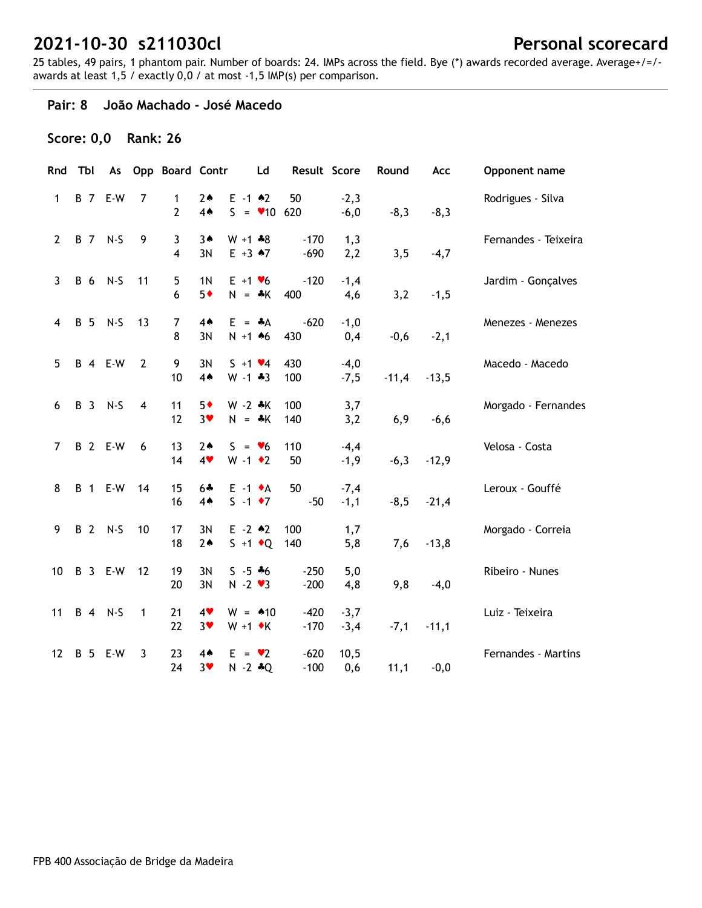# 2021-10-30 s211030cl

## Personal scorecard

25 tables, 49 pairs, 1 phantom pair. Number of boards: 24. IMPs across the field. Bye (*) awards recorded average. Average+/=/- awards at least 1,5 / exactly 0,0 / at most -1,5 IMP(s) per comparison.

### Pair: 8 João Machado - José Macedo

**Score: 0,0 Rank: 26**

| Rnd | Tbl | As | Opp | Board | Contr | | Ld | Result | | Score | Round | Acc | Opponent name |
|---|---|---|---|---|---|---|---|---|---|---|---|---|---|
| 1 | B 7 | E-W | 7 | 1 | 2♠ | E -1 | ♠2 | 50 | | -2,3 | | | Rodrigues - Silva |
| | | | | 2 | 4♠ | S = | ♥10 | 620 | | -6,0 | -8,3 | -8,3 | |
| 2 | B 7 | N-S | 9 | 3 | 3♠ | W +1 | ♣8 | | -170 | 1,3 | | | Fernandes - Teixeira |
| | | | | 4 | 3N | E +3 | ♠7 | | -690 | 2,2 | 3,5 | -4,7 | |
| 3 | B 6 | N-S | 11 | 5 | 1N | E +1 | ♥6 | | -120 | -1,4 | | | Jardim - Gonçalves |
| | | | | 6 | 5♦ | N = | ♣K | 400 | | 4,6 | 3,2 | -1,5 | |
| 4 | B 5 | N-S | 13 | 7 | 4♠ | E = | ♣A | | -620 | -1,0 | | | Menezes - Menezes |
| | | | | 8 | 3N | N +1 | ♠6 | 430 | | 0,4 | -0,6 | -2,1 | |
| 5 | B 4 | E-W | 2 | 9 | 3N | S +1 | ♥4 | 430 | | -4,0 | | | Macedo - Macedo |
| | | | | 10 | 4♠ | W -1 | ♣3 | 100 | | -7,5 | -11,4 | -13,5 | |
| 6 | B 3 | N-S | 4 | 11 | 5♦ | W -2 | ♣K | 100 | | 3,7 | | | Morgado - Fernandes |
| | | | | 12 | 3♥ | N = | ♣K | 140 | | 3,2 | 6,9 | -6,6 | |
| 7 | B 2 | E-W | 6 | 13 | 2♠ | S = | ♥6 | 110 | | -4,4 | | | Velosa - Costa |
| | | | | 14 | 4♥ | W -1 | ♦2 | 50 | | -1,9 | -6,3 | -12,9 | |
| 8 | B 1 | E-W | 14 | 15 | 6♣ | E -1 | ♦A | 50 | | -7,4 | | | Leroux - Gouffé |
| | | | | 16 | 4♠ | S -1 | ♦7 | | -50 | -1,1 | -8,5 | -21,4 | |
| 9 | B 2 | N-S | 10 | 17 | 3N | E -2 | ♠2 | 100 | | 1,7 | | | Morgado - Correia |
| | | | | 18 | 2♠ | S +1 | ♦Q | 140 | | 5,8 | 7,6 | -13,8 | |
| 10 | B 3 | E-W | 12 | 19 | 3N | S -5 | ♣6 | | -250 | 5,0 | | | Ribeiro - Nunes |
| | | | | 20 | 3N | N -2 | ♥3 | | -200 | 4,8 | 9,8 | -4,0 | |
| 11 | B 4 | N-S | 1 | 21 | 4♥ | W = | ♠10 | | -420 | -3,7 | | | Luiz - Teixeira |
| | | | | 22 | 3♥ | W +1 | ♦K | | -170 | -3,4 | -7,1 | -11,1 | |
| 12 | B 5 | E-W | 3 | 23 | 4♠ | E = | ♥2 | | -620 | 10,5 | | | Fernandes - Martins |
| | | | | 24 | 3♥ | N -2 | ♣Q | | -100 | 0,6 | 11,1 | -0,0 | |

FPB 400 Associação de Bridge da Madeira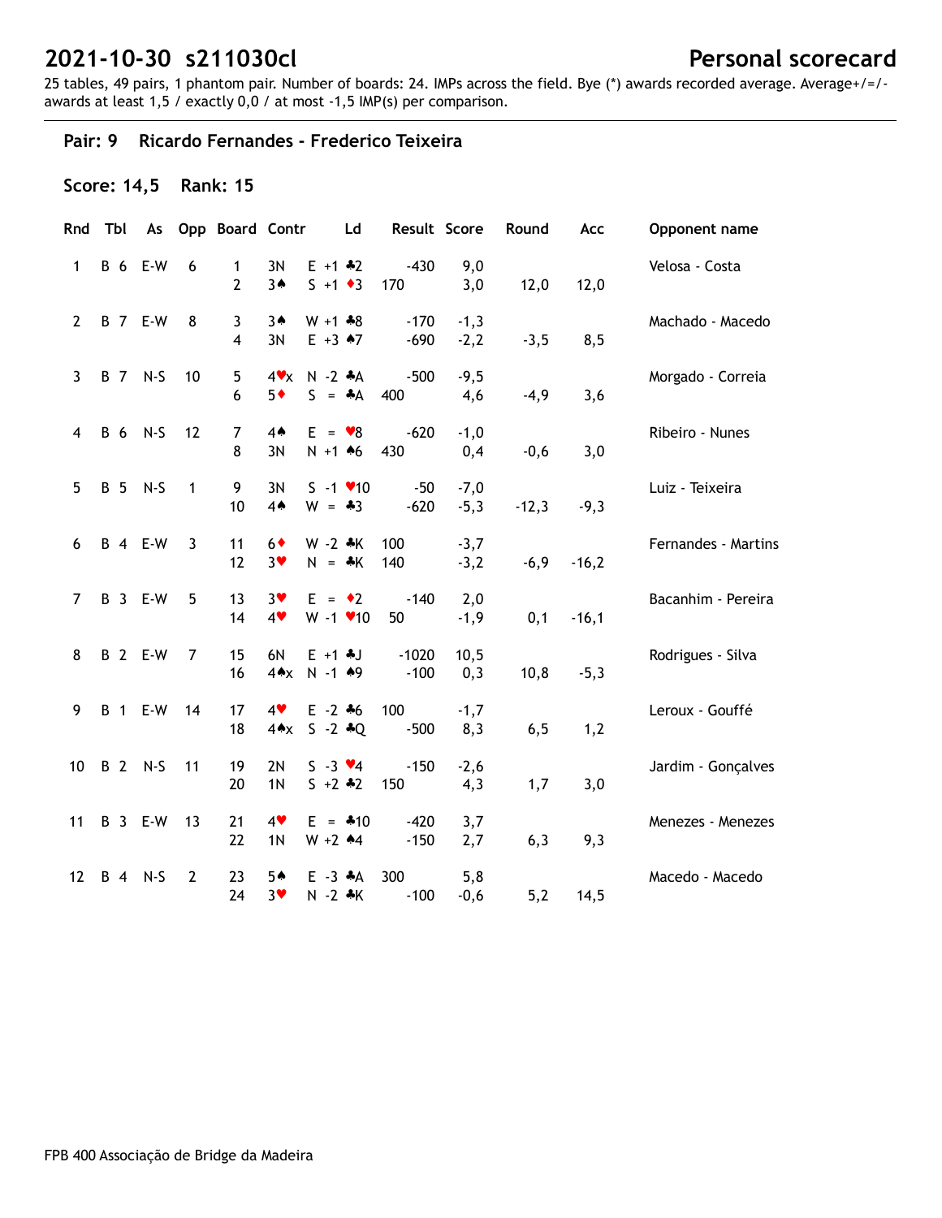# 2021-10-30  s211030cl

**Personal scorecard**

25 tables, 49 pairs, 1 phantom pair. Number of boards: 24. IMPs across the field. Bye (*) awards recorded average. Average+/=/- awards at least 1,5 / exactly 0,0 / at most -1,5 IMP(s) per comparison.

## Pair: 9   Ricardo Fernandes - Frederico Teixeira

**Score: 14,5   Rank: 15**

| Rnd | Tbl | As | Opp | Board | Contr | | Ld | Result | | Score | Round | Acc | Opponent name |
|---|---|---|---|---|---|---|---|---|---|---|---|---|---|
| 1 | B 6 | E-W | 6 | 1 | 3N | E +1 | ♣2 | | -430 | 9,0 | | | Velosa - Costa |
| | | | | 2 | 3♠ | S +1 | ♦3 | 170 | | 3,0 | 12,0 | 12,0 | |
| 2 | B 7 | E-W | 8 | 3 | 3♠ | W +1 | ♣8 | | -170 | -1,3 | | | Machado - Macedo |
| | | | | 4 | 3N | E +3 | ♠7 | | -690 | -2,2 | -3,5 | 8,5 | |
| 3 | B 7 | N-S | 10 | 5 | 4♥x | N -2 | ♣A | | -500 | -9,5 | | | Morgado - Correia |
| | | | | 6 | 5♦ | S = | ♣A | 400 | | 4,6 | -4,9 | 3,6 | |
| 4 | B 6 | N-S | 12 | 7 | 4♠ | E = | ♥8 | | -620 | -1,0 | | | Ribeiro - Nunes |
| | | | | 8 | 3N | N +1 | ♠6 | 430 | | 0,4 | -0,6 | 3,0 | |
| 5 | B 5 | N-S | 1 | 9 | 3N | S -1 | ♥10 | | -50 | -7,0 | | | Luiz - Teixeira |
| | | | | 10 | 4♠ | W = | ♣3 | | -620 | -5,3 | -12,3 | -9,3 | |
| 6 | B 4 | E-W | 3 | 11 | 6♦ | W -2 | ♣K | 100 | | -3,7 | | | Fernandes - Martins |
| | | | | 12 | 3♥ | N = | ♣K | 140 | | -3,2 | -6,9 | -16,2 | |
| 7 | B 3 | E-W | 5 | 13 | 3♥ | E = | ♦2 | | -140 | 2,0 | | | Bacanhim - Pereira |
| | | | | 14 | 4♥ | W -1 | ♥10 | 50 | | -1,9 | 0,1 | -16,1 | |
| 8 | B 2 | E-W | 7 | 15 | 6N | E +1 | ♣J | | -1020 | 10,5 | | | Rodrigues - Silva |
| | | | | 16 | 4♠x | N -1 | ♠9 | | -100 | 0,3 | 10,8 | -5,3 | |
| 9 | B 1 | E-W | 14 | 17 | 4♥ | E -2 | ♣6 | 100 | | -1,7 | | | Leroux - Gouffé |
| | | | | 18 | 4♠x | S -2 | ♣Q | | -500 | 8,3 | 6,5 | 1,2 | |
| 10 | B 2 | N-S | 11 | 19 | 2N | S -3 | ♥4 | | -150 | -2,6 | | | Jardim - Gonçalves |
| | | | | 20 | 1N | S +2 | ♣2 | 150 | | 4,3 | 1,7 | 3,0 | |
| 11 | B 3 | E-W | 13 | 21 | 4♥ | E = | ♣10 | | -420 | 3,7 | | | Menezes - Menezes |
| | | | | 22 | 1N | W +2 | ♠4 | | -150 | 2,7 | 6,3 | 9,3 | |
| 12 | B 4 | N-S | 2 | 23 | 5♠ | E -3 | ♣A | 300 | | 5,8 | | | Macedo - Macedo |
| | | | | 24 | 3♥ | N -2 | ♣K | | -100 | -0,6 | 5,2 | 14,5 | |

FPB 400 Associação de Bridge da Madeira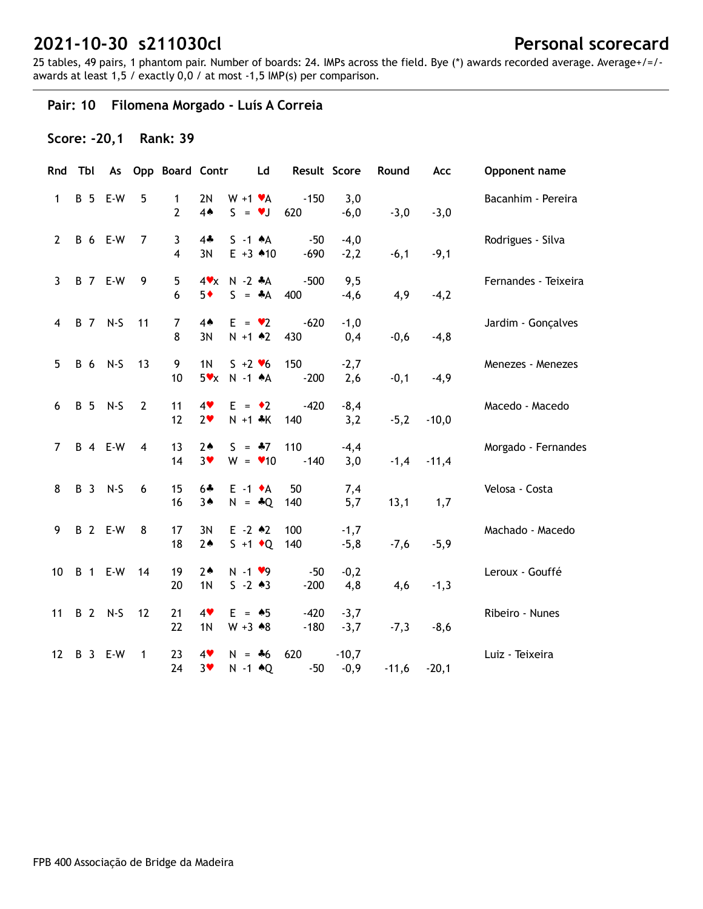# 2021-10-30 s211030cl

## Personal scorecard

25 tables, 49 pairs, 1 phantom pair. Number of boards: 24. IMPs across the field. Bye (*) awards recorded average. Average+/=/- awards at least 1,5 / exactly 0,0 / at most -1,5 IMP(s) per comparison.

### Pair: 10 Filomena Morgado - Luís A Correia

**Score: -20,1 Rank: 39**

| Rnd | Tbl | As | Opp | Board | Contr | | Ld | Result | Score | Round | Acc | Opponent name |
|---|---|---|---|---|---|---|---|---|---|---|---|---|
| 1 | B 5 | E-W | 5 | 1 | 2N | W +1 | ♥A | -150 | 3,0 | | | Bacanhim - Pereira |
| | | | | 2 | 4♠ | S = | ♥J | 620 | -6,0 | -3,0 | -3,0 | |
| 2 | B 6 | E-W | 7 | 3 | 4♣ | S -1 | ♠A | -50 | -4,0 | | | Rodrigues - Silva |
| | | | | 4 | 3N | E +3 | ♠10 | -690 | -2,2 | -6,1 | -9,1 | |
| 3 | B 7 | E-W | 9 | 5 | 4♥x | N -2 | ♣A | -500 | 9,5 | | | Fernandes - Teixeira |
| | | | | 6 | 5♦ | S = | ♣A | 400 | -4,6 | 4,9 | -4,2 | |
| 4 | B 7 | N-S | 11 | 7 | 4♠ | E = | ♥2 | -620 | -1,0 | | | Jardim - Gonçalves |
| | | | | 8 | 3N | N +1 | ♠2 | 430 | 0,4 | -0,6 | -4,8 | |
| 5 | B 6 | N-S | 13 | 9 | 1N | S +2 | ♥6 | 150 | -2,7 | | | Menezes - Menezes |
| | | | | 10 | 5♥x | N -1 | ♠A | -200 | 2,6 | -0,1 | -4,9 | |
| 6 | B 5 | N-S | 2 | 11 | 4♥ | E = | ♦2 | -420 | -8,4 | | | Macedo - Macedo |
| | | | | 12 | 2♥ | N +1 | ♣K | 140 | 3,2 | -5,2 | -10,0 | |
| 7 | B 4 | E-W | 4 | 13 | 2♠ | S = | ♣7 | 110 | -4,4 | | | Morgado - Fernandes |
| | | | | 14 | 3♥ | W = | ♥10 | -140 | 3,0 | -1,4 | -11,4 | |
| 8 | B 3 | N-S | 6 | 15 | 6♣ | E -1 | ♦A | 50 | 7,4 | | | Velosa - Costa |
| | | | | 16 | 3♠ | N = | ♣Q | 140 | 5,7 | 13,1 | 1,7 | |
| 9 | B 2 | E-W | 8 | 17 | 3N | E -2 | ♠2 | 100 | -1,7 | | | Machado - Macedo |
| | | | | 18 | 2♠ | S +1 | ♦Q | 140 | -5,8 | -7,6 | -5,9 | |
| 10 | B 1 | E-W | 14 | 19 | 2♠ | N -1 | ♥9 | -50 | -0,2 | | | Leroux - Gouffé |
| | | | | 20 | 1N | S -2 | ♠3 | -200 | 4,8 | 4,6 | -1,3 | |
| 11 | B 2 | N-S | 12 | 21 | 4♥ | E = | ♠5 | -420 | -3,7 | | | Ribeiro - Nunes |
| | | | | 22 | 1N | W +3 | ♠8 | -180 | -3,7 | -7,3 | -8,6 | |
| 12 | B 3 | E-W | 1 | 23 | 4♥ | N = | ♣6 | 620 | -10,7 | | | Luiz - Teixeira |
| | | | | 24 | 3♥ | N -1 | ♠Q | -50 | -0,9 | -11,6 | -20,1 | |

FPB 400 Associação de Bridge da Madeira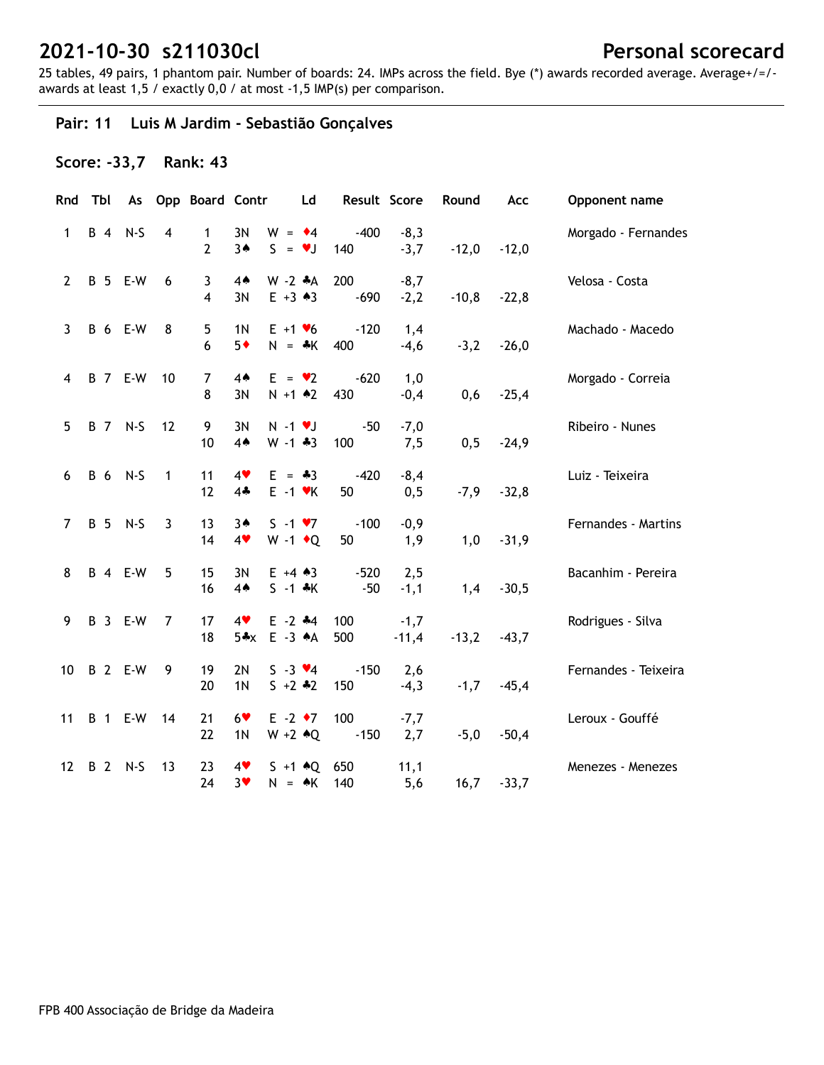# 2021-10-30 s211030cl

**Personal scorecard**

25 tables, 49 pairs, 1 phantom pair. Number of boards: 24. IMPs across the field. Bye (*) awards recorded average. Average+/=/- awards at least 1,5 / exactly 0,0 / at most -1,5 IMP(s) per comparison.

## Pair: 11 Luis M Jardim - Sebastião Gonçalves

### Score: -33,7 Rank: 43

| Rnd | Tbl | As | Opp | Board | Contr | | Ld | Result | | Score | Round | Acc | Opponent name |
|---|---|---|---|---|---|---|---|---|---|---|---|---|---|
| 1 | B 4 | N-S | 4 | 1 | 3N | W = | ♦4 | | -400 | -8,3 | | | Morgado - Fernandes |
| | | | | 2 | 3♠ | S = | ♥J | 140 | | -3,7 | -12,0 | -12,0 | |
| 2 | B 5 | E-W | 6 | 3 | 4♠ | W -2 | ♣A | 200 | | -8,7 | | | Velosa - Costa |
| | | | | 4 | 3N | E +3 | ♠3 | | -690 | -2,2 | -10,8 | -22,8 | |
| 3 | B 6 | E-W | 8 | 5 | 1N | E +1 | ♥6 | | -120 | 1,4 | | | Machado - Macedo |
| | | | | 6 | 5♦ | N = | ♣K | 400 | | -4,6 | -3,2 | -26,0 | |
| 4 | B 7 | E-W | 10 | 7 | 4♠ | E = | ♥2 | | -620 | 1,0 | | | Morgado - Correia |
| | | | | 8 | 3N | N +1 | ♠2 | 430 | | -0,4 | 0,6 | -25,4 | |
| 5 | B 7 | N-S | 12 | 9 | 3N | N -1 | ♥J | | -50 | -7,0 | | | Ribeiro - Nunes |
| | | | | 10 | 4♠ | W -1 | ♣3 | 100 | | 7,5 | 0,5 | -24,9 | |
| 6 | B 6 | N-S | 1 | 11 | 4♥ | E = | ♣3 | | -420 | -8,4 | | | Luiz - Teixeira |
| | | | | 12 | 4♣ | E -1 | ♥K | 50 | | 0,5 | -7,9 | -32,8 | |
| 7 | B 5 | N-S | 3 | 13 | 3♠ | S -1 | ♥7 | | -100 | -0,9 | | | Fernandes - Martins |
| | | | | 14 | 4♥ | W -1 | ♦Q | 50 | | 1,9 | 1,0 | -31,9 | |
| 8 | B 4 | E-W | 5 | 15 | 3N | E +4 | ♠3 | | -520 | 2,5 | | | Bacanhim - Pereira |
| | | | | 16 | 4♠ | S -1 | ♣K | | -50 | -1,1 | 1,4 | -30,5 | |
| 9 | B 3 | E-W | 7 | 17 | 4♥ | E -2 | ♣4 | 100 | | -1,7 | | | Rodrigues - Silva |
| | | | | 18 | 5♣x | E -3 | ♠A | 500 | | -11,4 | -13,2 | -43,7 | |
| 10 | B 2 | E-W | 9 | 19 | 2N | S -3 | ♥4 | | -150 | 2,6 | | | Fernandes - Teixeira |
| | | | | 20 | 1N | S +2 | ♣2 | 150 | | -4,3 | -1,7 | -45,4 | |
| 11 | B 1 | E-W | 14 | 21 | 6♥ | E -2 | ♦7 | 100 | | -7,7 | | | Leroux - Gouffé |
| | | | | 22 | 1N | W +2 | ♠Q | | -150 | 2,7 | -5,0 | -50,4 | |
| 12 | B 2 | N-S | 13 | 23 | 4♥ | S +1 | ♠Q | 650 | | 11,1 | | | Menezes - Menezes |
| | | | | 24 | 3♥ | N = | ♠K | 140 | | 5,6 | 16,7 | -33,7 | |

FPB 400 Associação de Bridge da Madeira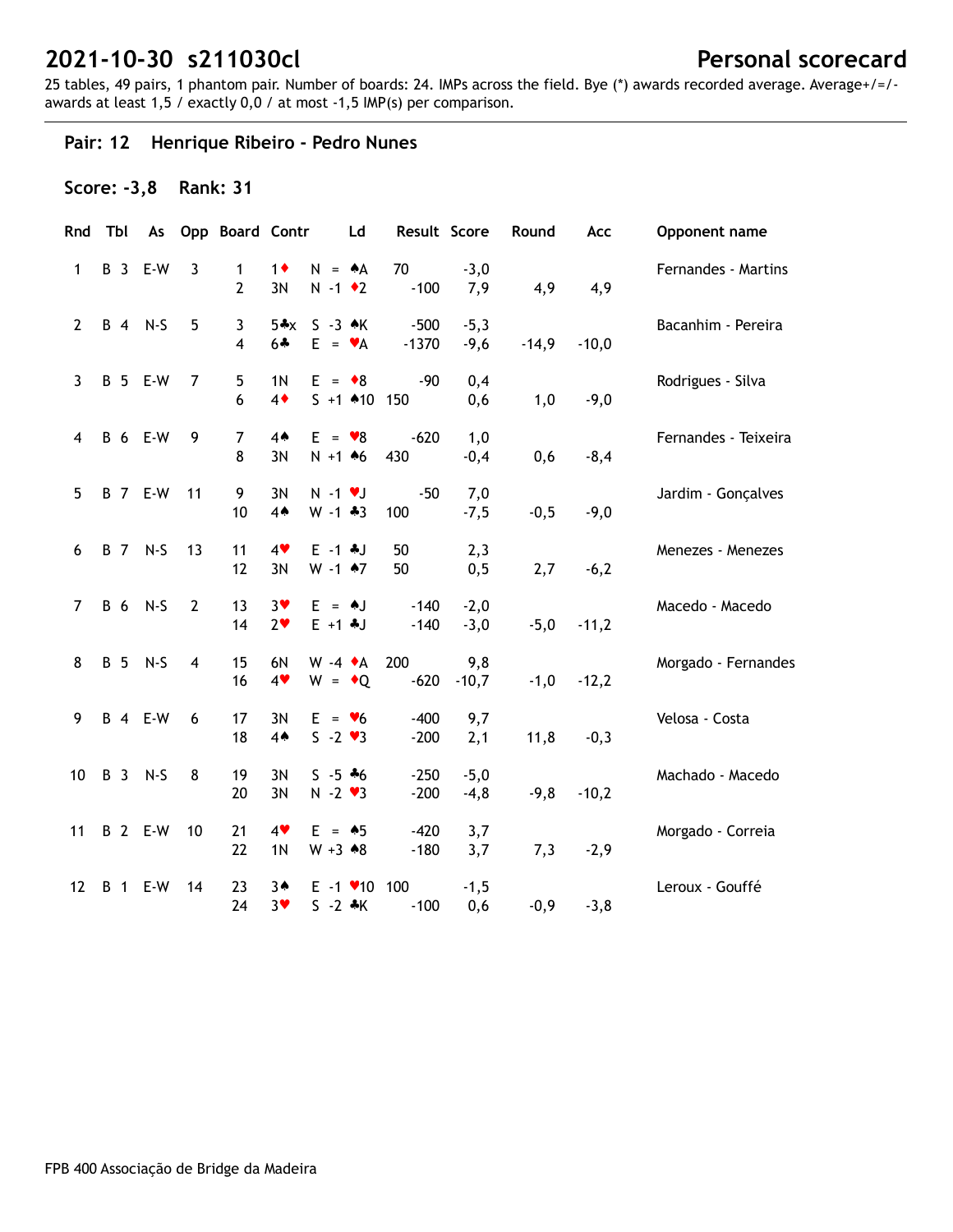# 2021-10-30 s211030cl

**Personal scorecard**

25 tables, 49 pairs, 1 phantom pair. Number of boards: 24. IMPs across the field. Bye (*) awards recorded average. Average+/=/- awards at least 1,5 / exactly 0,0 / at most -1,5 IMP(s) per comparison.

### Pair: 12 Henrique Ribeiro - Pedro Nunes

**Score: -3,8 Rank: 31**

| Rnd | Tbl | As | Opp | Board | Contr | | Ld | Result | Score | Round | Acc | Opponent name |
|---|---|---|---|---|---|---|---|---|---|---|---|---|
| 1 | B 3 | E-W | 3 | 1 | 1♦ | N = | ♠A | 70 | -3,0 | | | Fernandes - Martins |
| | | | | 2 | 3N | N -1 | ♦2 | -100 | 7,9 | 4,9 | 4,9 | |
| 2 | B 4 | N-S | 5 | 3 | 5♣x | S -3 | ♠K | -500 | -5,3 | | | Bacanhim - Pereira |
| | | | | 4 | 6♣ | E = | ♥A | -1370 | -9,6 | -14,9 | -10,0 | |
| 3 | B 5 | E-W | 7 | 5 | 1N | E = | ♦8 | -90 | 0,4 | | | Rodrigues - Silva |
| | | | | 6 | 4♦ | S +1 | ♠10 | 150 | 0,6 | 1,0 | -9,0 | |
| 4 | B 6 | E-W | 9 | 7 | 4♠ | E = | ♥8 | -620 | 1,0 | | | Fernandes - Teixeira |
| | | | | 8 | 3N | N +1 | ♠6 | 430 | -0,4 | 0,6 | -8,4 | |
| 5 | B 7 | E-W | 11 | 9 | 3N | N -1 | ♥J | -50 | 7,0 | | | Jardim - Gonçalves |
| | | | | 10 | 4♠ | W -1 | ♣3 | 100 | -7,5 | -0,5 | -9,0 | |
| 6 | B 7 | N-S | 13 | 11 | 4♥ | E -1 | ♣J | 50 | 2,3 | | | Menezes - Menezes |
| | | | | 12 | 3N | W -1 | ♠7 | 50 | 0,5 | 2,7 | -6,2 | |
| 7 | B 6 | N-S | 2 | 13 | 3♥ | E = | ♠J | -140 | -2,0 | | | Macedo - Macedo |
| | | | | 14 | 2♥ | E +1 | ♣J | -140 | -3,0 | -5,0 | -11,2 | |
| 8 | B 5 | N-S | 4 | 15 | 6N | W -4 | ♦A | 200 | 9,8 | | | Morgado - Fernandes |
| | | | | 16 | 4♥ | W = | ♦Q | -620 | -10,7 | -1,0 | -12,2 | |
| 9 | B 4 | E-W | 6 | 17 | 3N | E = | ♥6 | -400 | 9,7 | | | Velosa - Costa |
| | | | | 18 | 4♠ | S -2 | ♥3 | -200 | 2,1 | 11,8 | -0,3 | |
| 10 | B 3 | N-S | 8 | 19 | 3N | S -5 | ♣6 | -250 | -5,0 | | | Machado - Macedo |
| | | | | 20 | 3N | N -2 | ♥3 | -200 | -4,8 | -9,8 | -10,2 | |
| 11 | B 2 | E-W | 10 | 21 | 4♥ | E = | ♠5 | -420 | 3,7 | | | Morgado - Correia |
| | | | | 22 | 1N | W +3 | ♠8 | -180 | 3,7 | 7,3 | -2,9 | |
| 12 | B 1 | E-W | 14 | 23 | 3♠ | E -1 | ♥10 | 100 | -1,5 | | | Leroux - Gouffé |
| | | | | 24 | 3♥ | S -2 | ♣K | -100 | 0,6 | -0,9 | -3,8 | |

FPB 400 Associação de Bridge da Madeira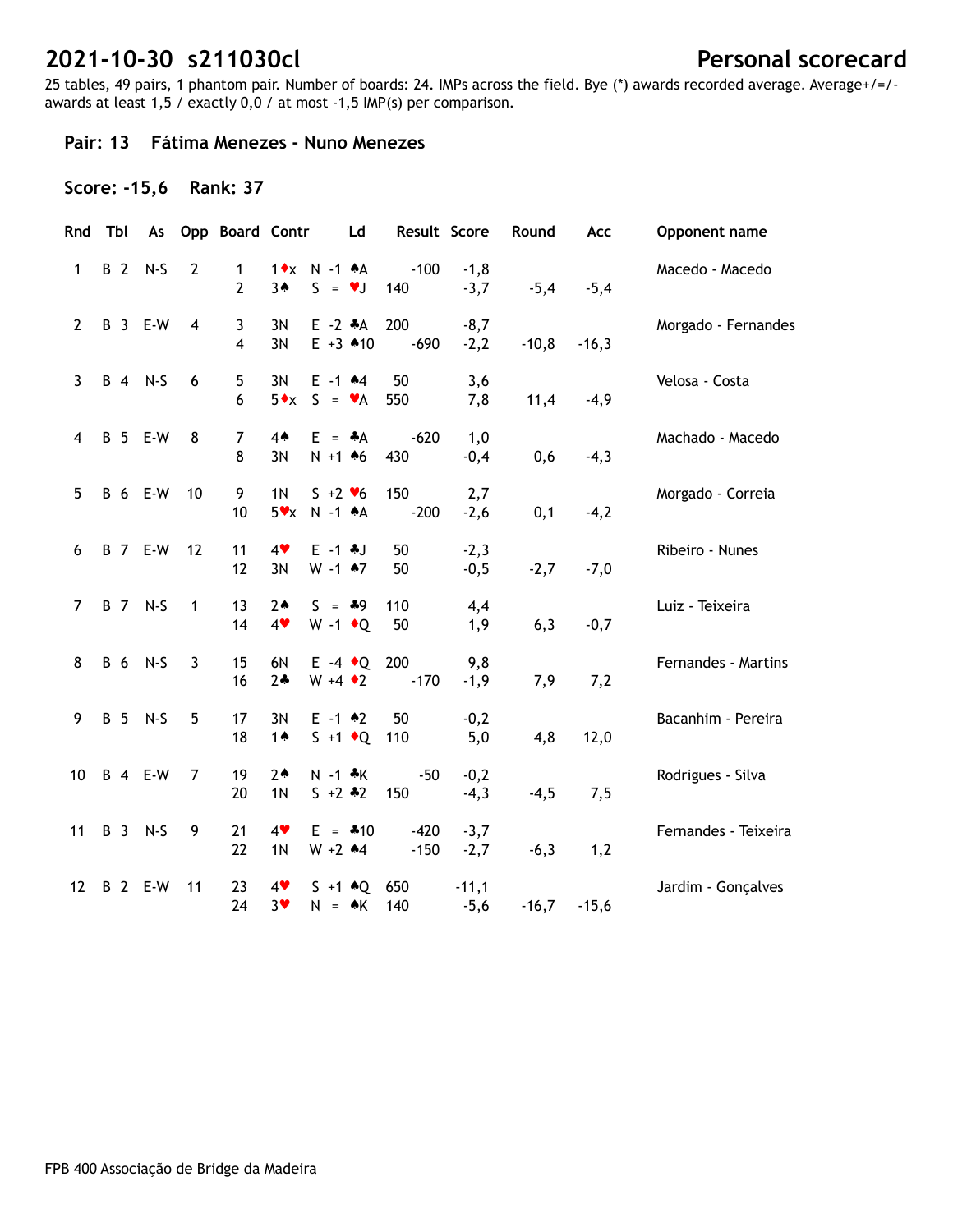# 2021-10-30 s211030cl

## Personal scorecard

25 tables, 49 pairs, 1 phantom pair. Number of boards: 24. IMPs across the field. Bye (*) awards recorded average. Average+/=/- awards at least 1,5 / exactly 0,0 / at most -1,5 IMP(s) per comparison.

### Pair: 13 Fátima Menezes - Nuno Menezes

**Score: -15,6 Rank: 37**

| Rnd | Tbl | As | Opp | Board | Contr | | Ld | Result | | Score | Round | Acc | Opponent name |
|---|---|---|---|---|---|---|---|---|---|---|---|---|---|
| 1 | B 2 | N-S | 2 | 1 | 1♦x | N -1 | ♠A | | -100 | -1,8 | | | Macedo - Macedo |
| | | | | 2 | 3♠ | S = | ♥J | 140 | | -3,7 | -5,4 | -5,4 | |
| 2 | B 3 | E-W | 4 | 3 | 3N | E -2 | ♣A | 200 | | -8,7 | | | Morgado - Fernandes |
| | | | | 4 | 3N | E +3 | ♠10 | | -690 | -2,2 | -10,8 | -16,3 | |
| 3 | B 4 | N-S | 6 | 5 | 3N | E -1 | ♠4 | 50 | | 3,6 | | | Velosa - Costa |
| | | | | 6 | 5♦x | S = | ♥A | 550 | | 7,8 | 11,4 | -4,9 | |
| 4 | B 5 | E-W | 8 | 7 | 4♠ | E = | ♣A | | -620 | 1,0 | | | Machado - Macedo |
| | | | | 8 | 3N | N +1 | ♠6 | 430 | | -0,4 | 0,6 | -4,3 | |
| 5 | B 6 | E-W | 10 | 9 | 1N | S +2 | ♥6 | 150 | | 2,7 | | | Morgado - Correia |
| | | | | 10 | 5♥x | N -1 | ♠A | | -200 | -2,6 | 0,1 | -4,2 | |
| 6 | B 7 | E-W | 12 | 11 | 4♥ | E -1 | ♣J | 50 | | -2,3 | | | Ribeiro - Nunes |
| | | | | 12 | 3N | W -1 | ♠7 | 50 | | -0,5 | -2,7 | -7,0 | |
| 7 | B 7 | N-S | 1 | 13 | 2♠ | S = | ♣9 | 110 | | 4,4 | | | Luiz - Teixeira |
| | | | | 14 | 4♥ | W -1 | ♦Q | 50 | | 1,9 | 6,3 | -0,7 | |
| 8 | B 6 | N-S | 3 | 15 | 6N | E -4 | ♦Q | 200 | | 9,8 | | | Fernandes - Martins |
| | | | | 16 | 2♣ | W +4 | ♦2 | | -170 | -1,9 | 7,9 | 7,2 | |
| 9 | B 5 | N-S | 5 | 17 | 3N | E -1 | ♠2 | 50 | | -0,2 | | | Bacanhim - Pereira |
| | | | | 18 | 1♠ | S +1 | ♦Q | 110 | | 5,0 | 4,8 | 12,0 | |
| 10 | B 4 | E-W | 7 | 19 | 2♠ | N -1 | ♣K | | -50 | -0,2 | | | Rodrigues - Silva |
| | | | | 20 | 1N | S +2 | ♣2 | 150 | | -4,3 | -4,5 | 7,5 | |
| 11 | B 3 | N-S | 9 | 21 | 4♥ | E = | ♣10 | | -420 | -3,7 | | | Fernandes - Teixeira |
| | | | | 22 | 1N | W +2 | ♠4 | | -150 | -2,7 | -6,3 | 1,2 | |
| 12 | B 2 | E-W | 11 | 23 | 4♥ | S +1 | ♠Q | 650 | | -11,1 | | | Jardim - Gonçalves |
| | | | | 24 | 3♥ | N = | ♠K | 140 | | -5,6 | -16,7 | -15,6 | |

FPB 400 Associação de Bridge da Madeira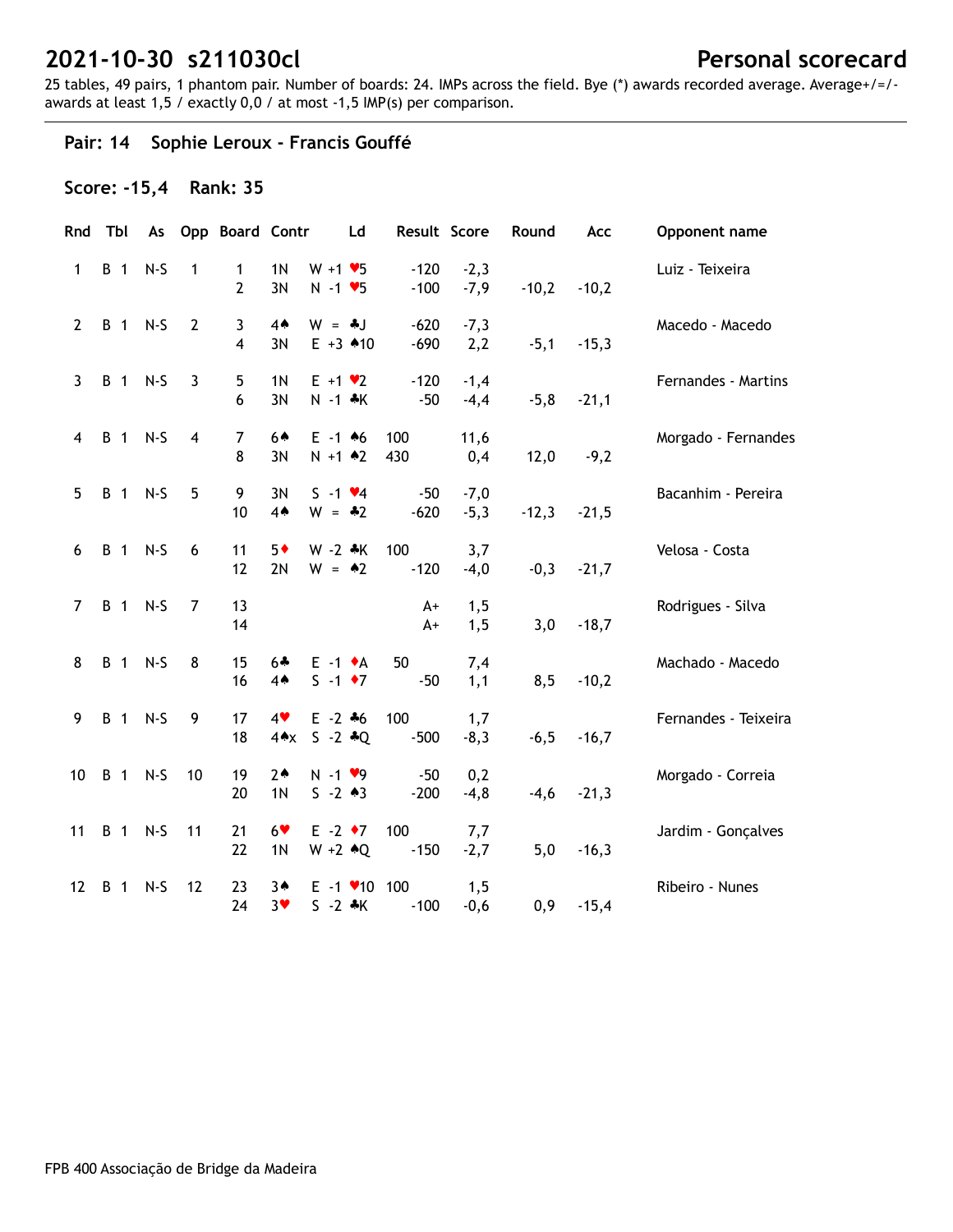# 2021-10-30 s211030cl

# Personal scorecard

25 tables, 49 pairs, 1 phantom pair. Number of boards: 24. IMPs across the field. Bye (*) awards recorded average. Average+/=/- awards at least 1,5 / exactly 0,0 / at most -1,5 IMP(s) per comparison.

## Pair: 14 Sophie Leroux - Francis Gouffé

### Score: -15,4 Rank: 35

| Rnd | Tbl | As | Opp | Board | Contr | | Ld | Result | | Score | Round | Acc | Opponent name |
|---|---|---|---|---|---|---|---|---|---|---|---|---|---|
| 1 | B 1 | N-S | 1 | 1 | 1N | W +1 | ♥5 | | -120 | -2,3 | | | Luiz - Teixeira |
| | | | | 2 | 3N | N -1 | ♥5 | | -100 | -7,9 | -10,2 | -10,2 | |
| 2 | B 1 | N-S | 2 | 3 | 4♠ | W = | ♣J | | -620 | -7,3 | | | Macedo - Macedo |
| | | | | 4 | 3N | E +3 | ♠10 | | -690 | 2,2 | -5,1 | -15,3 | |
| 3 | B 1 | N-S | 3 | 5 | 1N | E +1 | ♥2 | | -120 | -1,4 | | | Fernandes - Martins |
| | | | | 6 | 3N | N -1 | ♣K | | -50 | -4,4 | -5,8 | -21,1 | |
| 4 | B 1 | N-S | 4 | 7 | 6♠ | E -1 | ♠6 | 100 | | 11,6 | | | Morgado - Fernandes |
| | | | | 8 | 3N | N +1 | ♠2 | 430 | | 0,4 | 12,0 | -9,2 | |
| 5 | B 1 | N-S | 5 | 9 | 3N | S -1 | ♥4 | | -50 | -7,0 | | | Bacanhim - Pereira |
| | | | | 10 | 4♠ | W = | ♣2 | | -620 | -5,3 | -12,3 | -21,5 | |
| 6 | B 1 | N-S | 6 | 11 | 5♦ | W -2 | ♣K | 100 | | 3,7 | | | Velosa - Costa |
| | | | | 12 | 2N | W = | ♠2 | | -120 | -4,0 | -0,3 | -21,7 | |
| 7 | B 1 | N-S | 7 | 13 | | | | | A+ | 1,5 | | | Rodrigues - Silva |
| | | | | 14 | | | | | A+ | 1,5 | 3,0 | -18,7 | |
| 8 | B 1 | N-S | 8 | 15 | 6♣ | E -1 | ♦A | 50 | | 7,4 | | | Machado - Macedo |
| | | | | 16 | 4♠ | S -1 | ♦7 | | -50 | 1,1 | 8,5 | -10,2 | |
| 9 | B 1 | N-S | 9 | 17 | 4♥ | E -2 | ♣6 | 100 | | 1,7 | | | Fernandes - Teixeira |
| | | | | 18 | 4♠x | S -2 | ♣Q | | -500 | -8,3 | -6,5 | -16,7 | |
| 10 | B 1 | N-S | 10 | 19 | 2♠ | N -1 | ♥9 | | -50 | 0,2 | | | Morgado - Correia |
| | | | | 20 | 1N | S -2 | ♠3 | | -200 | -4,8 | -4,6 | -21,3 | |
| 11 | B 1 | N-S | 11 | 21 | 6♥ | E -2 | ♦7 | 100 | | 7,7 | | | Jardim - Gonçalves |
| | | | | 22 | 1N | W +2 | ♠Q | | -150 | -2,7 | 5,0 | -16,3 | |
| 12 | B 1 | N-S | 12 | 23 | 3♠ | E -1 | ♥10 | 100 | | 1,5 | | | Ribeiro - Nunes |
| | | | | 24 | 3♥ | S -2 | ♣K | | -100 | -0,6 | 0,9 | -15,4 | |

FPB 400 Associação de Bridge da Madeira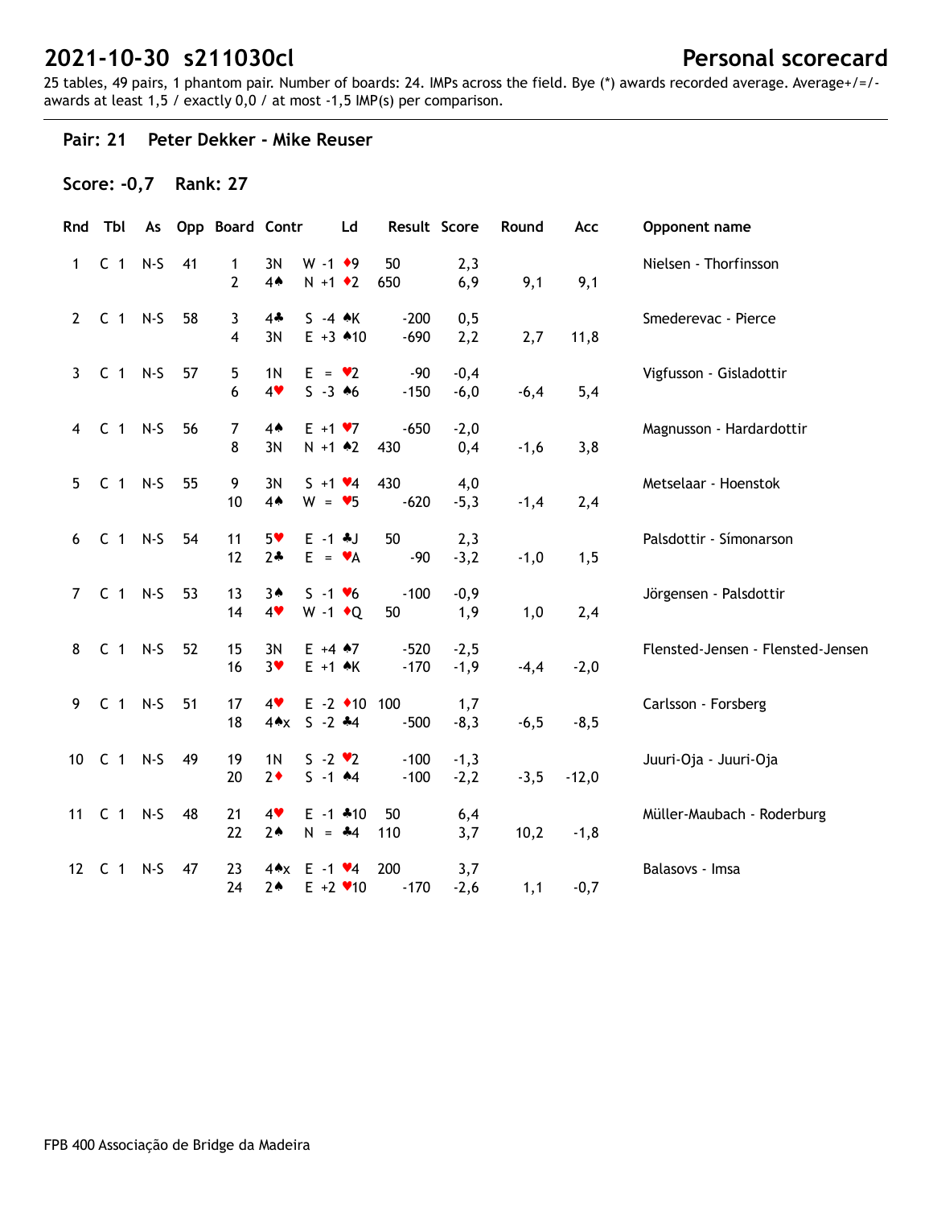# 2021-10-30 s211030cl

## Personal scorecard

25 tables, 49 pairs, 1 phantom pair. Number of boards: 24. IMPs across the field. Bye (*) awards recorded average. Average+/=/- awards at least 1,5 / exactly 0,0 / at most -1,5 IMP(s) per comparison.

### Pair: 21 Peter Dekker - Mike Reuser

**Score: -0,7 Rank: 27**

| Rnd | Tbl | As | Opp | Board | Contr | Ld | Result | Score | Round | Acc | Opponent name |
|---|---|---|---|---|---|---|---|---|---|---|---|
| 1 | C 1 | N-S | 41 | 1 | 3N | W -1 ♦9 | 50 | 2,3 | | | Nielsen - Thorfinsson |
| | | | | 2 | 4♠ | N +1 ♦2 | 650 | 6,9 | 9,1 | 9,1 | |
| 2 | C 1 | N-S | 58 | 3 | 4♣ | S -4 ♠K | -200 | 0,5 | | | Smederevac - Pierce |
| | | | | 4 | 3N | E +3 ♠10 | -690 | 2,2 | 2,7 | 11,8 | |
| 3 | C 1 | N-S | 57 | 5 | 1N | E = ♥2 | -90 | -0,4 | | | Vigfusson - Gisladottir |
| | | | | 6 | 4♥ | S -3 ♠6 | -150 | -6,0 | -6,4 | 5,4 | |
| 4 | C 1 | N-S | 56 | 7 | 4♠ | E +1 ♥7 | -650 | -2,0 | | | Magnusson - Hardardottir |
| | | | | 8 | 3N | N +1 ♠2 | 430 | 0,4 | -1,6 | 3,8 | |
| 5 | C 1 | N-S | 55 | 9 | 3N | S +1 ♥4 | 430 | 4,0 | | | Metselaar - Hoenstok |
| | | | | 10 | 4♠ | W = ♥5 | -620 | -5,3 | -1,4 | 2,4 | |
| 6 | C 1 | N-S | 54 | 11 | 5♥ | E -1 ♣J | 50 | 2,3 | | | Palsdottir - Símonarson |
| | | | | 12 | 2♣ | E = ♥A | -90 | -3,2 | -1,0 | 1,5 | |
| 7 | C 1 | N-S | 53 | 13 | 3♠ | S -1 ♥6 | -100 | -0,9 | | | Jörgensen - Palsdottir |
| | | | | 14 | 4♥ | W -1 ♦Q | 50 | 1,9 | 1,0 | 2,4 | |
| 8 | C 1 | N-S | 52 | 15 | 3N | E +4 ♠7 | -520 | -2,5 | | | Flensted-Jensen - Flensted-Jensen |
| | | | | 16 | 3♥ | E +1 ♠K | -170 | -1,9 | -4,4 | -2,0 | |
| 9 | C 1 | N-S | 51 | 17 | 4♥ | E -2 ♦10 | 100 | 1,7 | | | Carlsson - Forsberg |
| | | | | 18 | 4♠x | S -2 ♣4 | -500 | -8,3 | -6,5 | -8,5 | |
| 10 | C 1 | N-S | 49 | 19 | 1N | S -2 ♥2 | -100 | -1,3 | | | Juuri-Oja - Juuri-Oja |
| | | | | 20 | 2♦ | S -1 ♠4 | -100 | -2,2 | -3,5 | -12,0 | |
| 11 | C 1 | N-S | 48 | 21 | 4♥ | E -1 ♣10 | 50 | 6,4 | | | Müller-Maubach - Roderburg |
| | | | | 22 | 2♠ | N = ♣4 | 110 | 3,7 | 10,2 | -1,8 | |
| 12 | C 1 | N-S | 47 | 23 | 4♠x | E -1 ♥4 | 200 | 3,7 | | | Balasovs - Imsa |
| | | | | 24 | 2♠ | E +2 ♥10 | -170 | -2,6 | 1,1 | -0,7 | |

FPB 400 Associação de Bridge da Madeira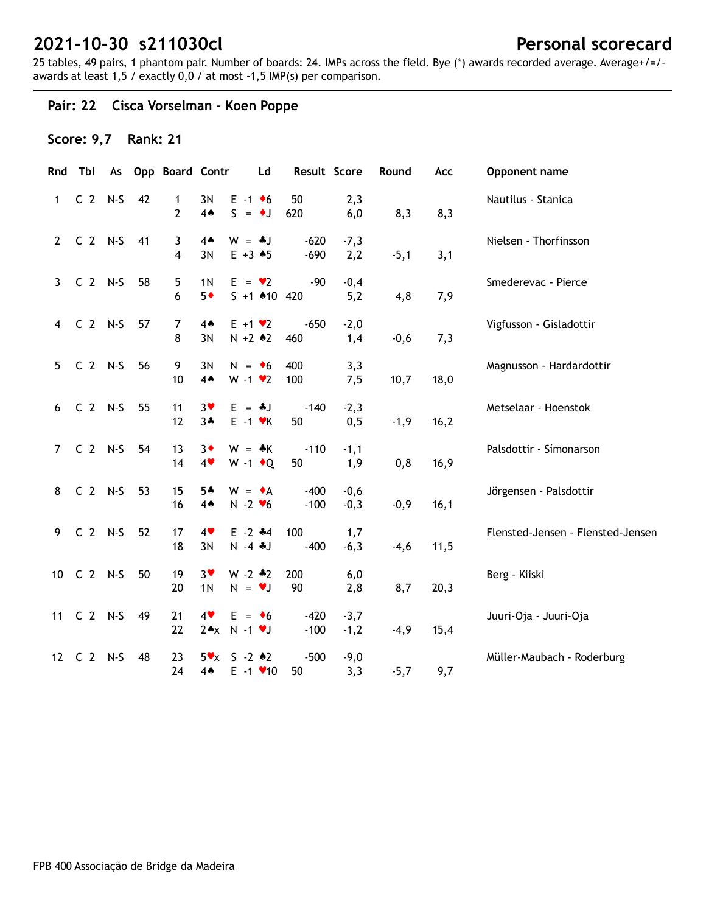# 2021-10-30 s211030cl

## Personal scorecard

25 tables, 49 pairs, 1 phantom pair. Number of boards: 24. IMPs across the field. Bye (*) awards recorded average. Average+/=/- awards at least 1,5 / exactly 0,0 / at most -1,5 IMP(s) per comparison.

### Pair: 22 Cisca Vorselman - Koen Poppe

**Score: 9,7 Rank: 21**

| Rnd | Tbl | As | Opp | Board | Contr | | Ld | Result | | Score | Round | Acc | Opponent name |
|---|---|---|---|---|---|---|---|---|---|---|---|---|---|
| 1 | C 2 | N-S | 42 | 1 | 3N | E -1 | ♦6 | 50 | | 2,3 | | | Nautilus - Stanica |
| | | | | 2 | 4♠ | S = | ♦J | 620 | | 6,0 | 8,3 | 8,3 | |
| 2 | C 2 | N-S | 41 | 3 | 4♠ | W = | ♣J | | -620 | -7,3 | | | Nielsen - Thorfinsson |
| | | | | 4 | 3N | E +3 | ♠5 | | -690 | 2,2 | -5,1 | 3,1 | |
| 3 | C 2 | N-S | 58 | 5 | 1N | E = | ♥2 | | -90 | -0,4 | | | Smederevac - Pierce |
| | | | | 6 | 5♦ | S +1 | ♠10 | 420 | | 5,2 | 4,8 | 7,9 | |
| 4 | C 2 | N-S | 57 | 7 | 4♠ | E +1 | ♥2 | | -650 | -2,0 | | | Vigfusson - Gisladottir |
| | | | | 8 | 3N | N +2 | ♠2 | 460 | | 1,4 | -0,6 | 7,3 | |
| 5 | C 2 | N-S | 56 | 9 | 3N | N = | ♦6 | 400 | | 3,3 | | | Magnusson - Hardardottir |
| | | | | 10 | 4♠ | W -1 | ♥2 | 100 | | 7,5 | 10,7 | 18,0 | |
| 6 | C 2 | N-S | 55 | 11 | 3♥ | E = | ♣J | | -140 | -2,3 | | | Metselaar - Hoenstok |
| | | | | 12 | 3♣ | E -1 | ♥K | 50 | | 0,5 | -1,9 | 16,2 | |
| 7 | C 2 | N-S | 54 | 13 | 3♦ | W = | ♣K | | -110 | -1,1 | | | Palsdottir - Símonarson |
| | | | | 14 | 4♥ | W -1 | ♦Q | 50 | | 1,9 | 0,8 | 16,9 | |
| 8 | C 2 | N-S | 53 | 15 | 5♣ | W = | ♦A | | -400 | -0,6 | | | Jörgensen - Palsdottir |
| | | | | 16 | 4♠ | N -2 | ♥6 | | -100 | -0,3 | -0,9 | 16,1 | |
| 9 | C 2 | N-S | 52 | 17 | 4♥ | E -2 | ♣4 | 100 | | 1,7 | | | Flensted-Jensen - Flensted-Jensen |
| | | | | 18 | 3N | N -4 | ♣J | | -400 | -6,3 | -4,6 | 11,5 | |
| 10 | C 2 | N-S | 50 | 19 | 3♥ | W -2 | ♣2 | 200 | | 6,0 | | | Berg - Kiiski |
| | | | | 20 | 1N | N = | ♥J | 90 | | 2,8 | 8,7 | 20,3 | |
| 11 | C 2 | N-S | 49 | 21 | 4♥ | E = | ♦6 | | -420 | -3,7 | | | Juuri-Oja - Juuri-Oja |
| | | | | 22 | 2♠x | N -1 | ♥J | | -100 | -1,2 | -4,9 | 15,4 | |
| 12 | C 2 | N-S | 48 | 23 | 5♥x | S -2 | ♠2 | | -500 | -9,0 | | | Müller-Maubach - Roderburg |
| | | | | 24 | 4♠ | E -1 | ♥10 | 50 | | 3,3 | -5,7 | 9,7 | |

FPB 400 Associação de Bridge da Madeira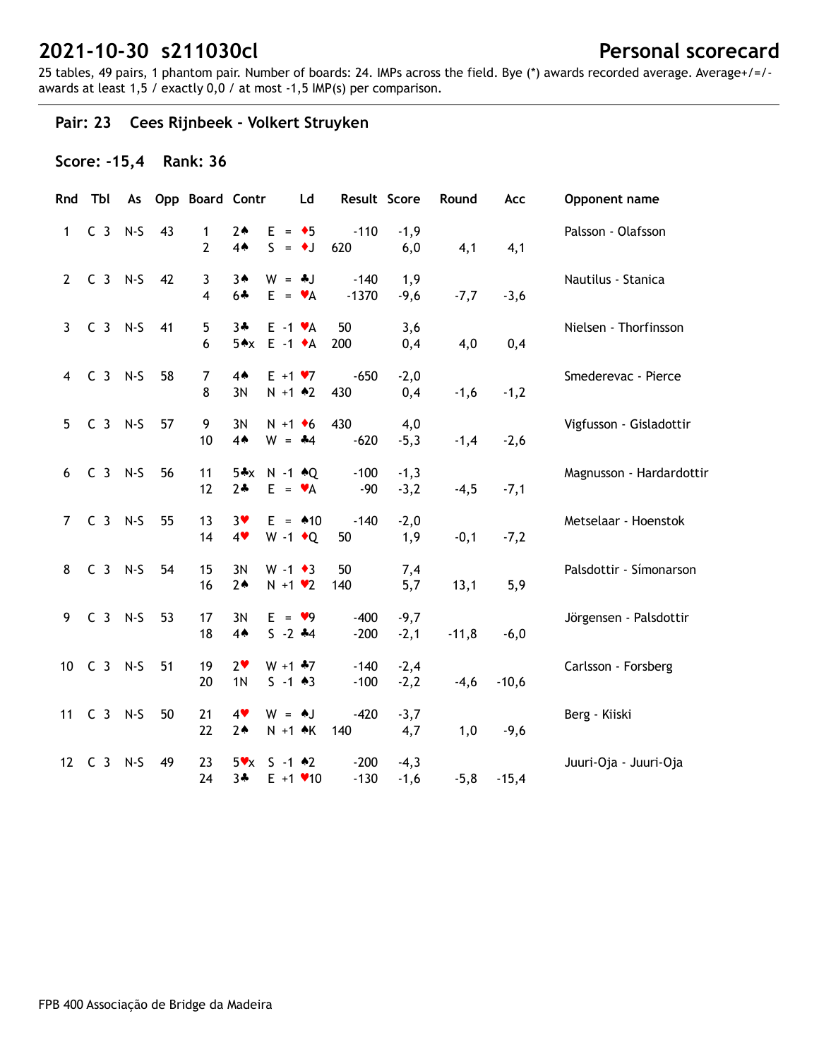# 2021-10-30 s211030cl

# Personal scorecard

25 tables, 49 pairs, 1 phantom pair. Number of boards: 24. IMPs across the field. Bye (*) awards recorded average. Average+/=/- awards at least 1,5 / exactly 0,0 / at most -1,5 IMP(s) per comparison.

### Pair: 23 Cees Rijnbeek - Volkert Struyken

### Score: -15,4 Rank: 36

| Rnd | Tbl | As | Opp | Board | Contr | | Ld | Result | Score | Round | Acc | Opponent name |
|---|---|---|---|---|---|---|---|---|---|---|---|---|
| 1 | C 3 | N-S | 43 | 1 | 2♠ | E = | ♦5 | -110 | -1,9 | | | Palsson - Olafsson |
| | | | | 2 | 4♠ | S = | ♦J | 620 | 6,0 | 4,1 | 4,1 | |
| 2 | C 3 | N-S | 42 | 3 | 3♠ | W = | ♣J | -140 | 1,9 | | | Nautilus - Stanica |
| | | | | 4 | 6♣ | E = | ♥A | -1370 | -9,6 | -7,7 | -3,6 | |
| 3 | C 3 | N-S | 41 | 5 | 3♣ | E -1 | ♥A | 50 | 3,6 | | | Nielsen - Thorfinsson |
| | | | | 6 | 5♠x | E -1 | ♦A | 200 | 0,4 | 4,0 | 0,4 | |
| 4 | C 3 | N-S | 58 | 7 | 4♠ | E +1 | ♥7 | -650 | -2,0 | | | Smederevac - Pierce |
| | | | | 8 | 3N | N +1 | ♠2 | 430 | 0,4 | -1,6 | -1,2 | |
| 5 | C 3 | N-S | 57 | 9 | 3N | N +1 | ♦6 | 430 | 4,0 | | | Vigfusson - Gisladottir |
| | | | | 10 | 4♠ | W = | ♣4 | -620 | -5,3 | -1,4 | -2,6 | |
| 6 | C 3 | N-S | 56 | 11 | 5♣x | N -1 | ♠Q | -100 | -1,3 | | | Magnusson - Hardardottir |
| | | | | 12 | 2♣ | E = | ♥A | -90 | -3,2 | -4,5 | -7,1 | |
| 7 | C 3 | N-S | 55 | 13 | 3♥ | E = | ♠10 | -140 | -2,0 | | | Metselaar - Hoenstok |
| | | | | 14 | 4♥ | W -1 | ♦Q | 50 | 1,9 | -0,1 | -7,2 | |
| 8 | C 3 | N-S | 54 | 15 | 3N | W -1 | ♦3 | 50 | 7,4 | | | Palsdottir - Símonarson |
| | | | | 16 | 2♠ | N +1 | ♥2 | 140 | 5,7 | 13,1 | 5,9 | |
| 9 | C 3 | N-S | 53 | 17 | 3N | E = | ♥9 | -400 | -9,7 | | | Jörgensen - Palsdottir |
| | | | | 18 | 4♠ | S -2 | ♣4 | -200 | -2,1 | -11,8 | -6,0 | |
| 10 | C 3 | N-S | 51 | 19 | 2♥ | W +1 | ♣7 | -140 | -2,4 | | | Carlsson - Forsberg |
| | | | | 20 | 1N | S -1 | ♠3 | -100 | -2,2 | -4,6 | -10,6 | |
| 11 | C 3 | N-S | 50 | 21 | 4♥ | W = | ♠J | -420 | -3,7 | | | Berg - Kiiski |
| | | | | 22 | 2♠ | N +1 | ♠K | 140 | 4,7 | 1,0 | -9,6 | |
| 12 | C 3 | N-S | 49 | 23 | 5♥x | S -1 | ♠2 | -200 | -4,3 | | | Juuri-Oja - Juuri-Oja |
| | | | | 24 | 3♣ | E +1 | ♥10 | -130 | -1,6 | -5,8 | -15,4 | |

FPB 400 Associação de Bridge da Madeira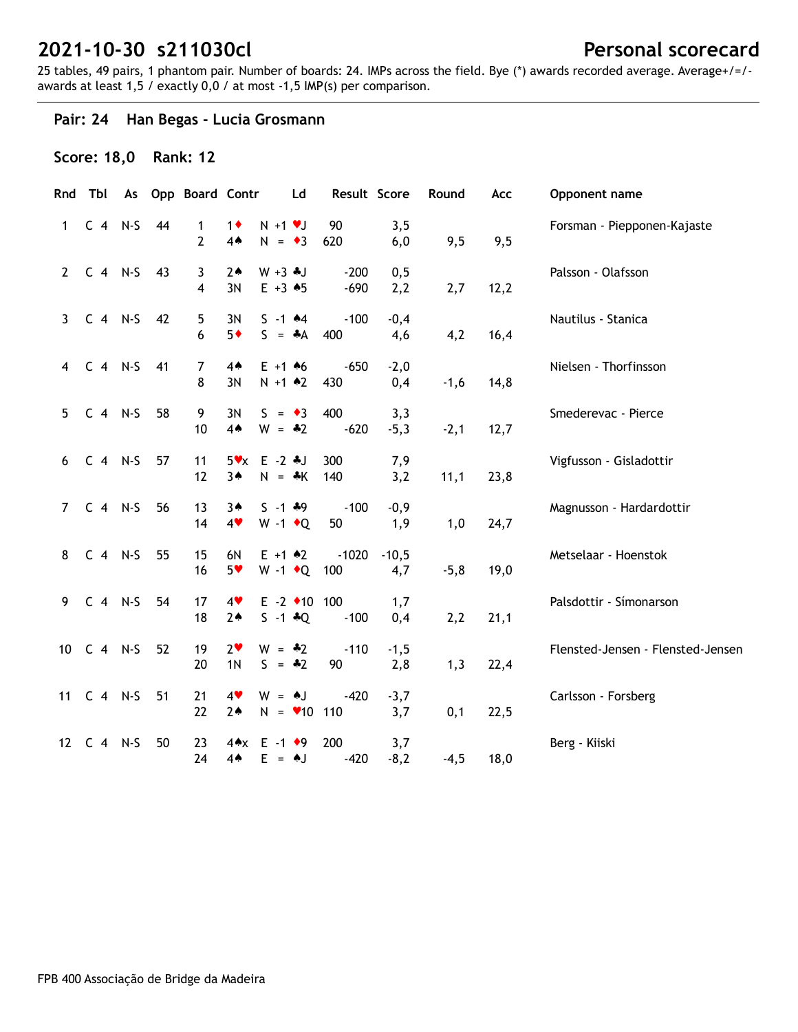# 2021-10-30 s211030cl

## Personal scorecard

25 tables, 49 pairs, 1 phantom pair. Number of boards: 24. IMPs across the field. Bye (*) awards recorded average. Average+/=/- awards at least 1,5 / exactly 0,0 / at most -1,5 IMP(s) per comparison.

### Pair: 24 Han Begas - Lucia Grosmann

**Score: 18,0 Rank: 12**

| Rnd | Tbl | As | Opp | Board | Contr | | Ld | Result | Score | Round | Acc | Opponent name |
|---|---|---|---|---|---|---|---|---|---|---|---|---|
| 1 | C 4 | N-S | 44 | 1 | 1♦ | N +1 | ♥J | 90 | 3,5 | | | Forsman - Piepponen-Kajaste |
| | | | | 2 | 4♠ | N = | ♦3 | 620 | 6,0 | 9,5 | 9,5 | |
| 2 | C 4 | N-S | 43 | 3 | 2♠ | W +3 | ♣J | -200 | 0,5 | | | Palsson - Olafsson |
| | | | | 4 | 3N | E +3 | ♠5 | -690 | 2,2 | 2,7 | 12,2 | |
| 3 | C 4 | N-S | 42 | 5 | 3N | S -1 | ♠4 | -100 | -0,4 | | | Nautilus - Stanica |
| | | | | 6 | 5♦ | S = | ♣A | 400 | 4,6 | 4,2 | 16,4 | |
| 4 | C 4 | N-S | 41 | 7 | 4♠ | E +1 | ♠6 | -650 | -2,0 | | | Nielsen - Thorfinsson |
| | | | | 8 | 3N | N +1 | ♠2 | 430 | 0,4 | -1,6 | 14,8 | |
| 5 | C 4 | N-S | 58 | 9 | 3N | S = | ♦3 | 400 | 3,3 | | | Smederevac - Pierce |
| | | | | 10 | 4♠ | W = | ♣2 | -620 | -5,3 | -2,1 | 12,7 | |
| 6 | C 4 | N-S | 57 | 11 | 5♥x | E -2 | ♣J | 300 | 7,9 | | | Vigfusson - Gisladottir |
| | | | | 12 | 3♠ | N = | ♣K | 140 | 3,2 | 11,1 | 23,8 | |
| 7 | C 4 | N-S | 56 | 13 | 3♠ | S -1 | ♣9 | -100 | -0,9 | | | Magnusson - Hardardottir |
| | | | | 14 | 4♥ | W -1 | ♦Q | 50 | 1,9 | 1,0 | 24,7 | |
| 8 | C 4 | N-S | 55 | 15 | 6N | E +1 | ♠2 | -1020 | -10,5 | | | Metselaar - Hoenstok |
| | | | | 16 | 5♥ | W -1 | ♦Q | 100 | 4,7 | -5,8 | 19,0 | |
| 9 | C 4 | N-S | 54 | 17 | 4♥ | E -2 | ♦10 | 100 | 1,7 | | | Palsdottir - Símonarson |
| | | | | 18 | 2♠ | S -1 | ♣Q | -100 | 0,4 | 2,2 | 21,1 | |
| 10 | C 4 | N-S | 52 | 19 | 2♥ | W = | ♣2 | -110 | -1,5 | | | Flensted-Jensen - Flensted-Jensen |
| | | | | 20 | 1N | S = | ♣2 | 90 | 2,8 | 1,3 | 22,4 | |
| 11 | C 4 | N-S | 51 | 21 | 4♥ | W = | ♠J | -420 | -3,7 | | | Carlsson - Forsberg |
| | | | | 22 | 2♠ | N = | ♥10 | 110 | 3,7 | 0,1 | 22,5 | |
| 12 | C 4 | N-S | 50 | 23 | 4♠x | E -1 | ♦9 | 200 | 3,7 | | | Berg - Kiiski |
| | | | | 24 | 4♠ | E = | ♠J | -420 | -8,2 | -4,5 | 18,0 | |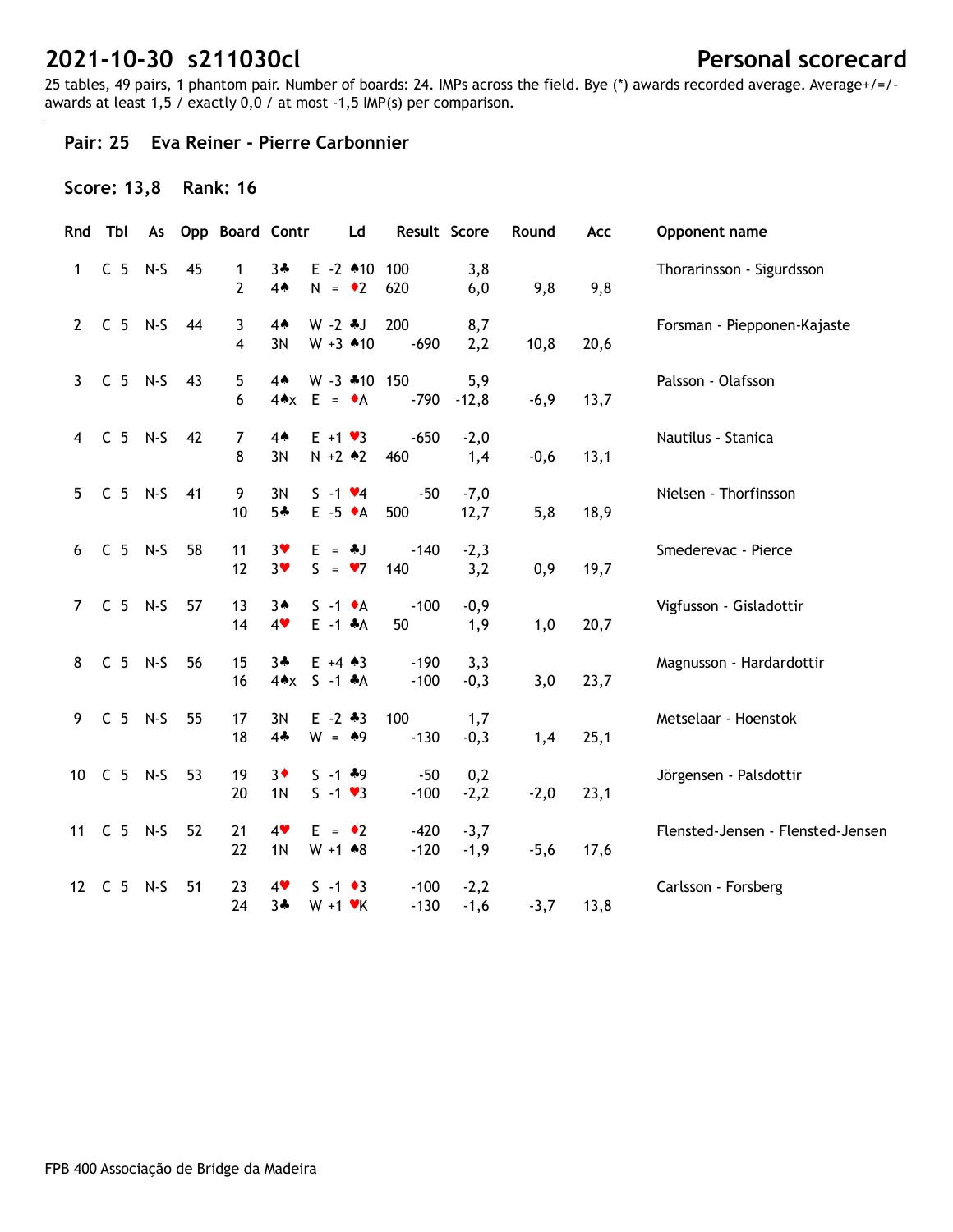# 2021-10-30 s211030cl

## Personal scorecard

25 tables, 49 pairs, 1 phantom pair. Number of boards: 24. IMPs across the field. Bye (*) awards recorded average. Average+/=/- awards at least 1,5 / exactly 0,0 / at most -1,5 IMP(s) per comparison.

### Pair: 25 Eva Reiner - Pierre Carbonnier

**Score: 13,8 Rank: 16**

| Rnd | Tbl | As | Opp | Board | Contr | | Ld | Result | | Score | Round | Acc | Opponent name |
|---|---|---|---|---|---|---|---|---|---|---|---|---|---|
| 1 | C 5 | N-S | 45 | 1 | 3♣ | E -2 | ♠10 | 100 | | 3,8 | | | Thorarinsson - Sigurdsson |
| | | | | 2 | 4♠ | N = | ♦2 | 620 | | 6,0 | 9,8 | 9,8 | |
| 2 | C 5 | N-S | 44 | 3 | 4♠ | W -2 | ♣J | 200 | | 8,7 | | | Forsman - Piepponen-Kajaste |
| | | | | 4 | 3N | W +3 | ♠10 | | -690 | 2,2 | 10,8 | 20,6 | |
| 3 | C 5 | N-S | 43 | 5 | 4♠ | W -3 | ♣10 | 150 | | 5,9 | | | Palsson - Olafsson |
| | | | | 6 | 4♠x | E = | ♦A | | -790 | -12,8 | -6,9 | 13,7 | |
| 4 | C 5 | N-S | 42 | 7 | 4♠ | E +1 | ♥3 | | -650 | -2,0 | | | Nautilus - Stanica |
| | | | | 8 | 3N | N +2 | ♠2 | 460 | | 1,4 | -0,6 | 13,1 | |
| 5 | C 5 | N-S | 41 | 9 | 3N | S -1 | ♥4 | | -50 | -7,0 | | | Nielsen - Thorfinsson |
| | | | | 10 | 5♣ | E -5 | ♦A | 500 | | 12,7 | 5,8 | 18,9 | |
| 6 | C 5 | N-S | 58 | 11 | 3♥ | E = | ♣J | | -140 | -2,3 | | | Smederevac - Pierce |
| | | | | 12 | 3♥ | S = | ♥7 | 140 | | 3,2 | 0,9 | 19,7 | |
| 7 | C 5 | N-S | 57 | 13 | 3♠ | S -1 | ♦A | | -100 | -0,9 | | | Vigfusson - Gisladottir |
| | | | | 14 | 4♥ | E -1 | ♣A | 50 | | 1,9 | 1,0 | 20,7 | |
| 8 | C 5 | N-S | 56 | 15 | 3♣ | E +4 | ♠3 | | -190 | 3,3 | | | Magnusson - Hardardottir |
| | | | | 16 | 4♠x | S -1 | ♣A | | -100 | -0,3 | 3,0 | 23,7 | |
| 9 | C 5 | N-S | 55 | 17 | 3N | E -2 | ♣3 | 100 | | 1,7 | | | Metselaar - Hoenstok |
| | | | | 18 | 4♣ | W = | ♠9 | | -130 | -0,3 | 1,4 | 25,1 | |
| 10 | C 5 | N-S | 53 | 19 | 3♦ | S -1 | ♣9 | | -50 | 0,2 | | | Jörgensen - Palsdottir |
| | | | | 20 | 1N | S -1 | ♥3 | | -100 | -2,2 | -2,0 | 23,1 | |
| 11 | C 5 | N-S | 52 | 21 | 4♥ | E = | ♦2 | | -420 | -3,7 | | | Flensted-Jensen - Flensted-Jensen |
| | | | | 22 | 1N | W +1 | ♠8 | | -120 | -1,9 | -5,6 | 17,6 | |
| 12 | C 5 | N-S | 51 | 23 | 4♥ | S -1 | ♦3 | | -100 | -2,2 | | | Carlsson - Forsberg |
| | | | | 24 | 3♣ | W +1 | ♥K | | -130 | -1,6 | -3,7 | 13,8 | |

FPB 400 Associação de Bridge da Madeira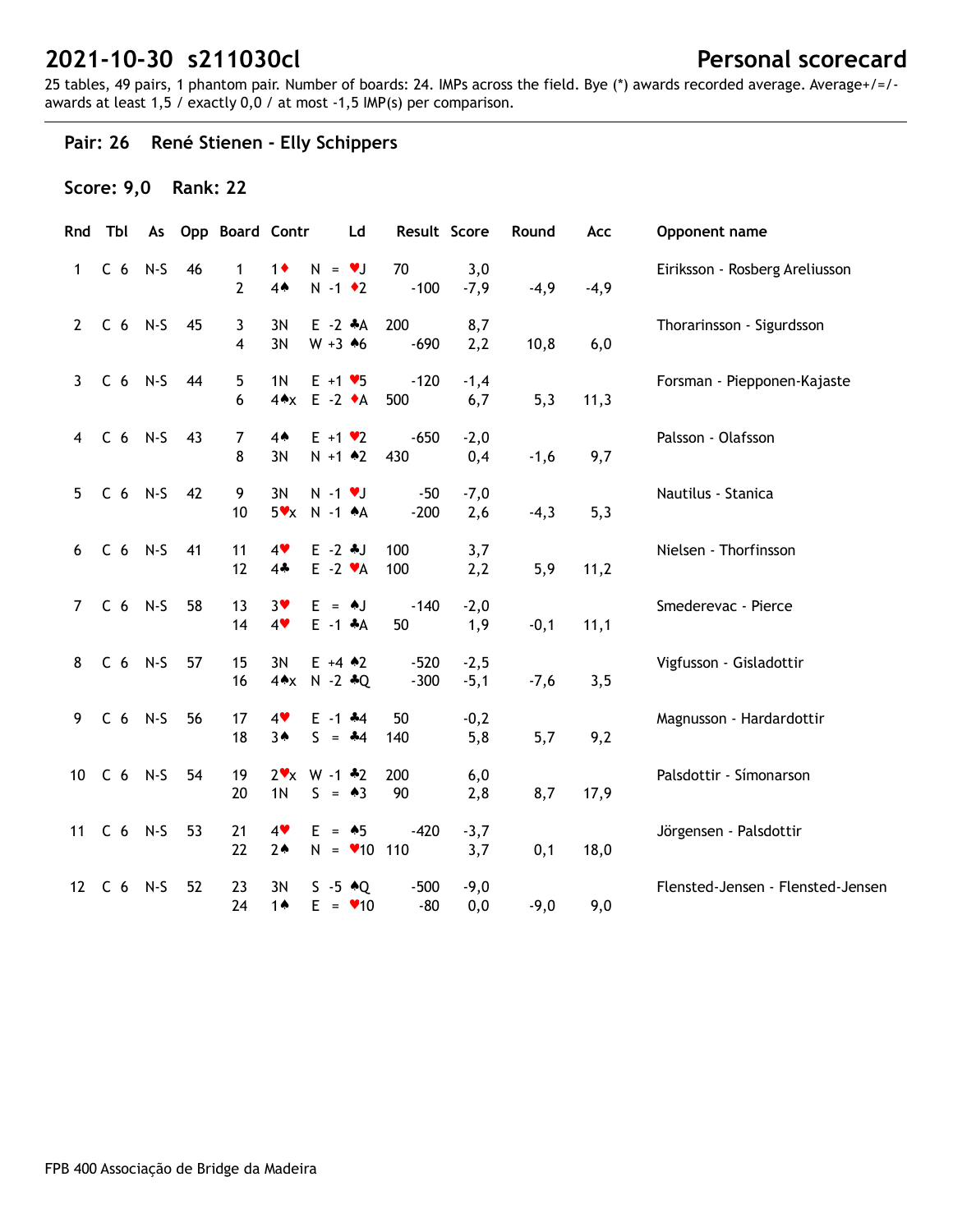# 2021-10-30 s211030cl

## Personal scorecard

25 tables, 49 pairs, 1 phantom pair. Number of boards: 24. IMPs across the field. Bye (*) awards recorded average. Average+/=/- awards at least 1,5 / exactly 0,0 / at most -1,5 IMP(s) per comparison.

### Pair: 26 René Stienen - Elly Schippers

**Score: 9,0 Rank: 22**

| Rnd | Tbl | As | Opp | Board | Contr | | Ld | Result | | Score | Round | Acc | Opponent name |
|---|---|---|---|---|---|---|---|---|---|---|---|---|---|
| 1 | C 6 | N-S | 46 | 1 | 1♦ | N = | ♥J | 70 | | 3,0 | | | Eiriksson - Rosberg Areliusson |
| | | | | 2 | 4♠ | N -1 | ♦2 | | -100 | -7,9 | -4,9 | -4,9 | |
| 2 | C 6 | N-S | 45 | 3 | 3N | E -2 | ♣A | 200 | | 8,7 | | | Thorarinsson - Sigurdsson |
| | | | | 4 | 3N | W +3 | ♠6 | | -690 | 2,2 | 10,8 | 6,0 | |
| 3 | C 6 | N-S | 44 | 5 | 1N | E +1 | ♥5 | | -120 | -1,4 | | | Forsman - Piepponen-Kajaste |
| | | | | 6 | 4♠x | E -2 | ♦A | 500 | | 6,7 | 5,3 | 11,3 | |
| 4 | C 6 | N-S | 43 | 7 | 4♠ | E +1 | ♥2 | | -650 | -2,0 | | | Palsson - Olafsson |
| | | | | 8 | 3N | N +1 | ♠2 | 430 | | 0,4 | -1,6 | 9,7 | |
| 5 | C 6 | N-S | 42 | 9 | 3N | N -1 | ♥J | | -50 | -7,0 | | | Nautilus - Stanica |
| | | | | 10 | 5♥x | N -1 | ♠A | | -200 | 2,6 | -4,3 | 5,3 | |
| 6 | C 6 | N-S | 41 | 11 | 4♥ | E -2 | ♣J | 100 | | 3,7 | | | Nielsen - Thorfinsson |
| | | | | 12 | 4♣ | E -2 | ♥A | 100 | | 2,2 | 5,9 | 11,2 | |
| 7 | C 6 | N-S | 58 | 13 | 3♥ | E = | ♠J | | -140 | -2,0 | | | Smederevac - Pierce |
| | | | | 14 | 4♥ | E -1 | ♣A | 50 | | 1,9 | -0,1 | 11,1 | |
| 8 | C 6 | N-S | 57 | 15 | 3N | E +4 | ♠2 | | -520 | -2,5 | | | Vigfusson - Gisladottir |
| | | | | 16 | 4♠x | N -2 | ♣Q | | -300 | -5,1 | -7,6 | 3,5 | |
| 9 | C 6 | N-S | 56 | 17 | 4♥ | E -1 | ♣4 | 50 | | -0,2 | | | Magnusson - Hardardottir |
| | | | | 18 | 3♠ | S = | ♣4 | 140 | | 5,8 | 5,7 | 9,2 | |
| 10 | C 6 | N-S | 54 | 19 | 2♥x | W -1 | ♣2 | 200 | | 6,0 | | | Palsdottir - Símonarson |
| | | | | 20 | 1N | S = | ♠3 | 90 | | 2,8 | 8,7 | 17,9 | |
| 11 | C 6 | N-S | 53 | 21 | 4♥ | E = | ♠5 | | -420 | -3,7 | | | Jörgensen - Palsdottir |
| | | | | 22 | 2♠ | N = | ♥10 | 110 | | 3,7 | 0,1 | 18,0 | |
| 12 | C 6 | N-S | 52 | 23 | 3N | S -5 | ♠Q | | -500 | -9,0 | | | Flensted-Jensen - Flensted-Jensen |
| | | | | 24 | 1♠ | E = | ♥10 | | -80 | 0,0 | -9,0 | 9,0 | |

FPB 400 Associação de Bridge da Madeira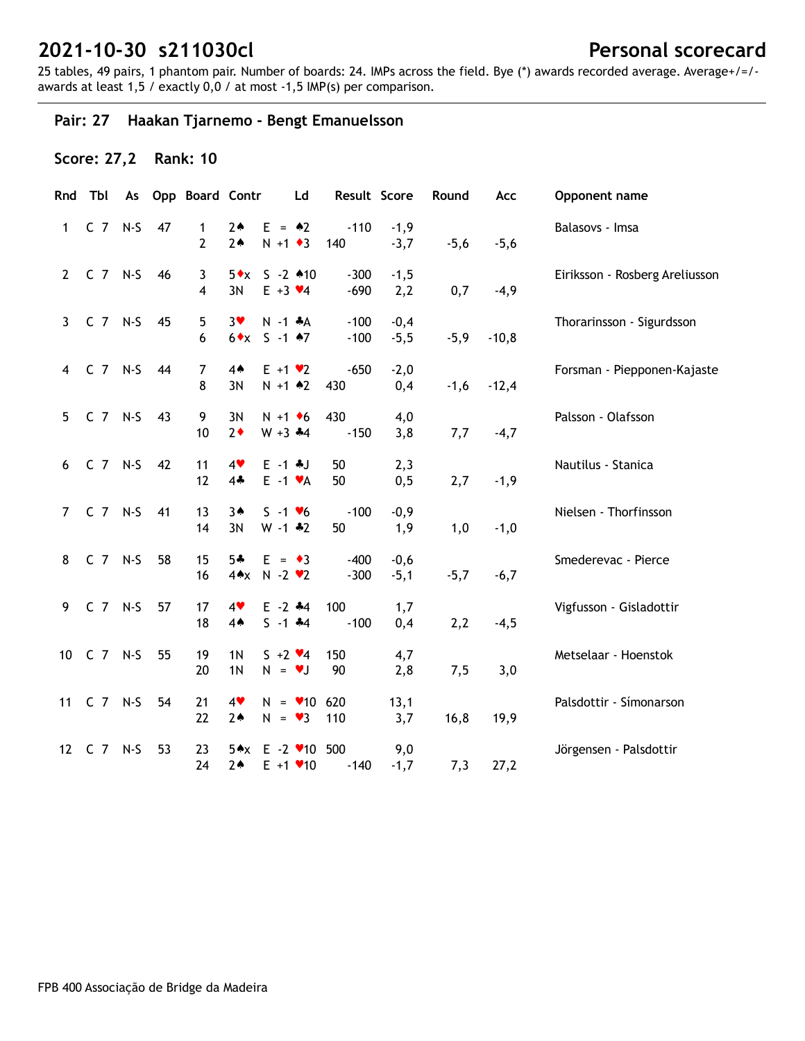# 2021-10-30 s211030cl

## Personal scorecard

25 tables, 49 pairs, 1 phantom pair. Number of boards: 24. IMPs across the field. Bye (*) awards recorded average. Average+/=/- awards at least 1,5 / exactly 0,0 / at most -1,5 IMP(s) per comparison.

### Pair: 27 Haakan Tjarnemo - Bengt Emanuelsson

**Score: 27,2 Rank: 10**

| Rnd | Tbl | As | Opp | Board | Contr | | Ld | Result | | Score | Round | Acc | Opponent name |
|---|---|---|---|---|---|---|---|---|---|---|---|---|---|
| 1 | C 7 | N-S | 47 | 1 | 2♠ | E = | ♠2 | | -110 | -1,9 | | | Balasovs - Imsa |
| | | | | 2 | 2♠ | N +1 | ♦3 | 140 | | -3,7 | -5,6 | -5,6 | |
| 2 | C 7 | N-S | 46 | 3 | 5♦x | S -2 | ♠10 | | -300 | -1,5 | | | Eiriksson - Rosberg Areliusson |
| | | | | 4 | 3N | E +3 | ♥4 | | -690 | 2,2 | 0,7 | -4,9 | |
| 3 | C 7 | N-S | 45 | 5 | 3♥ | N -1 | ♣A | | -100 | -0,4 | | | Thorarinsson - Sigurdsson |
| | | | | 6 | 6♦x | S -1 | ♠7 | | -100 | -5,5 | -5,9 | -10,8 | |
| 4 | C 7 | N-S | 44 | 7 | 4♠ | E +1 | ♥2 | | -650 | -2,0 | | | Forsman - Piepponen-Kajaste |
| | | | | 8 | 3N | N +1 | ♠2 | 430 | | 0,4 | -1,6 | -12,4 | |
| 5 | C 7 | N-S | 43 | 9 | 3N | N +1 | ♦6 | 430 | | 4,0 | | | Palsson - Olafsson |
| | | | | 10 | 2♦ | W +3 | ♣4 | | -150 | 3,8 | 7,7 | -4,7 | |
| 6 | C 7 | N-S | 42 | 11 | 4♥ | E -1 | ♣J | 50 | | 2,3 | | | Nautilus - Stanica |
| | | | | 12 | 4♣ | E -1 | ♥A | 50 | | 0,5 | 2,7 | -1,9 | |
| 7 | C 7 | N-S | 41 | 13 | 3♠ | S -1 | ♥6 | | -100 | -0,9 | | | Nielsen - Thorfinsson |
| | | | | 14 | 3N | W -1 | ♣2 | 50 | | 1,9 | 1,0 | -1,0 | |
| 8 | C 7 | N-S | 58 | 15 | 5♣ | E = | ♦3 | | -400 | -0,6 | | | Smederevac - Pierce |
| | | | | 16 | 4♠x | N -2 | ♥2 | | -300 | -5,1 | -5,7 | -6,7 | |
| 9 | C 7 | N-S | 57 | 17 | 4♥ | E -2 | ♣4 | 100 | | 1,7 | | | Vigfusson - Gisladottir |
| | | | | 18 | 4♠ | S -1 | ♣4 | | -100 | 0,4 | 2,2 | -4,5 | |
| 10 | C 7 | N-S | 55 | 19 | 1N | S +2 | ♥4 | 150 | | 4,7 | | | Metselaar - Hoenstok |
| | | | | 20 | 1N | N = | ♥J | 90 | | 2,8 | 7,5 | 3,0 | |
| 11 | C 7 | N-S | 54 | 21 | 4♥ | N = | ♥10 | 620 | | 13,1 | | | Palsdottir - Símonarson |
| | | | | 22 | 2♠ | N = | ♥3 | 110 | | 3,7 | 16,8 | 19,9 | |
| 12 | C 7 | N-S | 53 | 23 | 5♠x | E -2 | ♥10 | 500 | | 9,0 | | | Jörgensen - Palsdottir |
| | | | | 24 | 2♠ | E +1 | ♥10 | | -140 | -1,7 | 7,3 | 27,2 | |

FPB 400 Associação de Bridge da Madeira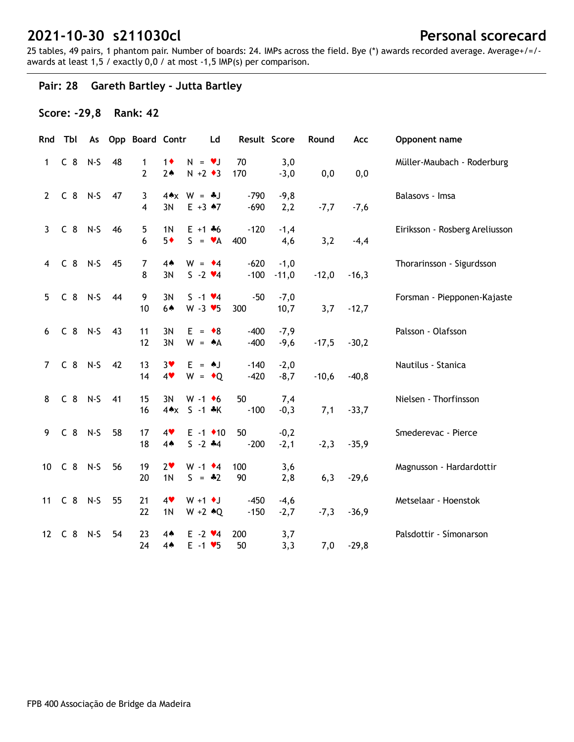# 2021-10-30 s211030cl

# Personal scorecard

25 tables, 49 pairs, 1 phantom pair. Number of boards: 24. IMPs across the field. Bye (*) awards recorded average. Average+/=/- awards at least 1,5 / exactly 0,0 / at most -1,5 IMP(s) per comparison.

## Pair: 28 Gareth Bartley - Jutta Bartley

### Score: -29,8 Rank: 42

| Rnd | Tbl | As | Opp | Board | Contr | | Ld | Result | | Score | Round | Acc | Opponent name |
|---|---|---|---|---|---|---|---|---|---|---|---|---|---|
| 1 | C 8 | N-S | 48 | 1 | 1♦ | N = | ♥J | 70 | | 3,0 | | | Müller-Maubach - Roderburg |
| | | | | 2 | 2♠ | N +2 | ♦3 | 170 | | -3,0 | 0,0 | 0,0 | |
| 2 | C 8 | N-S | 47 | 3 | 4♠x | W = | ♣J | | -790 | -9,8 | | | Balasovs - Imsa |
| | | | | 4 | 3N | E +3 | ♠7 | | -690 | 2,2 | -7,7 | -7,6 | |
| 3 | C 8 | N-S | 46 | 5 | 1N | E +1 | ♣6 | | -120 | -1,4 | | | Eiriksson - Rosberg Areliusson |
| | | | | 6 | 5♦ | S = | ♥A | 400 | | 4,6 | 3,2 | -4,4 | |
| 4 | C 8 | N-S | 45 | 7 | 4♠ | W = | ♦4 | | -620 | -1,0 | | | Thorarinsson - Sigurdsson |
| | | | | 8 | 3N | S -2 | ♥4 | | -100 | -11,0 | -12,0 | -16,3 | |
| 5 | C 8 | N-S | 44 | 9 | 3N | S -1 | ♥4 | | -50 | -7,0 | | | Forsman - Piepponen-Kajaste |
| | | | | 10 | 6♠ | W -3 | ♥5 | 300 | | 10,7 | 3,7 | -12,7 | |
| 6 | C 8 | N-S | 43 | 11 | 3N | E = | ♦8 | | -400 | -7,9 | | | Palsson - Olafsson |
| | | | | 12 | 3N | W = | ♠A | | -400 | -9,6 | -17,5 | -30,2 | |
| 7 | C 8 | N-S | 42 | 13 | 3♥ | E = | ♠J | | -140 | -2,0 | | | Nautilus - Stanica |
| | | | | 14 | 4♥ | W = | ♦Q | | -420 | -8,7 | -10,6 | -40,8 | |
| 8 | C 8 | N-S | 41 | 15 | 3N | W -1 | ♦6 | 50 | | 7,4 | | | Nielsen - Thorfinsson |
| | | | | 16 | 4♠x | S -1 | ♣K | | -100 | -0,3 | 7,1 | -33,7 | |
| 9 | C 8 | N-S | 58 | 17 | 4♥ | E -1 | ♦10 | 50 | | -0,2 | | | Smederevac - Pierce |
| | | | | 18 | 4♠ | S -2 | ♣4 | | -200 | -2,1 | -2,3 | -35,9 | |
| 10 | C 8 | N-S | 56 | 19 | 2♥ | W -1 | ♦4 | 100 | | 3,6 | | | Magnusson - Hardardottir |
| | | | | 20 | 1N | S = | ♣2 | 90 | | 2,8 | 6,3 | -29,6 | |
| 11 | C 8 | N-S | 55 | 21 | 4♥ | W +1 | ♦J | | -450 | -4,6 | | | Metselaar - Hoenstok |
| | | | | 22 | 1N | W +2 | ♠Q | | -150 | -2,7 | -7,3 | -36,9 | |
| 12 | C 8 | N-S | 54 | 23 | 4♠ | E -2 | ♥4 | 200 | | 3,7 | | | Palsdottir - Símonarson |
| | | | | 24 | 4♠ | E -1 | ♥5 | 50 | | 3,3 | 7,0 | -29,8 | |

FPB 400 Associação de Bridge da Madeira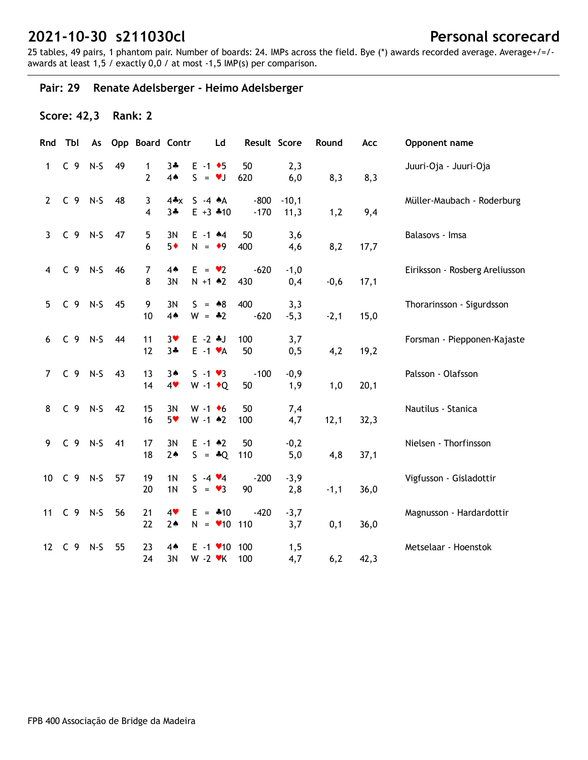# 2021-10-30 s211030cl

## Personal scorecard

25 tables, 49 pairs, 1 phantom pair. Number of boards: 24. IMPs across the field. Bye (*) awards recorded average. Average+/=/- awards at least 1,5 / exactly 0,0 / at most -1,5 IMP(s) per comparison.

### Pair: 29 Renate Adelsberger - Heimo Adelsberger

**Score: 42,3 Rank: 2**

| Rnd | Tbl | As | Opp | Board | Contr | | Ld | Result | Score | Round | Acc | Opponent name |
|---|---|---|---|---|---|---|---|---|---|---|---|---|
| 1 | C 9 | N-S | 49 | 1 | 3♣ | E -1 | ♦5 | 50 | 2,3 | | | Juuri-Oja - Juuri-Oja |
| | | | | 2 | 4♠ | S = | ♥J | 620 | 6,0 | 8,3 | 8,3 | |
| 2 | C 9 | N-S | 48 | 3 | 4♣x | S -4 | ♠A | -800 | -10,1 | | | Müller-Maubach - Roderburg |
| | | | | 4 | 3♣ | E +3 | ♣10 | -170 | 11,3 | 1,2 | 9,4 | |
| 3 | C 9 | N-S | 47 | 5 | 3N | E -1 | ♠4 | 50 | 3,6 | | | Balasovs - Imsa |
| | | | | 6 | 5♦ | N = | ♦9 | 400 | 4,6 | 8,2 | 17,7 | |
| 4 | C 9 | N-S | 46 | 7 | 4♠ | E = | ♥2 | -620 | -1,0 | | | Eiriksson - Rosberg Areliusson |
| | | | | 8 | 3N | N +1 | ♠2 | 430 | 0,4 | -0,6 | 17,1 | |
| 5 | C 9 | N-S | 45 | 9 | 3N | S = | ♠8 | 400 | 3,3 | | | Thorarinsson - Sigurdsson |
| | | | | 10 | 4♠ | W = | ♣2 | -620 | -5,3 | -2,1 | 15,0 | |
| 6 | C 9 | N-S | 44 | 11 | 3♥ | E -2 | ♣J | 100 | 3,7 | | | Forsman - Piepponen-Kajaste |
| | | | | 12 | 3♣ | E -1 | ♥A | 50 | 0,5 | 4,2 | 19,2 | |
| 7 | C 9 | N-S | 43 | 13 | 3♠ | S -1 | ♥3 | -100 | -0,9 | | | Palsson - Olafsson |
| | | | | 14 | 4♥ | W -1 | ♦Q | 50 | 1,9 | 1,0 | 20,1 | |
| 8 | C 9 | N-S | 42 | 15 | 3N | W -1 | ♦6 | 50 | 7,4 | | | Nautilus - Stanica |
| | | | | 16 | 5♥ | W -1 | ♠2 | 100 | 4,7 | 12,1 | 32,3 | |
| 9 | C 9 | N-S | 41 | 17 | 3N | E -1 | ♠2 | 50 | -0,2 | | | Nielsen - Thorfinsson |
| | | | | 18 | 2♠ | S = | ♣Q | 110 | 5,0 | 4,8 | 37,1 | |
| 10 | C 9 | N-S | 57 | 19 | 1N | S -4 | ♥4 | -200 | -3,9 | | | Vigfusson - Gisladottir |
| | | | | 20 | 1N | S = | ♥3 | 90 | 2,8 | -1,1 | 36,0 | |
| 11 | C 9 | N-S | 56 | 21 | 4♥ | E = | ♣10 | -420 | -3,7 | | | Magnusson - Hardardottir |
| | | | | 22 | 2♠ | N = | ♥10 | 110 | 3,7 | 0,1 | 36,0 | |
| 12 | C 9 | N-S | 55 | 23 | 4♠ | E -1 | ♥10 | 100 | 1,5 | | | Metselaar - Hoenstok |
| | | | | 24 | 3N | W -2 | ♥K | 100 | 4,7 | 6,2 | 42,3 | |

FPB 400 Associação de Bridge da Madeira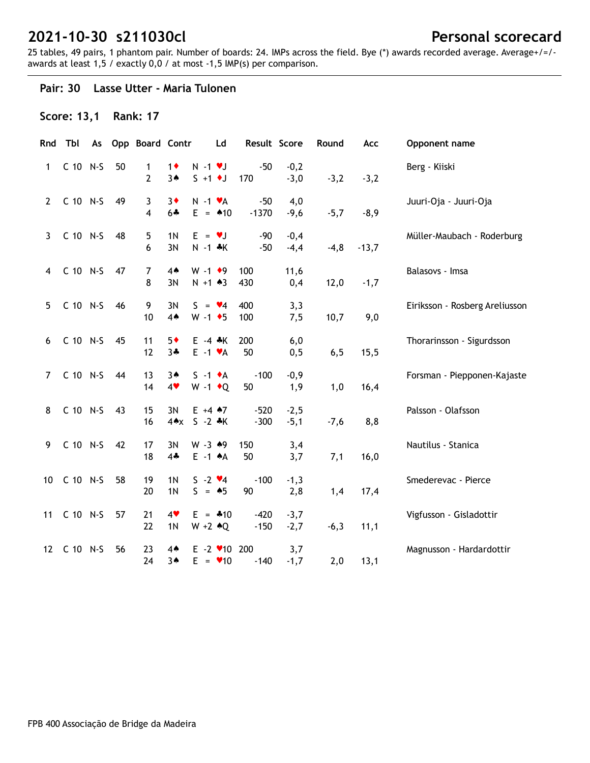# 2021-10-30 s211030cl

## Personal scorecard

25 tables, 49 pairs, 1 phantom pair. Number of boards: 24. IMPs across the field. Bye (*) awards recorded average. Average+/=/- awards at least 1,5 / exactly 0,0 / at most -1,5 IMP(s) per comparison.

### Pair: 30 Lasse Utter - Maria Tulonen

**Score: 13,1 Rank: 17**

| Rnd | Tbl | As | Opp | Board | Contr | | Ld | Result | | Score | Round | Acc | Opponent name |
|---|---|---|---|---|---|---|---|---|---|---|---|---|---|
| 1 | C 10 | N-S | 50 | 1 | 1♦ | N -1 | ♥J | | -50 | -0,2 | | | Berg - Kiiski |
| | | | | 2 | 3♠ | S +1 | ♦J | 170 | | -3,0 | -3,2 | -3,2 | |
| 2 | C 10 | N-S | 49 | 3 | 3♦ | N -1 | ♥A | | -50 | 4,0 | | | Juuri-Oja - Juuri-Oja |
| | | | | 4 | 6♣ | E = | ♠10 | | -1370 | -9,6 | -5,7 | -8,9 | |
| 3 | C 10 | N-S | 48 | 5 | 1N | E = | ♥J | | -90 | -0,4 | | | Müller-Maubach - Roderburg |
| | | | | 6 | 3N | N -1 | ♣K | | -50 | -4,4 | -4,8 | -13,7 | |
| 4 | C 10 | N-S | 47 | 7 | 4♠ | W -1 | ♦9 | 100 | | 11,6 | | | Balasovs - Imsa |
| | | | | 8 | 3N | N +1 | ♠3 | 430 | | 0,4 | 12,0 | -1,7 | |
| 5 | C 10 | N-S | 46 | 9 | 3N | S = | ♥4 | 400 | | 3,3 | | | Eiriksson - Rosberg Areliusson |
| | | | | 10 | 4♠ | W -1 | ♦5 | 100 | | 7,5 | 10,7 | 9,0 | |
| 6 | C 10 | N-S | 45 | 11 | 5♦ | E -4 | ♣K | 200 | | 6,0 | | | Thorarinsson - Sigurdsson |
| | | | | 12 | 3♣ | E -1 | ♥A | 50 | | 0,5 | 6,5 | 15,5 | |
| 7 | C 10 | N-S | 44 | 13 | 3♠ | S -1 | ♦A | | -100 | -0,9 | | | Forsman - Piepponen-Kajaste |
| | | | | 14 | 4♥ | W -1 | ♦Q | 50 | | 1,9 | 1,0 | 16,4 | |
| 8 | C 10 | N-S | 43 | 15 | 3N | E +4 | ♠7 | | -520 | -2,5 | | | Palsson - Olafsson |
| | | | | 16 | 4♠x | S -2 | ♣K | | -300 | -5,1 | -7,6 | 8,8 | |
| 9 | C 10 | N-S | 42 | 17 | 3N | W -3 | ♠9 | 150 | | 3,4 | | | Nautilus - Stanica |
| | | | | 18 | 4♣ | E -1 | ♠A | 50 | | 3,7 | 7,1 | 16,0 | |
| 10 | C 10 | N-S | 58 | 19 | 1N | S -2 | ♥4 | | -100 | -1,3 | | | Smederevac - Pierce |
| | | | | 20 | 1N | S = | ♠5 | 90 | | 2,8 | 1,4 | 17,4 | |
| 11 | C 10 | N-S | 57 | 21 | 4♥ | E = | ♣10 | | -420 | -3,7 | | | Vigfusson - Gisladottir |
| | | | | 22 | 1N | W +2 | ♠Q | | -150 | -2,7 | -6,3 | 11,1 | |
| 12 | C 10 | N-S | 56 | 23 | 4♠ | E -2 | ♥10 | 200 | | 3,7 | | | Magnusson - Hardardottir |
| | | | | 24 | 3♠ | E = | ♥10 | | -140 | -1,7 | 2,0 | 13,1 | |

FPB 400 Associação de Bridge da Madeira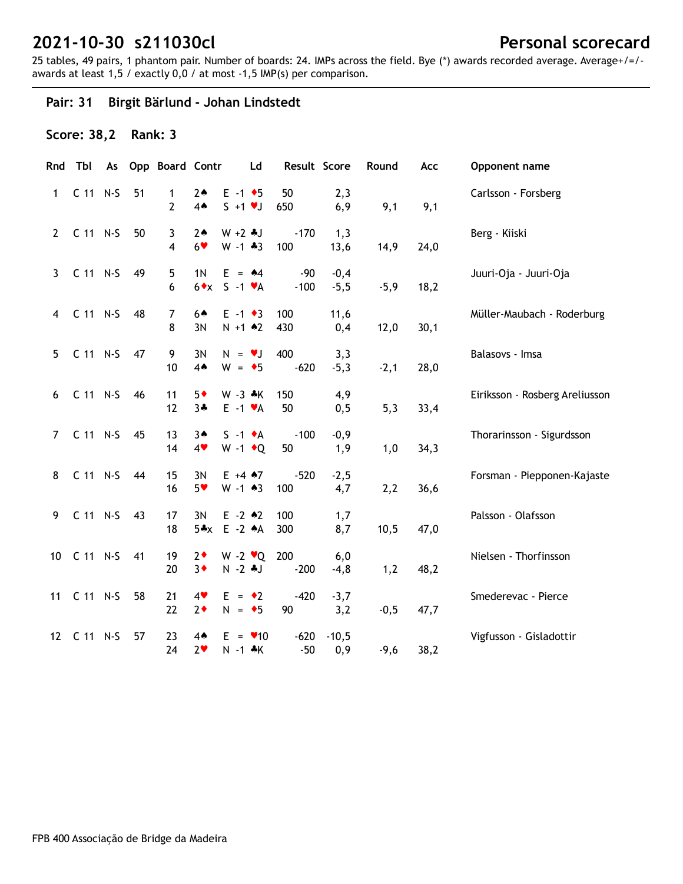# 2021-10-30 s211030cl

## Personal scorecard

25 tables, 49 pairs, 1 phantom pair. Number of boards: 24. IMPs across the field. Bye (*) awards recorded average. Average+/=/- awards at least 1,5 / exactly 0,0 / at most -1,5 IMP(s) per comparison.

### Pair: 31 Birgit Bärlund - Johan Lindstedt

**Score: 38,2 Rank: 3**

| Rnd | Tbl | As | Opp | Board | Contr | | Ld | Result | | Score | Round | Acc | Opponent name |
|---|---|---|---|---|---|---|---|---|---|---|---|---|---|
| 1 | C 11 | N-S | 51 | 1 | 2♠ | E -1 | ♦5 | 50 | | 2,3 | | | Carlsson - Forsberg |
| | | | | 2 | 4♠ | S +1 | ♥J | 650 | | 6,9 | 9,1 | 9,1 | |
| 2 | C 11 | N-S | 50 | 3 | 2♠ | W +2 | ♣J | | -170 | 1,3 | | | Berg - Kiiski |
| | | | | 4 | 6♥ | W -1 | ♣3 | 100 | | 13,6 | 14,9 | 24,0 | |
| 3 | C 11 | N-S | 49 | 5 | 1N | E = | ♠4 | | -90 | -0,4 | | | Juuri-Oja - Juuri-Oja |
| | | | | 6 | 6♦x | S -1 | ♥A | | -100 | -5,5 | -5,9 | 18,2 | |
| 4 | C 11 | N-S | 48 | 7 | 6♠ | E -1 | ♦3 | 100 | | 11,6 | | | Müller-Maubach - Roderburg |
| | | | | 8 | 3N | N +1 | ♠2 | 430 | | 0,4 | 12,0 | 30,1 | |
| 5 | C 11 | N-S | 47 | 9 | 3N | N = | ♥J | 400 | | 3,3 | | | Balasovs - Imsa |
| | | | | 10 | 4♠ | W = | ♦5 | | -620 | -5,3 | -2,1 | 28,0 | |
| 6 | C 11 | N-S | 46 | 11 | 5♦ | W -3 | ♣K | 150 | | 4,9 | | | Eiriksson - Rosberg Areliusson |
| | | | | 12 | 3♣ | E -1 | ♥A | 50 | | 0,5 | 5,3 | 33,4 | |
| 7 | C 11 | N-S | 45 | 13 | 3♠ | S -1 | ♦A | | -100 | -0,9 | | | Thorarinsson - Sigurdsson |
| | | | | 14 | 4♥ | W -1 | ♦Q | 50 | | 1,9 | 1,0 | 34,3 | |
| 8 | C 11 | N-S | 44 | 15 | 3N | E +4 | ♠7 | | -520 | -2,5 | | | Forsman - Piepponen-Kajaste |
| | | | | 16 | 5♥ | W -1 | ♠3 | 100 | | 4,7 | 2,2 | 36,6 | |
| 9 | C 11 | N-S | 43 | 17 | 3N | E -2 | ♠2 | 100 | | 1,7 | | | Palsson - Olafsson |
| | | | | 18 | 5♣x | E -2 | ♠A | 300 | | 8,7 | 10,5 | 47,0 | |
| 10 | C 11 | N-S | 41 | 19 | 2♦ | W -2 | ♥Q | 200 | | 6,0 | | | Nielsen - Thorfinsson |
| | | | | 20 | 3♦ | N -2 | ♣J | | -200 | -4,8 | 1,2 | 48,2 | |
| 11 | C 11 | N-S | 58 | 21 | 4♥ | E = | ♦2 | | -420 | -3,7 | | | Smederevac - Pierce |
| | | | | 22 | 2♦ | N = | ♦5 | 90 | | 3,2 | -0,5 | 47,7 | |
| 12 | C 11 | N-S | 57 | 23 | 4♠ | E = | ♥10 | | -620 | -10,5 | | | Vigfusson - Gisladottir |
| | | | | 24 | 2♥ | N -1 | ♣K | | -50 | 0,9 | -9,6 | 38,2 | |

FPB 400 Associação de Bridge da Madeira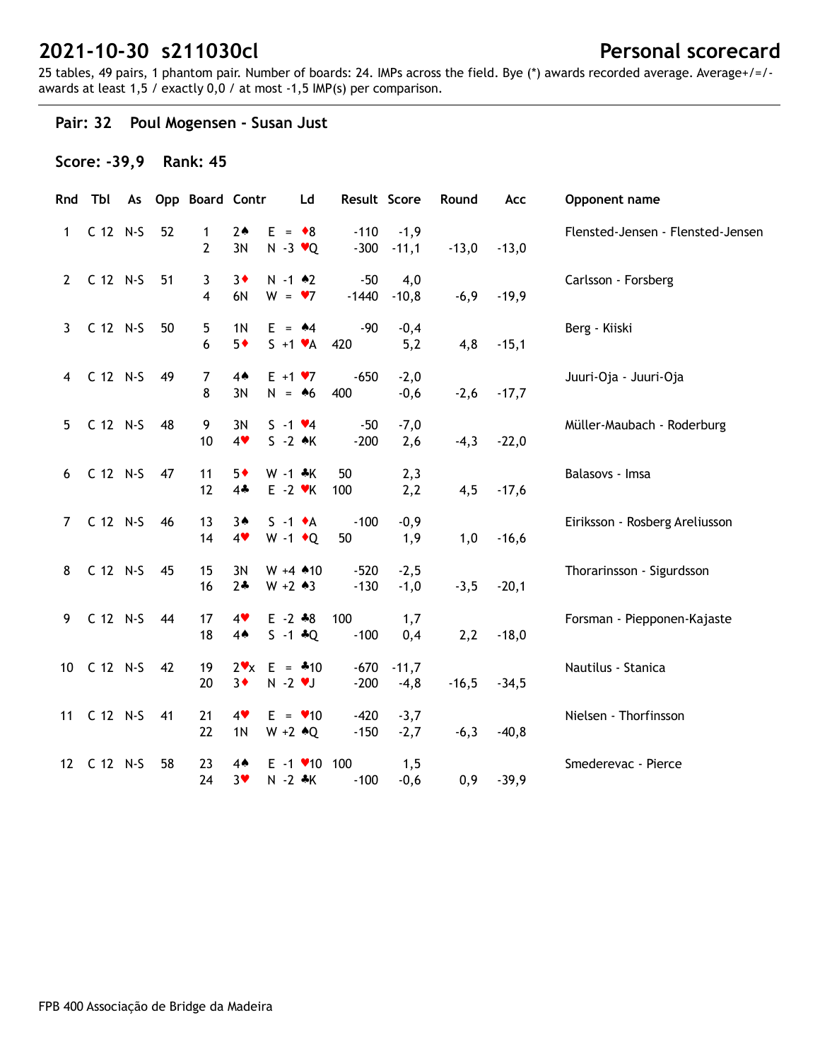# 2021-10-30 s211030cl

## Personal scorecard

25 tables, 49 pairs, 1 phantom pair. Number of boards: 24. IMPs across the field. Bye (*) awards recorded average. Average+/=/- awards at least 1,5 / exactly 0,0 / at most -1,5 IMP(s) per comparison.

### Pair: 32 Poul Mogensen - Susan Just

**Score: -39,9 Rank: 45**

| Rnd | Tbl | As | Opp | Board | Contr | | Ld | Result | | Score | Round | Acc | Opponent name |
|---|---|---|---|---|---|---|---|---|---|---|---|---|---|
| 1 | C 12 | N-S | 52 | 1 | 2♠ | E = | ♦8 | | -110 | -1,9 | | | Flensted-Jensen - Flensted-Jensen |
| | | | | 2 | 3N | N -3 | ♥Q | | -300 | -11,1 | -13,0 | -13,0 | |
| 2 | C 12 | N-S | 51 | 3 | 3♦ | N -1 | ♠2 | | -50 | 4,0 | | | Carlsson - Forsberg |
| | | | | 4 | 6N | W = | ♥7 | | -1440 | -10,8 | -6,9 | -19,9 | |
| 3 | C 12 | N-S | 50 | 5 | 1N | E = | ♠4 | | -90 | -0,4 | | | Berg - Kiiski |
| | | | | 6 | 5♦ | S +1 | ♥A | 420 | | 5,2 | 4,8 | -15,1 | |
| 4 | C 12 | N-S | 49 | 7 | 4♠ | E +1 | ♥7 | | -650 | -2,0 | | | Juuri-Oja - Juuri-Oja |
| | | | | 8 | 3N | N = | ♠6 | 400 | | -0,6 | -2,6 | -17,7 | |
| 5 | C 12 | N-S | 48 | 9 | 3N | S -1 | ♥4 | | -50 | -7,0 | | | Müller-Maubach - Roderburg |
| | | | | 10 | 4♥ | S -2 | ♠K | | -200 | 2,6 | -4,3 | -22,0 | |
| 6 | C 12 | N-S | 47 | 11 | 5♦ | W -1 | ♣K | 50 | | 2,3 | | | Balasovs - Imsa |
| | | | | 12 | 4♣ | E -2 | ♥K | 100 | | 2,2 | 4,5 | -17,6 | |
| 7 | C 12 | N-S | 46 | 13 | 3♠ | S -1 | ♦A | | -100 | -0,9 | | | Eiriksson - Rosberg Areliusson |
| | | | | 14 | 4♥ | W -1 | ♦Q | 50 | | 1,9 | 1,0 | -16,6 | |
| 8 | C 12 | N-S | 45 | 15 | 3N | W +4 | ♠10 | | -520 | -2,5 | | | Thorarinsson - Sigurdsson |
| | | | | 16 | 2♣ | W +2 | ♠3 | | -130 | -1,0 | -3,5 | -20,1 | |
| 9 | C 12 | N-S | 44 | 17 | 4♥ | E -2 | ♣8 | 100 | | 1,7 | | | Forsman - Piepponen-Kajaste |
| | | | | 18 | 4♠ | S -1 | ♣Q | | -100 | 0,4 | 2,2 | -18,0 | |
| 10 | C 12 | N-S | 42 | 19 | 2♥x | E = | ♣10 | | -670 | -11,7 | | | Nautilus - Stanica |
| | | | | 20 | 3♦ | N -2 | ♥J | | -200 | -4,8 | -16,5 | -34,5 | |
| 11 | C 12 | N-S | 41 | 21 | 4♥ | E = | ♥10 | | -420 | -3,7 | | | Nielsen - Thorfinsson |
| | | | | 22 | 1N | W +2 | ♠Q | | -150 | -2,7 | -6,3 | -40,8 | |
| 12 | C 12 | N-S | 58 | 23 | 4♠ | E -1 | ♥10 | 100 | | 1,5 | | | Smederevac - Pierce |
| | | | | 24 | 3♥ | N -2 | ♣K | | -100 | -0,6 | 0,9 | -39,9 | |

FPB 400 Associação de Bridge da Madeira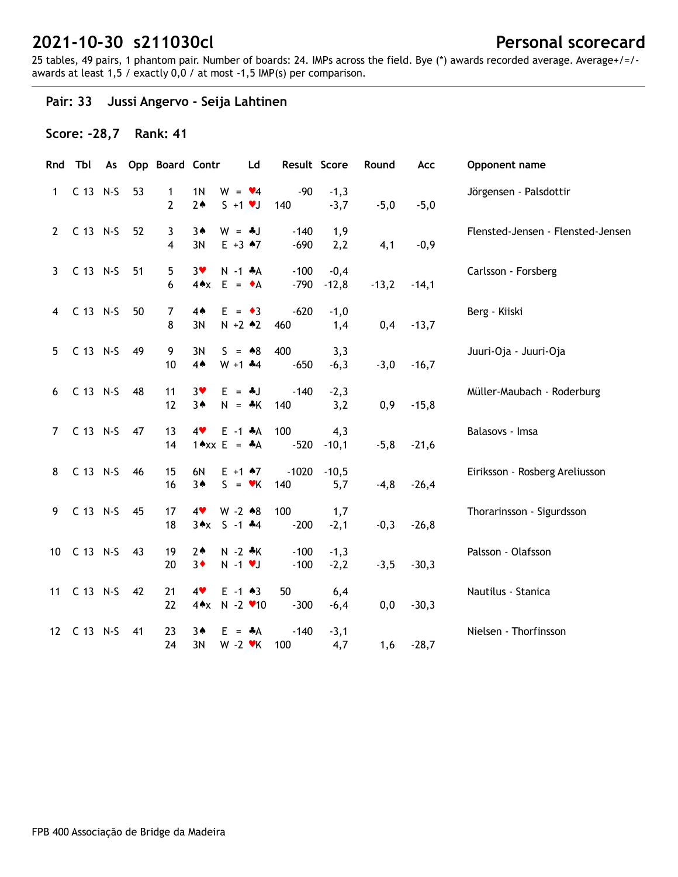# 2021-10-30 s211030cl

## Personal scorecard

25 tables, 49 pairs, 1 phantom pair. Number of boards: 24. IMPs across the field. Bye (*) awards recorded average. Average+/=/- awards at least 1,5 / exactly 0,0 / at most -1,5 IMP(s) per comparison.

### Pair: 33 Jussi Angervo - Seija Lahtinen

**Score: -28,7 Rank: 41**

| Rnd | Tbl | As | Opp | Board | Contr | | Ld | Result | Score | Round | Acc | Opponent name |
|---|---|---|---|---|---|---|---|---|---|---|---|---|
| 1 | C 13 | N-S | 53 | 1 | 1N | W = | ♥4 | -90 | -1,3 | | | Jörgensen - Palsdottir |
| | | | | 2 | 2♠ | S +1 | ♥J | 140 | -3,7 | -5,0 | -5,0 | |
| 2 | C 13 | N-S | 52 | 3 | 3♠ | W = | ♣J | -140 | 1,9 | | | Flensted-Jensen - Flensted-Jensen |
| | | | | 4 | 3N | E +3 | ♠7 | -690 | 2,2 | 4,1 | -0,9 | |
| 3 | C 13 | N-S | 51 | 5 | 3♥ | N -1 | ♣A | -100 | -0,4 | | | Carlsson - Forsberg |
| | | | | 6 | 4♠x | E = | ♦A | -790 | -12,8 | -13,2 | -14,1 | |
| 4 | C 13 | N-S | 50 | 7 | 4♠ | E = | ♦3 | -620 | -1,0 | | | Berg - Kiiski |
| | | | | 8 | 3N | N +2 | ♠2 | 460 | 1,4 | 0,4 | -13,7 | |
| 5 | C 13 | N-S | 49 | 9 | 3N | S = | ♠8 | 400 | 3,3 | | | Juuri-Oja - Juuri-Oja |
| | | | | 10 | 4♠ | W +1 | ♣4 | -650 | -6,3 | -3,0 | -16,7 | |
| 6 | C 13 | N-S | 48 | 11 | 3♥ | E = | ♣J | -140 | -2,3 | | | Müller-Maubach - Roderburg |
| | | | | 12 | 3♠ | N = | ♣K | 140 | 3,2 | 0,9 | -15,8 | |
| 7 | C 13 | N-S | 47 | 13 | 4♥ | E -1 | ♣A | 100 | 4,3 | | | Balasovs - Imsa |
| | | | | 14 | 1♠xx | E = | ♣A | -520 | -10,1 | -5,8 | -21,6 | |
| 8 | C 13 | N-S | 46 | 15 | 6N | E +1 | ♠7 | -1020 | -10,5 | | | Eiriksson - Rosberg Areliusson |
| | | | | 16 | 3♠ | S = | ♥K | 140 | 5,7 | -4,8 | -26,4 | |
| 9 | C 13 | N-S | 45 | 17 | 4♥ | W -2 | ♠8 | 100 | 1,7 | | | Thorarinsson - Sigurdsson |
| | | | | 18 | 3♠x | S -1 | ♣4 | -200 | -2,1 | -0,3 | -26,8 | |
| 10 | C 13 | N-S | 43 | 19 | 2♠ | N -2 | ♣K | -100 | -1,3 | | | Palsson - Olafsson |
| | | | | 20 | 3♦ | N -1 | ♥J | -100 | -2,2 | -3,5 | -30,3 | |
| 11 | C 13 | N-S | 42 | 21 | 4♥ | E -1 | ♠3 | 50 | 6,4 | | | Nautilus - Stanica |
| | | | | 22 | 4♠x | N -2 | ♥10 | -300 | -6,4 | 0,0 | -30,3 | |
| 12 | C 13 | N-S | 41 | 23 | 3♠ | E = | ♣A | -140 | -3,1 | | | Nielsen - Thorfinsson |
| | | | | 24 | 3N | W -2 | ♥K | 100 | 4,7 | 1,6 | -28,7 | |

FPB 400 Associação de Bridge da Madeira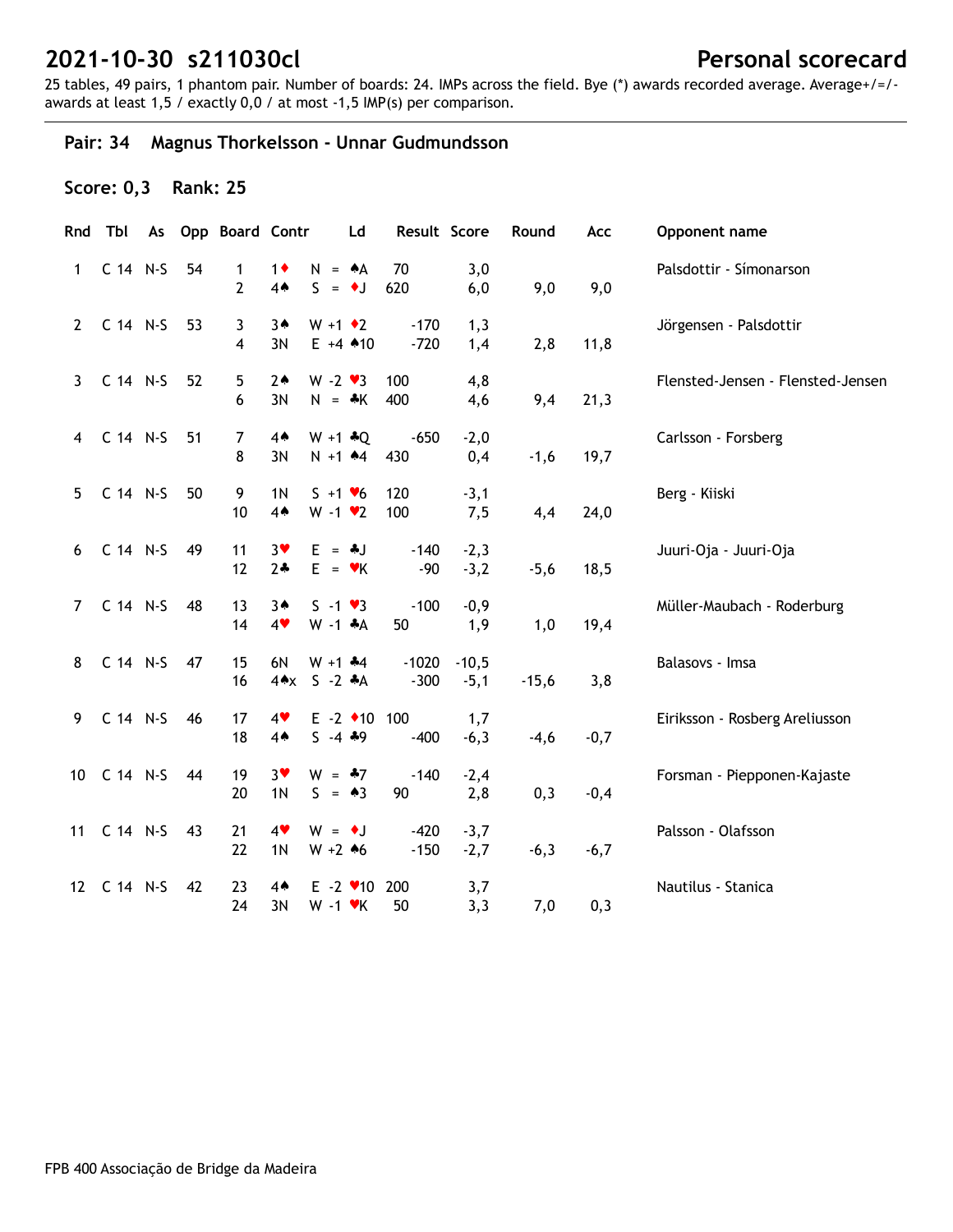# 2021-10-30 s211030cl

## Personal scorecard

25 tables, 49 pairs, 1 phantom pair. Number of boards: 24. IMPs across the field. Bye (*) awards recorded average. Average+/=/- awards at least 1,5 / exactly 0,0 / at most -1,5 IMP(s) per comparison.

### Pair: 34 Magnus Thorkelsson - Unnar Gudmundsson

**Score: 0,3 Rank: 25**

| Rnd | Tbl | As | Opp | Board | Contr | | Ld | Result | Score | Round | Acc | Opponent name |
|---|---|---|---|---|---|---|---|---|---|---|---|---|
| 1 | C 14 | N-S | 54 | 1 | 1♦ | N = | ♠A | 70 | 3,0 | | | Palsdottir - Símonarson |
| | | | | 2 | 4♠ | S = | ♦J | 620 | 6,0 | 9,0 | 9,0 | |
| 2 | C 14 | N-S | 53 | 3 | 3♠ | W +1 | ♦2 | -170 | 1,3 | | | Jörgensen - Palsdottir |
| | | | | 4 | 3N | E +4 | ♠10 | -720 | 1,4 | 2,8 | 11,8 | |
| 3 | C 14 | N-S | 52 | 5 | 2♠ | W -2 | ♥3 | 100 | 4,8 | | | Flensted-Jensen - Flensted-Jensen |
| | | | | 6 | 3N | N = | ♣K | 400 | 4,6 | 9,4 | 21,3 | |
| 4 | C 14 | N-S | 51 | 7 | 4♠ | W +1 | ♣Q | -650 | -2,0 | | | Carlsson - Forsberg |
| | | | | 8 | 3N | N +1 | ♠4 | 430 | 0,4 | -1,6 | 19,7 | |
| 5 | C 14 | N-S | 50 | 9 | 1N | S +1 | ♥6 | 120 | -3,1 | | | Berg - Kiiski |
| | | | | 10 | 4♠ | W -1 | ♥2 | 100 | 7,5 | 4,4 | 24,0 | |
| 6 | C 14 | N-S | 49 | 11 | 3♥ | E = | ♣J | -140 | -2,3 | | | Juuri-Oja - Juuri-Oja |
| | | | | 12 | 2♣ | E = | ♥K | -90 | -3,2 | -5,6 | 18,5 | |
| 7 | C 14 | N-S | 48 | 13 | 3♠ | S -1 | ♥3 | -100 | -0,9 | | | Müller-Maubach - Roderburg |
| | | | | 14 | 4♥ | W -1 | ♣A | 50 | 1,9 | 1,0 | 19,4 | |
| 8 | C 14 | N-S | 47 | 15 | 6N | W +1 | ♣4 | -1020 | -10,5 | | | Balasovs - Imsa |
| | | | | 16 | 4♠x | S -2 | ♣A | -300 | -5,1 | -15,6 | 3,8 | |
| 9 | C 14 | N-S | 46 | 17 | 4♥ | E -2 | ♦10 | 100 | 1,7 | | | Eiriksson - Rosberg Areliusson |
| | | | | 18 | 4♠ | S -4 | ♣9 | -400 | -6,3 | -4,6 | -0,7 | |
| 10 | C 14 | N-S | 44 | 19 | 3♥ | W = | ♣7 | -140 | -2,4 | | | Forsman - Piepponen-Kajaste |
| | | | | 20 | 1N | S = | ♠3 | 90 | 2,8 | 0,3 | -0,4 | |
| 11 | C 14 | N-S | 43 | 21 | 4♥ | W = | ♦J | -420 | -3,7 | | | Palsson - Olafsson |
| | | | | 22 | 1N | W +2 | ♠6 | -150 | -2,7 | -6,3 | -6,7 | |
| 12 | C 14 | N-S | 42 | 23 | 4♠ | E -2 | ♥10 | 200 | 3,7 | | | Nautilus - Stanica |
| | | | | 24 | 3N | W -1 | ♥K | 50 | 3,3 | 7,0 | 0,3 | |

FPB 400 Associação de Bridge da Madeira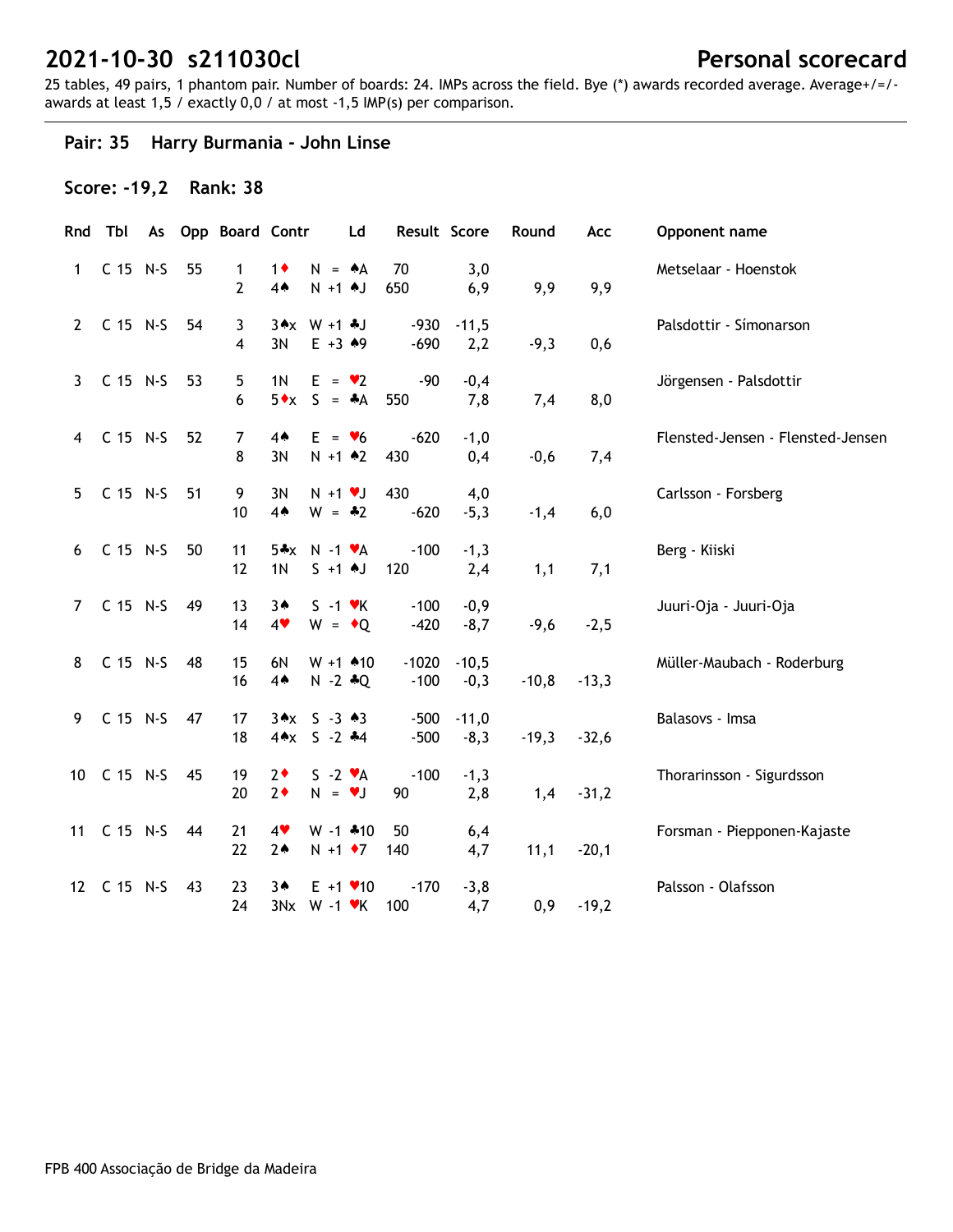# 2021-10-30 s211030cl

**Personal scorecard**

25 tables, 49 pairs, 1 phantom pair. Number of boards: 24. IMPs across the field. Bye (*) awards recorded average. Average+/=/- awards at least 1,5 / exactly 0,0 / at most -1,5 IMP(s) per comparison.

## Pair: 35 Harry Burmania - John Linse

### Score: -19,2 Rank: 38

| Rnd | Tbl | As | Opp | Board | Contr | | Ld | Result | Score | Round | Acc | Opponent name |
|---|---|---|---|---|---|---|---|---|---|---|---|---|
| 1 | C 15 | N-S | 55 | 1 | 1♦ | N = | ♠A | 70 | 3,0 | | | Metselaar - Hoenstok |
| | | | | 2 | 4♠ | N +1 | ♠J | 650 | 6,9 | 9,9 | 9,9 | |
| 2 | C 15 | N-S | 54 | 3 | 3♠x | W +1 | ♣J | -930 | -11,5 | | | Palsdottir - Símonarson |
| | | | | 4 | 3N | E +3 | ♠9 | -690 | 2,2 | -9,3 | 0,6 | |
| 3 | C 15 | N-S | 53 | 5 | 1N | E = | ♥2 | -90 | -0,4 | | | Jörgensen - Palsdottir |
| | | | | 6 | 5♦x | S = | ♣A | 550 | 7,8 | 7,4 | 8,0 | |
| 4 | C 15 | N-S | 52 | 7 | 4♠ | E = | ♥6 | -620 | -1,0 | | | Flensted-Jensen - Flensted-Jensen |
| | | | | 8 | 3N | N +1 | ♠2 | 430 | 0,4 | -0,6 | 7,4 | |
| 5 | C 15 | N-S | 51 | 9 | 3N | N +1 | ♥J | 430 | 4,0 | | | Carlsson - Forsberg |
| | | | | 10 | 4♠ | W = | ♣2 | -620 | -5,3 | -1,4 | 6,0 | |
| 6 | C 15 | N-S | 50 | 11 | 5♣x | N -1 | ♥A | -100 | -1,3 | | | Berg - Kiiski |
| | | | | 12 | 1N | S +1 | ♠J | 120 | 2,4 | 1,1 | 7,1 | |
| 7 | C 15 | N-S | 49 | 13 | 3♠ | S -1 | ♥K | -100 | -0,9 | | | Juuri-Oja - Juuri-Oja |
| | | | | 14 | 4♥ | W = | ♦Q | -420 | -8,7 | -9,6 | -2,5 | |
| 8 | C 15 | N-S | 48 | 15 | 6N | W +1 | ♠10 | -1020 | -10,5 | | | Müller-Maubach - Roderburg |
| | | | | 16 | 4♠ | N -2 | ♣Q | -100 | -0,3 | -10,8 | -13,3 | |
| 9 | C 15 | N-S | 47 | 17 | 3♠x | S -3 | ♠3 | -500 | -11,0 | | | Balasovs - Imsa |
| | | | | 18 | 4♠x | S -2 | ♣4 | -500 | -8,3 | -19,3 | -32,6 | |
| 10 | C 15 | N-S | 45 | 19 | 2♦ | S -2 | ♥A | -100 | -1,3 | | | Thorarinsson - Sigurdsson |
| | | | | 20 | 2♦ | N = | ♥J | 90 | 2,8 | 1,4 | -31,2 | |
| 11 | C 15 | N-S | 44 | 21 | 4♥ | W -1 | ♣10 | 50 | 6,4 | | | Forsman - Piepponen-Kajaste |
| | | | | 22 | 2♠ | N +1 | ♦7 | 140 | 4,7 | 11,1 | -20,1 | |
| 12 | C 15 | N-S | 43 | 23 | 3♠ | E +1 | ♥10 | -170 | -3,8 | | | Palsson - Olafsson |
| | | | | 24 | 3Nx | W -1 | ♥K | 100 | 4,7 | 0,9 | -19,2 | |

FPB 400 Associação de Bridge da Madeira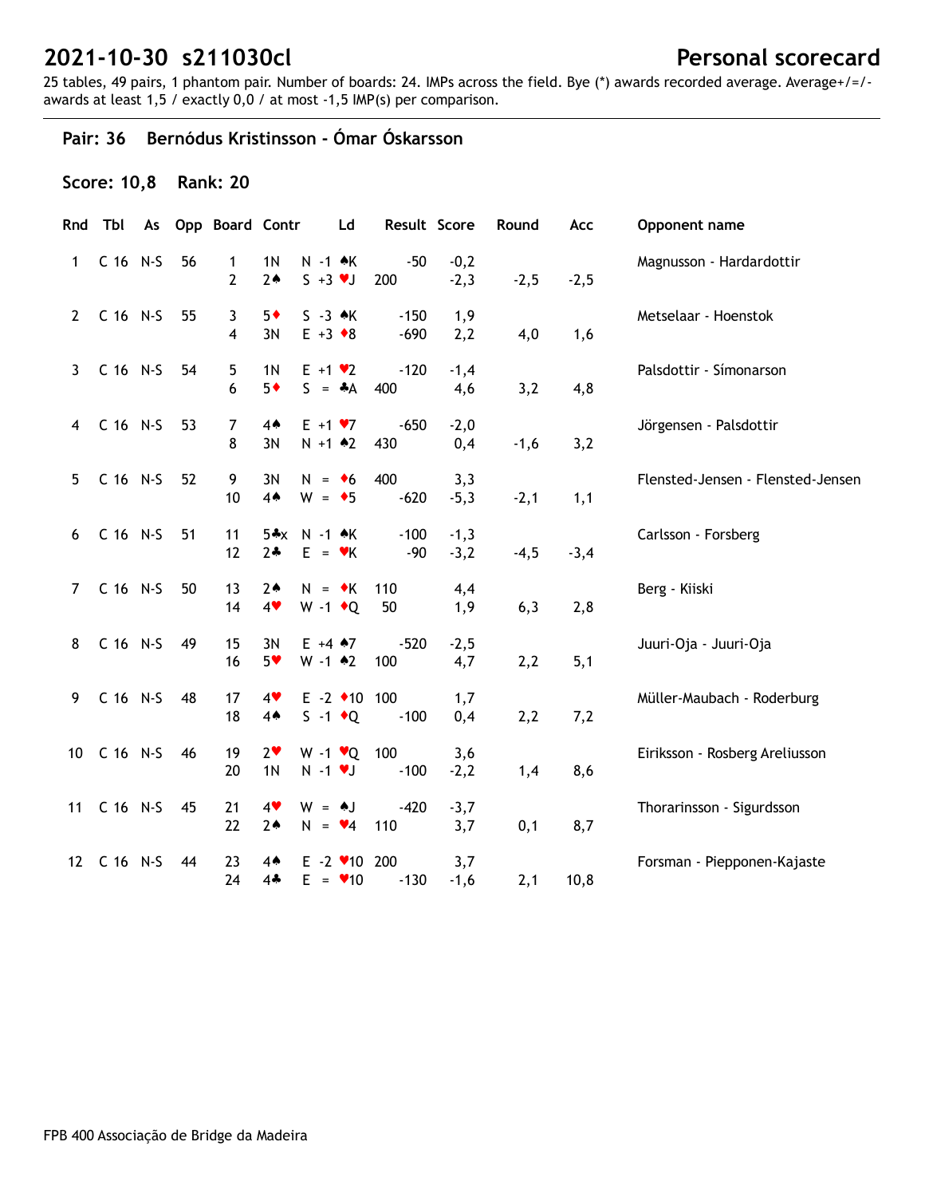# 2021-10-30 s211030cl

# Personal scorecard

25 tables, 49 pairs, 1 phantom pair. Number of boards: 24. IMPs across the field. Bye (*) awards recorded average. Average+/=/- awards at least 1,5 / exactly 0,0 / at most -1,5 IMP(s) per comparison.

## Pair: 36 Bernódus Kristinsson - Ómar Óskarsson

### Score: 10,8 Rank: 20

| Rnd | Tbl | As | Opp | Board | Contr | | Ld | Result | | Score | Round | Acc | Opponent name |
|---|---|---|---|---|---|---|---|---|---|---|---|---|---|
| 1 | C 16 | N-S | 56 | 1 | 1N | N -1 | ♠K | | -50 | -0,2 | | | Magnusson - Hardardottir |
| | | | | 2 | 2♠ | S +3 | ♥J | 200 | | -2,3 | -2,5 | -2,5 | |
| 2 | C 16 | N-S | 55 | 3 | 5♦ | S -3 | ♠K | | -150 | 1,9 | | | Metselaar - Hoenstok |
| | | | | 4 | 3N | E +3 | ♦8 | | -690 | 2,2 | 4,0 | 1,6 | |
| 3 | C 16 | N-S | 54 | 5 | 1N | E +1 | ♥2 | | -120 | -1,4 | | | Palsdottir - Símonarson |
| | | | | 6 | 5♦ | S = | ♣A | 400 | | 4,6 | 3,2 | 4,8 | |
| 4 | C 16 | N-S | 53 | 7 | 4♠ | E +1 | ♥7 | | -650 | -2,0 | | | Jörgensen - Palsdottir |
| | | | | 8 | 3N | N +1 | ♠2 | 430 | | 0,4 | -1,6 | 3,2 | |
| 5 | C 16 | N-S | 52 | 9 | 3N | N = | ♦6 | 400 | | 3,3 | | | Flensted-Jensen - Flensted-Jensen |
| | | | | 10 | 4♠ | W = | ♦5 | | -620 | -5,3 | -2,1 | 1,1 | |
| 6 | C 16 | N-S | 51 | 11 | 5♣x | N -1 | ♠K | | -100 | -1,3 | | | Carlsson - Forsberg |
| | | | | 12 | 2♣ | E = | ♥K | | -90 | -3,2 | -4,5 | -3,4 | |
| 7 | C 16 | N-S | 50 | 13 | 2♠ | N = | ♦K | 110 | | 4,4 | | | Berg - Kiiski |
| | | | | 14 | 4♥ | W -1 | ♦Q | 50 | | 1,9 | 6,3 | 2,8 | |
| 8 | C 16 | N-S | 49 | 15 | 3N | E +4 | ♠7 | | -520 | -2,5 | | | Juuri-Oja - Juuri-Oja |
| | | | | 16 | 5♥ | W -1 | ♠2 | 100 | | 4,7 | 2,2 | 5,1 | |
| 9 | C 16 | N-S | 48 | 17 | 4♥ | E -2 | ♦10 | 100 | | 1,7 | | | Müller-Maubach - Roderburg |
| | | | | 18 | 4♠ | S -1 | ♦Q | | -100 | 0,4 | 2,2 | 7,2 | |
| 10 | C 16 | N-S | 46 | 19 | 2♥ | W -1 | ♥Q | 100 | | 3,6 | | | Eiriksson - Rosberg Areliusson |
| | | | | 20 | 1N | N -1 | ♥J | | -100 | -2,2 | 1,4 | 8,6 | |
| 11 | C 16 | N-S | 45 | 21 | 4♥ | W = | ♠J | | -420 | -3,7 | | | Thorarinsson - Sigurdsson |
| | | | | 22 | 2♠ | N = | ♥4 | 110 | | 3,7 | 0,1 | 8,7 | |
| 12 | C 16 | N-S | 44 | 23 | 4♠ | E -2 | ♥10 | 200 | | 3,7 | | | Forsman - Piepponen-Kajaste |
| | | | | 24 | 4♣ | E = | ♥10 | | -130 | -1,6 | 2,1 | 10,8 | |

FPB 400 Associação de Bridge da Madeira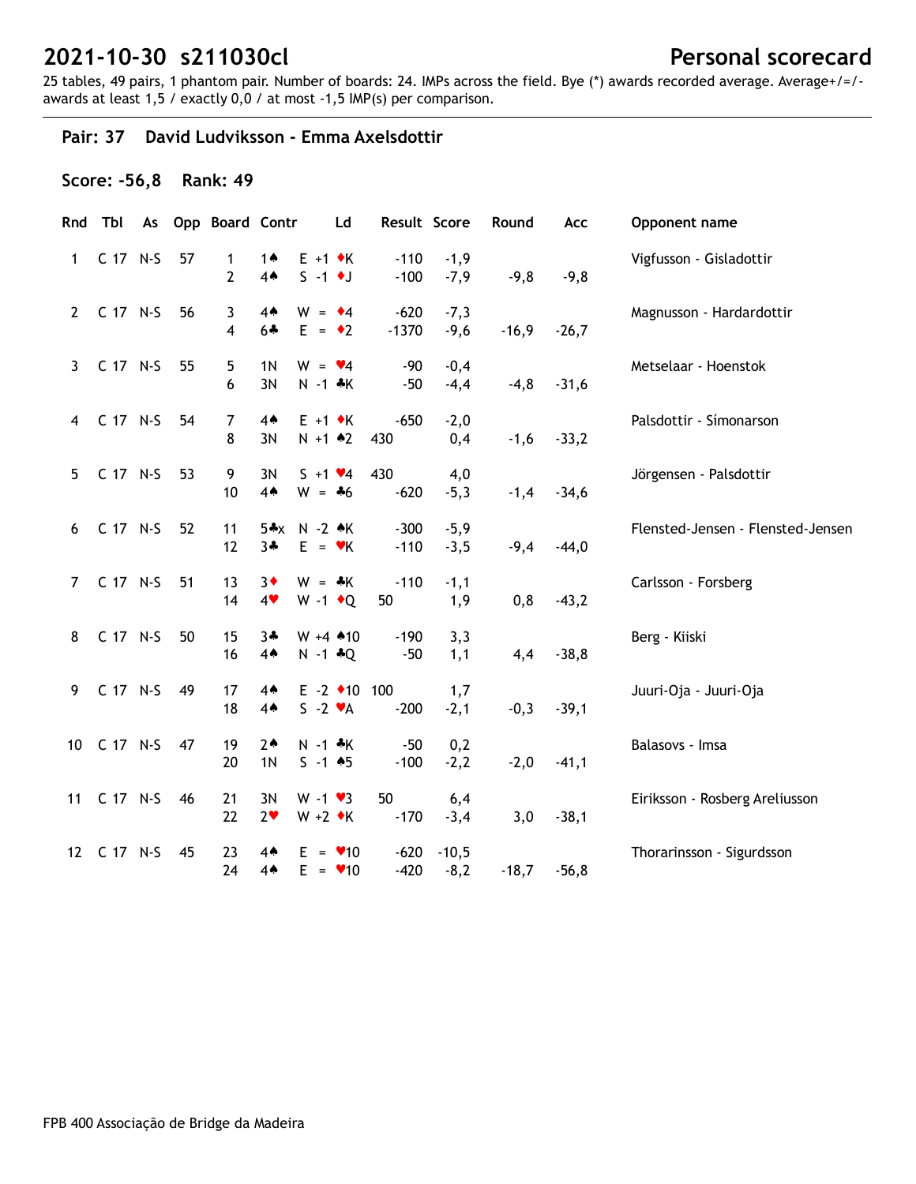# 2021-10-30 s211030cl

## Personal scorecard

25 tables, 49 pairs, 1 phantom pair. Number of boards: 24. IMPs across the field. Bye (*) awards recorded average. Average+/=/- awards at least 1,5 / exactly 0,0 / at most -1,5 IMP(s) per comparison.

### Pair: 37 David Ludviksson - Emma Axelsdottir

**Score: -56,8 Rank: 49**

| Rnd | Tbl | As | Opp | Board | Contr | | Ld | Result | | Score | Round | Acc | Opponent name |
|---|---|---|---|---|---|---|---|---|---|---|---|---|---|
| 1 | C 17 | N-S | 57 | 1 | 1♠ | E +1 | ♦K | | -110 | -1,9 | | | Vigfusson - Gisladottir |
| | | | | 2 | 4♠ | S -1 | ♦J | | -100 | -7,9 | -9,8 | -9,8 | |
| 2 | C 17 | N-S | 56 | 3 | 4♠ | W = | ♦4 | | -620 | -7,3 | | | Magnusson - Hardardottir |
| | | | | 4 | 6♣ | E = | ♦2 | | -1370 | -9,6 | -16,9 | -26,7 | |
| 3 | C 17 | N-S | 55 | 5 | 1N | W = | ♥4 | | -90 | -0,4 | | | Metselaar - Hoenstok |
| | | | | 6 | 3N | N -1 | ♣K | | -50 | -4,4 | -4,8 | -31,6 | |
| 4 | C 17 | N-S | 54 | 7 | 4♠ | E +1 | ♦K | | -650 | -2,0 | | | Palsdottir - Símonarson |
| | | | | 8 | 3N | N +1 | ♠2 | 430 | | 0,4 | -1,6 | -33,2 | |
| 5 | C 17 | N-S | 53 | 9 | 3N | S +1 | ♥4 | 430 | | 4,0 | | | Jörgensen - Palsdottir |
| | | | | 10 | 4♠ | W = | ♣6 | | -620 | -5,3 | -1,4 | -34,6 | |
| 6 | C 17 | N-S | 52 | 11 | 5♣x | N -2 | ♠K | | -300 | -5,9 | | | Flensted-Jensen - Flensted-Jensen |
| | | | | 12 | 3♣ | E = | ♥K | | -110 | -3,5 | -9,4 | -44,0 | |
| 7 | C 17 | N-S | 51 | 13 | 3♦ | W = | ♣K | | -110 | -1,1 | | | Carlsson - Forsberg |
| | | | | 14 | 4♥ | W -1 | ♦Q | 50 | | 1,9 | 0,8 | -43,2 | |
| 8 | C 17 | N-S | 50 | 15 | 3♣ | W +4 | ♠10 | | -190 | 3,3 | | | Berg - Kiiski |
| | | | | 16 | 4♠ | N -1 | ♣Q | | -50 | 1,1 | 4,4 | -38,8 | |
| 9 | C 17 | N-S | 49 | 17 | 4♠ | E -2 | ♦10 | 100 | | 1,7 | | | Juuri-Oja - Juuri-Oja |
| | | | | 18 | 4♠ | S -2 | ♥A | | -200 | -2,1 | -0,3 | -39,1 | |
| 10 | C 17 | N-S | 47 | 19 | 2♠ | N -1 | ♣K | | -50 | 0,2 | | | Balasovs - Imsa |
| | | | | 20 | 1N | S -1 | ♠5 | | -100 | -2,2 | -2,0 | -41,1 | |
| 11 | C 17 | N-S | 46 | 21 | 3N | W -1 | ♥3 | 50 | | 6,4 | | | Eiriksson - Rosberg Areliusson |
| | | | | 22 | 2♥ | W +2 | ♦K | | -170 | -3,4 | 3,0 | -38,1 | |
| 12 | C 17 | N-S | 45 | 23 | 4♠ | E = | ♥10 | | -620 | -10,5 | | | Thorarinsson - Sigurdsson |
| | | | | 24 | 4♠ | E = | ♥10 | | -420 | -8,2 | -18,7 | -56,8 | |

FPB 400 Associação de Bridge da Madeira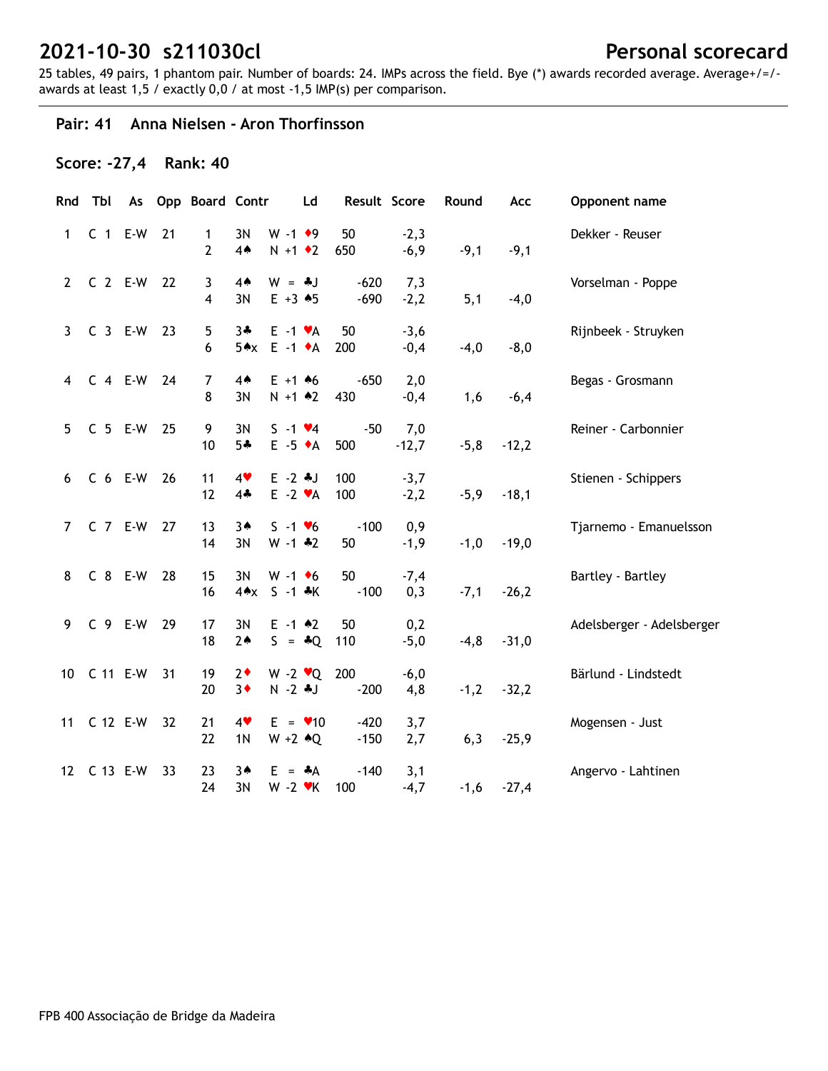# 2021-10-30 s211030cl

# Personal scorecard

25 tables, 49 pairs, 1 phantom pair. Number of boards: 24. IMPs across the field. Bye (*) awards recorded average. Average+/=/- awards at least 1,5 / exactly 0,0 / at most -1,5 IMP(s) per comparison.

## Pair: 41 Anna Nielsen - Aron Thorfinsson

### Score: -27,4 Rank: 40

| Rnd | Tbl | As | Opp | Board | Contr | | Ld | Result | | Score | Round | Acc | Opponent name |
|---|---|---|---|---|---|---|---|---|---|---|---|---|---|
| 1 | C 1 | E-W | 21 | 1 | 3N | W -1 | ♦9 | 50 | | -2,3 | | | Dekker - Reuser |
| | | | | 2 | 4♠ | N +1 | ♦2 | 650 | | -6,9 | -9,1 | -9,1 | |
| 2 | C 2 | E-W | 22 | 3 | 4♠ | W = | ♣J | | -620 | 7,3 | | | Vorselman - Poppe |
| | | | | 4 | 3N | E +3 | ♠5 | | -690 | -2,2 | 5,1 | -4,0 | |
| 3 | C 3 | E-W | 23 | 5 | 3♣ | E -1 | ♥A | 50 | | -3,6 | | | Rijnbeek - Struyken |
| | | | | 6 | 5♠x | E -1 | ♦A | 200 | | -0,4 | -4,0 | -8,0 | |
| 4 | C 4 | E-W | 24 | 7 | 4♠ | E +1 | ♠6 | | -650 | 2,0 | | | Begas - Grosmann |
| | | | | 8 | 3N | N +1 | ♠2 | 430 | | -0,4 | 1,6 | -6,4 | |
| 5 | C 5 | E-W | 25 | 9 | 3N | S -1 | ♥4 | | -50 | 7,0 | | | Reiner - Carbonnier |
| | | | | 10 | 5♣ | E -5 | ♦A | 500 | | -12,7 | -5,8 | -12,2 | |
| 6 | C 6 | E-W | 26 | 11 | 4♥ | E -2 | ♣J | 100 | | -3,7 | | | Stienen - Schippers |
| | | | | 12 | 4♣ | E -2 | ♥A | 100 | | -2,2 | -5,9 | -18,1 | |
| 7 | C 7 | E-W | 27 | 13 | 3♠ | S -1 | ♥6 | | -100 | 0,9 | | | Tjarnemo - Emanuelsson |
| | | | | 14 | 3N | W -1 | ♣2 | 50 | | -1,9 | -1,0 | -19,0 | |
| 8 | C 8 | E-W | 28 | 15 | 3N | W -1 | ♦6 | 50 | | -7,4 | | | Bartley - Bartley |
| | | | | 16 | 4♠x | S -1 | ♣K | | -100 | 0,3 | -7,1 | -26,2 | |
| 9 | C 9 | E-W | 29 | 17 | 3N | E -1 | ♠2 | 50 | | 0,2 | | | Adelsberger - Adelsberger |
| | | | | 18 | 2♠ | S = | ♣Q | 110 | | -5,0 | -4,8 | -31,0 | |
| 10 | C 11 | E-W | 31 | 19 | 2♦ | W -2 | ♥Q | 200 | | -6,0 | | | Bärlund - Lindstedt |
| | | | | 20 | 3♦ | N -2 | ♣J | | -200 | 4,8 | -1,2 | -32,2 | |
| 11 | C 12 | E-W | 32 | 21 | 4♥ | E = | ♥10 | | -420 | 3,7 | | | Mogensen - Just |
| | | | | 22 | 1N | W +2 | ♠Q | | -150 | 2,7 | 6,3 | -25,9 | |
| 12 | C 13 | E-W | 33 | 23 | 3♠ | E = | ♣A | | -140 | 3,1 | | | Angervo - Lahtinen |
| | | | | 24 | 3N | W -2 | ♥K | 100 | | -4,7 | -1,6 | -27,4 | |

FPB 400 Associação de Bridge da Madeira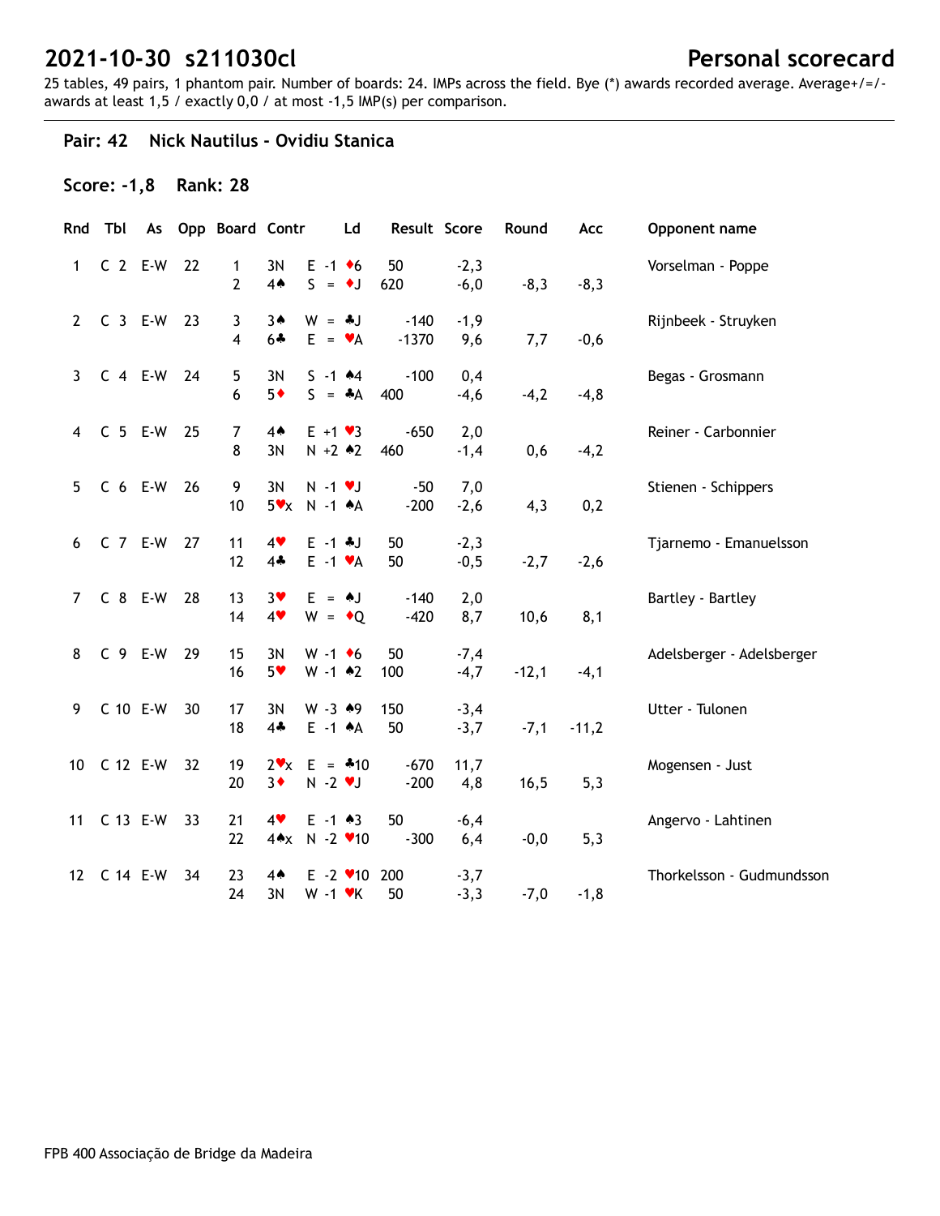# 2021-10-30 s211030cl

## Personal scorecard

25 tables, 49 pairs, 1 phantom pair. Number of boards: 24. IMPs across the field. Bye (*) awards recorded average. Average+/=/- awards at least 1,5 / exactly 0,0 / at most -1,5 IMP(s) per comparison.

### Pair: 42 Nick Nautilus - Ovidiu Stanica

**Score: -1,8 Rank: 28**

| Rnd | Tbl | As | Opp | Board | Contr | | Ld | Result | | Score | Round | Acc | Opponent name |
|---|---|---|---|---|---|---|---|---|---|---|---|---|---|
| 1 | C 2 | E-W | 22 | 1 | 3N | E -1 | ♦6 | 50 | | -2,3 | | | Vorselman - Poppe |
| | | | | 2 | 4♠ | S = | ♦J | 620 | | -6,0 | -8,3 | -8,3 | |
| 2 | C 3 | E-W | 23 | 3 | 3♠ | W = | ♣J | | -140 | -1,9 | | | Rijnbeek - Struyken |
| | | | | 4 | 6♣ | E = | ♥A | | -1370 | 9,6 | 7,7 | -0,6 | |
| 3 | C 4 | E-W | 24 | 5 | 3N | S -1 | ♠4 | | -100 | 0,4 | | | Begas - Grosmann |
| | | | | 6 | 5♦ | S = | ♣A | 400 | | -4,6 | -4,2 | -4,8 | |
| 4 | C 5 | E-W | 25 | 7 | 4♠ | E +1 | ♥3 | | -650 | 2,0 | | | Reiner - Carbonnier |
| | | | | 8 | 3N | N +2 | ♠2 | 460 | | -1,4 | 0,6 | -4,2 | |
| 5 | C 6 | E-W | 26 | 9 | 3N | N -1 | ♥J | | -50 | 7,0 | | | Stienen - Schippers |
| | | | | 10 | 5♥x | N -1 | ♠A | | -200 | -2,6 | 4,3 | 0,2 | |
| 6 | C 7 | E-W | 27 | 11 | 4♥ | E -1 | ♣J | 50 | | -2,3 | | | Tjarnemo - Emanuelsson |
| | | | | 12 | 4♣ | E -1 | ♥A | 50 | | -0,5 | -2,7 | -2,6 | |
| 7 | C 8 | E-W | 28 | 13 | 3♥ | E = | ♠J | | -140 | 2,0 | | | Bartley - Bartley |
| | | | | 14 | 4♥ | W = | ♦Q | | -420 | 8,7 | 10,6 | 8,1 | |
| 8 | C 9 | E-W | 29 | 15 | 3N | W -1 | ♦6 | 50 | | -7,4 | | | Adelsberger - Adelsberger |
| | | | | 16 | 5♥ | W -1 | ♠2 | 100 | | -4,7 | -12,1 | -4,1 | |
| 9 | C 10 | E-W | 30 | 17 | 3N | W -3 | ♠9 | 150 | | -3,4 | | | Utter - Tulonen |
| | | | | 18 | 4♣ | E -1 | ♠A | 50 | | -3,7 | -7,1 | -11,2 | |
| 10 | C 12 | E-W | 32 | 19 | 2♥x | E = | ♣10 | | -670 | 11,7 | | | Mogensen - Just |
| | | | | 20 | 3♦ | N -2 | ♥J | | -200 | 4,8 | 16,5 | 5,3 | |
| 11 | C 13 | E-W | 33 | 21 | 4♥ | E -1 | ♠3 | 50 | | -6,4 | | | Angervo - Lahtinen |
| | | | | 22 | 4♠x | N -2 | ♥10 | | -300 | 6,4 | -0,0 | 5,3 | |
| 12 | C 14 | E-W | 34 | 23 | 4♠ | E -2 | ♥10 | 200 | | -3,7 | | | Thorkelsson - Gudmundsson |
| | | | | 24 | 3N | W -1 | ♥K | 50 | | -3,3 | -7,0 | -1,8 | |

FPB 400 Associação de Bridge da Madeira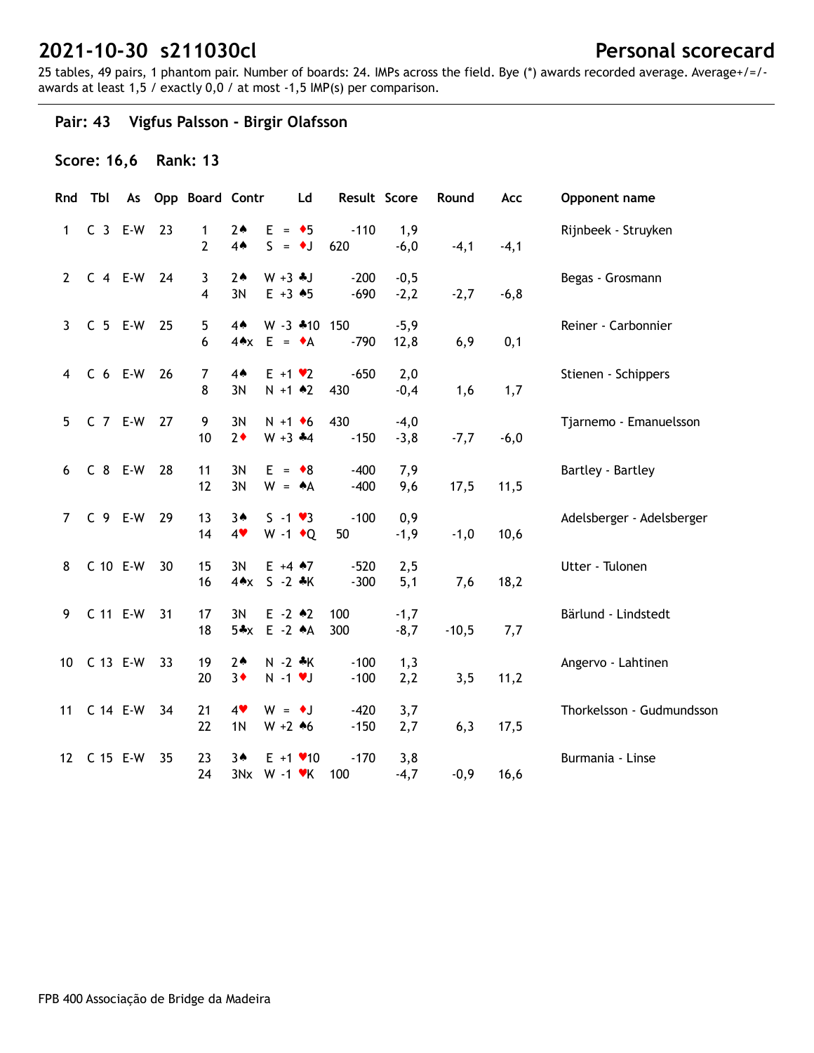# 2021-10-30 s211030cl

**Personal scorecard**

25 tables, 49 pairs, 1 phantom pair. Number of boards: 24. IMPs across the field. Bye (*) awards recorded average. Average+/=/- awards at least 1,5 / exactly 0,0 / at most -1,5 IMP(s) per comparison.

## Pair: 43 Vigfus Palsson - Birgir Olafsson

### Score: 16,6 Rank: 13

| Rnd | Tbl | As | Opp | Board | Contr | | Ld | Result | Score | Round | Acc | Opponent name |
|---|---|---|---|---|---|---|---|---|---|---|---|---|
| 1 | C 3 | E-W | 23 | 1 | 2♠ | E = | ♦5 | -110 | 1,9 | | | Rijnbeek - Struyken |
| | | | | 2 | 4♠ | S = | ♦J | 620 | -6,0 | -4,1 | -4,1 | |
| 2 | C 4 | E-W | 24 | 3 | 2♠ | W +3 | ♣J | -200 | -0,5 | | | Begas - Grosmann |
| | | | | 4 | 3N | E +3 | ♠5 | -690 | -2,2 | -2,7 | -6,8 | |
| 3 | C 5 | E-W | 25 | 5 | 4♠ | W -3 | ♣10 | 150 | -5,9 | | | Reiner - Carbonnier |
| | | | | 6 | 4♠x | E = | ♦A | -790 | 12,8 | 6,9 | 0,1 | |
| 4 | C 6 | E-W | 26 | 7 | 4♠ | E +1 | ♥2 | -650 | 2,0 | | | Stienen - Schippers |
| | | | | 8 | 3N | N +1 | ♠2 | 430 | -0,4 | 1,6 | 1,7 | |
| 5 | C 7 | E-W | 27 | 9 | 3N | N +1 | ♦6 | 430 | -4,0 | | | Tjarnemo - Emanuelsson |
| | | | | 10 | 2♦ | W +3 | ♣4 | -150 | -3,8 | -7,7 | -6,0 | |
| 6 | C 8 | E-W | 28 | 11 | 3N | E = | ♦8 | -400 | 7,9 | | | Bartley - Bartley |
| | | | | 12 | 3N | W = | ♠A | -400 | 9,6 | 17,5 | 11,5 | |
| 7 | C 9 | E-W | 29 | 13 | 3♠ | S -1 | ♥3 | -100 | 0,9 | | | Adelsberger - Adelsberger |
| | | | | 14 | 4♥ | W -1 | ♦Q | 50 | -1,9 | -1,0 | 10,6 | |
| 8 | C 10 | E-W | 30 | 15 | 3N | E +4 | ♠7 | -520 | 2,5 | | | Utter - Tulonen |
| | | | | 16 | 4♠x | S -2 | ♣K | -300 | 5,1 | 7,6 | 18,2 | |
| 9 | C 11 | E-W | 31 | 17 | 3N | E -2 | ♠2 | 100 | -1,7 | | | Bärlund - Lindstedt |
| | | | | 18 | 5♣x | E -2 | ♠A | 300 | -8,7 | -10,5 | 7,7 | |
| 10 | C 13 | E-W | 33 | 19 | 2♠ | N -2 | ♣K | -100 | 1,3 | | | Angervo - Lahtinen |
| | | | | 20 | 3♦ | N -1 | ♥J | -100 | 2,2 | 3,5 | 11,2 | |
| 11 | C 14 | E-W | 34 | 21 | 4♥ | W = | ♦J | -420 | 3,7 | | | Thorkelsson - Gudmundsson |
| | | | | 22 | 1N | W +2 | ♠6 | -150 | 2,7 | 6,3 | 17,5 | |
| 12 | C 15 | E-W | 35 | 23 | 3♠ | E +1 | ♥10 | -170 | 3,8 | | | Burmania - Linse |
| | | | | 24 | 3Nx | W -1 | ♥K | 100 | -4,7 | -0,9 | 16,6 | |

FPB 400 Associação de Bridge da Madeira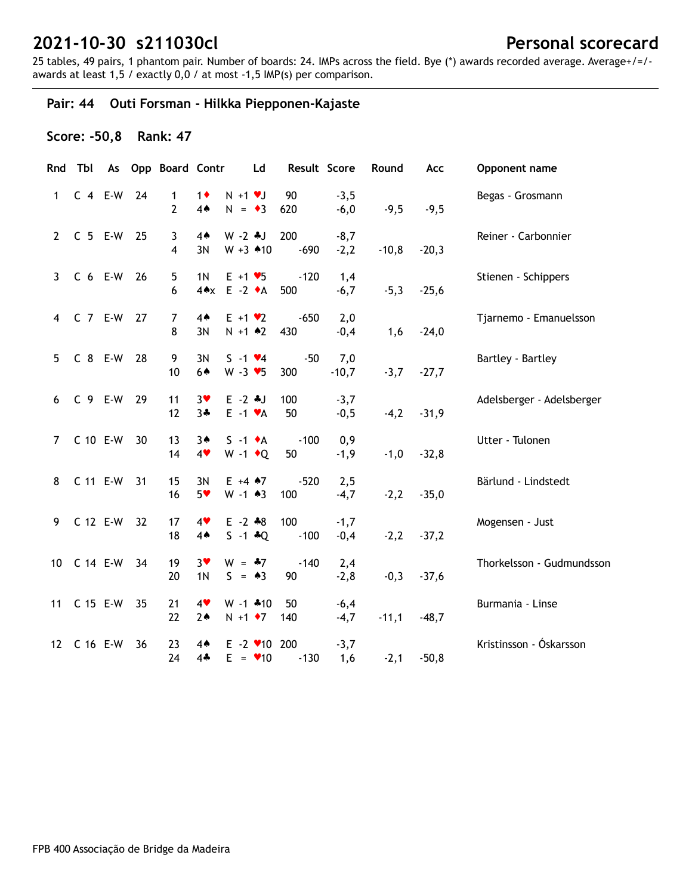# 2021-10-30 s211030cl

## Personal scorecard

25 tables, 49 pairs, 1 phantom pair. Number of boards: 24. IMPs across the field. Bye (*) awards recorded average. Average+/=/- awards at least 1,5 / exactly 0,0 / at most -1,5 IMP(s) per comparison.

### Pair: 44 Outi Forsman - Hilkka Piepponen-Kajaste

**Score: -50,8 Rank: 47**

| Rnd | Tbl | As | Opp | Board | Contr | | Ld | Result | | Score | Round | Acc | Opponent name |
|---|---|---|---|---|---|---|---|---|---|---|---|---|---|
| 1 | C 4 | E-W | 24 | 1 | 1♦ | N +1 | ♥J | 90 | | -3,5 | | | Begas - Grosmann |
| | | | | 2 | 4♠ | N = | ♦3 | 620 | | -6,0 | -9,5 | -9,5 | |
| 2 | C 5 | E-W | 25 | 3 | 4♠ | W -2 | ♣J | 200 | | -8,7 | | | Reiner - Carbonnier |
| | | | | 4 | 3N | W +3 | ♠10 | | -690 | -2,2 | -10,8 | -20,3 | |
| 3 | C 6 | E-W | 26 | 5 | 1N | E +1 | ♥5 | | -120 | 1,4 | | | Stienen - Schippers |
| | | | | 6 | 4♠x | E -2 | ♦A | 500 | | -6,7 | -5,3 | -25,6 | |
| 4 | C 7 | E-W | 27 | 7 | 4♠ | E +1 | ♥2 | | -650 | 2,0 | | | Tjarnemo - Emanuelsson |
| | | | | 8 | 3N | N +1 | ♠2 | 430 | | -0,4 | 1,6 | -24,0 | |
| 5 | C 8 | E-W | 28 | 9 | 3N | S -1 | ♥4 | | -50 | 7,0 | | | Bartley - Bartley |
| | | | | 10 | 6♠ | W -3 | ♥5 | 300 | | -10,7 | -3,7 | -27,7 | |
| 6 | C 9 | E-W | 29 | 11 | 3♥ | E -2 | ♣J | 100 | | -3,7 | | | Adelsberger - Adelsberger |
| | | | | 12 | 3♣ | E -1 | ♥A | 50 | | -0,5 | -4,2 | -31,9 | |
| 7 | C 10 | E-W | 30 | 13 | 3♠ | S -1 | ♦A | | -100 | 0,9 | | | Utter - Tulonen |
| | | | | 14 | 4♥ | W -1 | ♦Q | 50 | | -1,9 | -1,0 | -32,8 | |
| 8 | C 11 | E-W | 31 | 15 | 3N | E +4 | ♠7 | | -520 | 2,5 | | | Bärlund - Lindstedt |
| | | | | 16 | 5♥ | W -1 | ♠3 | 100 | | -4,7 | -2,2 | -35,0 | |
| 9 | C 12 | E-W | 32 | 17 | 4♥ | E -2 | ♣8 | 100 | | -1,7 | | | Mogensen - Just |
| | | | | 18 | 4♠ | S -1 | ♣Q | | -100 | -0,4 | -2,2 | -37,2 | |
| 10 | C 14 | E-W | 34 | 19 | 3♥ | W = | ♣7 | | -140 | 2,4 | | | Thorkelsson - Gudmundsson |
| | | | | 20 | 1N | S = | ♠3 | 90 | | -2,8 | -0,3 | -37,6 | |
| 11 | C 15 | E-W | 35 | 21 | 4♥ | W -1 | ♣10 | 50 | | -6,4 | | | Burmania - Linse |
| | | | | 22 | 2♠ | N +1 | ♦7 | 140 | | -4,7 | -11,1 | -48,7 | |
| 12 | C 16 | E-W | 36 | 23 | 4♠ | E -2 | ♥10 | 200 | | -3,7 | | | Kristinsson - Óskarsson |
| | | | | 24 | 4♣ | E = | ♥10 | | -130 | 1,6 | -2,1 | -50,8 | |

FPB 400 Associação de Bridge da Madeira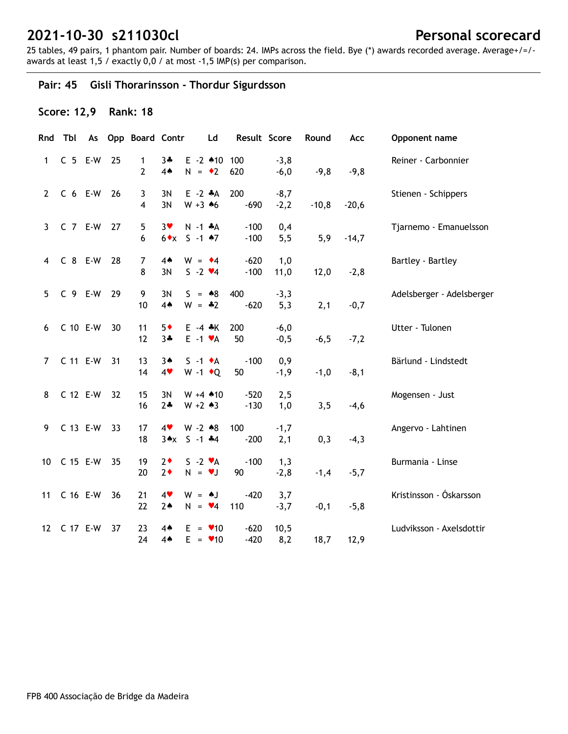# 2021-10-30 s211030cl

## Personal scorecard

25 tables, 49 pairs, 1 phantom pair. Number of boards: 24. IMPs across the field. Bye (*) awards recorded average. Average+/=/- awards at least 1,5 / exactly 0,0 / at most -1,5 IMP(s) per comparison.

### Pair: 45 Gisli Thorarinsson - Thordur Sigurdsson

**Score: 12,9 Rank: 18**

| Rnd | Tbl | As | Opp | Board | Contr | | Ld | Result | | Score | Round | Acc | Opponent name |
|---|---|---|---|---|---|---|---|---|---|---|---|---|---|
| 1 | C 5 | E-W | 25 | 1 | 3♣ | E -2 | ♠10 | 100 | | -3,8 | | | Reiner - Carbonnier |
| | | | | 2 | 4♠ | N = | ♦2 | 620 | | -6,0 | -9,8 | -9,8 | |
| 2 | C 6 | E-W | 26 | 3 | 3N | E -2 | ♣A | 200 | | -8,7 | | | Stienen - Schippers |
| | | | | 4 | 3N | W +3 | ♠6 | | -690 | -2,2 | -10,8 | -20,6 | |
| 3 | C 7 | E-W | 27 | 5 | 3♥ | N -1 | ♣A | | -100 | 0,4 | | | Tjarnemo - Emanuelsson |
| | | | | 6 | 6♦x | S -1 | ♠7 | | -100 | 5,5 | 5,9 | -14,7 | |
| 4 | C 8 | E-W | 28 | 7 | 4♠ | W = | ♦4 | | -620 | 1,0 | | | Bartley - Bartley |
| | | | | 8 | 3N | S -2 | ♥4 | | -100 | 11,0 | 12,0 | -2,8 | |
| 5 | C 9 | E-W | 29 | 9 | 3N | S = | ♠8 | 400 | | -3,3 | | | Adelsberger - Adelsberger |
| | | | | 10 | 4♠ | W = | ♣2 | | -620 | 5,3 | 2,1 | -0,7 | |
| 6 | C 10 | E-W | 30 | 11 | 5♦ | E -4 | ♣K | 200 | | -6,0 | | | Utter - Tulonen |
| | | | | 12 | 3♣ | E -1 | ♥A | 50 | | -0,5 | -6,5 | -7,2 | |
| 7 | C 11 | E-W | 31 | 13 | 3♠ | S -1 | ♦A | | -100 | 0,9 | | | Bärlund - Lindstedt |
| | | | | 14 | 4♥ | W -1 | ♦Q | 50 | | -1,9 | -1,0 | -8,1 | |
| 8 | C 12 | E-W | 32 | 15 | 3N | W +4 | ♠10 | | -520 | 2,5 | | | Mogensen - Just |
| | | | | 16 | 2♣ | W +2 | ♠3 | | -130 | 1,0 | 3,5 | -4,6 | |
| 9 | C 13 | E-W | 33 | 17 | 4♥ | W -2 | ♠8 | 100 | | -1,7 | | | Angervo - Lahtinen |
| | | | | 18 | 3♠x | S -1 | ♣4 | | -200 | 2,1 | 0,3 | -4,3 | |
| 10 | C 15 | E-W | 35 | 19 | 2♦ | S -2 | ♥A | | -100 | 1,3 | | | Burmania - Linse |
| | | | | 20 | 2♦ | N = | ♥J | 90 | | -2,8 | -1,4 | -5,7 | |
| 11 | C 16 | E-W | 36 | 21 | 4♥ | W = | ♠J | | -420 | 3,7 | | | Kristinsson - Óskarsson |
| | | | | 22 | 2♠ | N = | ♥4 | 110 | | -3,7 | -0,1 | -5,8 | |
| 12 | C 17 | E-W | 37 | 23 | 4♠ | E = | ♥10 | | -620 | 10,5 | | | Ludviksson - Axelsdottir |
| | | | | 24 | 4♠ | E = | ♥10 | | -420 | 8,2 | 18,7 | 12,9 | |

FPB 400 Associação de Bridge da Madeira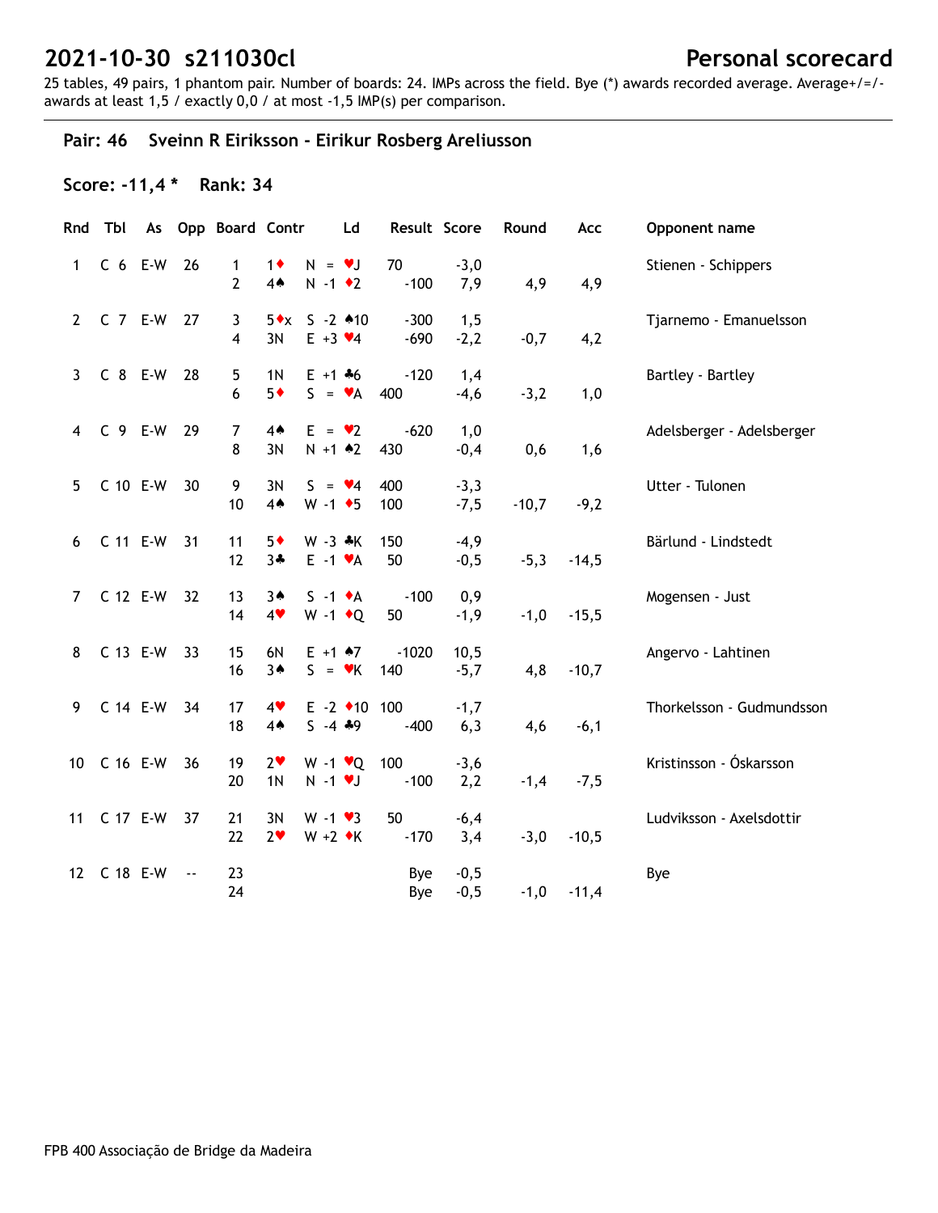# 2021-10-30 s211030cl

**Personal scorecard**

25 tables, 49 pairs, 1 phantom pair. Number of boards: 24. IMPs across the field. Bye (*) awards recorded average. Average+/=/- awards at least 1,5 / exactly 0,0 / at most -1,5 IMP(s) per comparison.

## Pair: 46 Sveinn R Eiriksson - Eirikur Rosberg Areliusson

**Score: -11,4 \*  Rank: 34**

| Rnd | Tbl | As | Opp | Board | Contr | | Ld | Result | | Score | Round | Acc | Opponent name |
|---|---|---|---|---|---|---|---|---|---|---|---|---|---|
| 1 | C 6 | E-W | 26 | 1 | 1♦ | N = | ♥J | 70 | | -3,0 | | | Stienen - Schippers |
| | | | | 2 | 4♠ | N -1 | ♦2 | | -100 | 7,9 | 4,9 | 4,9 | |
| 2 | C 7 | E-W | 27 | 3 | 5♦x | S -2 | ♠10 | | -300 | 1,5 | | | Tjarnemo - Emanuelsson |
| | | | | 4 | 3N | E +3 | ♥4 | | -690 | -2,2 | -0,7 | 4,2 | |
| 3 | C 8 | E-W | 28 | 5 | 1N | E +1 | ♣6 | | -120 | 1,4 | | | Bartley - Bartley |
| | | | | 6 | 5♦ | S = | ♥A | 400 | | -4,6 | -3,2 | 1,0 | |
| 4 | C 9 | E-W | 29 | 7 | 4♠ | E = | ♥2 | | -620 | 1,0 | | | Adelsberger - Adelsberger |
| | | | | 8 | 3N | N +1 | ♠2 | 430 | | -0,4 | 0,6 | 1,6 | |
| 5 | C 10 | E-W | 30 | 9 | 3N | S = | ♥4 | 400 | | -3,3 | | | Utter - Tulonen |
| | | | | 10 | 4♠ | W -1 | ♦5 | 100 | | -7,5 | -10,7 | -9,2 | |
| 6 | C 11 | E-W | 31 | 11 | 5♦ | W -3 | ♣K | 150 | | -4,9 | | | Bärlund - Lindstedt |
| | | | | 12 | 3♣ | E -1 | ♥A | 50 | | -0,5 | -5,3 | -14,5 | |
| 7 | C 12 | E-W | 32 | 13 | 3♠ | S -1 | ♦A | | -100 | 0,9 | | | Mogensen - Just |
| | | | | 14 | 4♥ | W -1 | ♦Q | 50 | | -1,9 | -1,0 | -15,5 | |
| 8 | C 13 | E-W | 33 | 15 | 6N | E +1 | ♠7 | | -1020 | 10,5 | | | Angervo - Lahtinen |
| | | | | 16 | 3♠ | S = | ♥K | 140 | | -5,7 | 4,8 | -10,7 | |
| 9 | C 14 | E-W | 34 | 17 | 4♥ | E -2 | ♦10 | 100 | | -1,7 | | | Thorkelsson - Gudmundsson |
| | | | | 18 | 4♠ | S -4 | ♣9 | | -400 | 6,3 | 4,6 | -6,1 | |
| 10 | C 16 | E-W | 36 | 19 | 2♥ | W -1 | ♥Q | 100 | | -3,6 | | | Kristinsson - Óskarsson |
| | | | | 20 | 1N | N -1 | ♥J | | -100 | 2,2 | -1,4 | -7,5 | |
| 11 | C 17 | E-W | 37 | 21 | 3N | W -1 | ♥3 | 50 | | -6,4 | | | Ludviksson - Axelsdottir |
| | | | | 22 | 2♥ | W +2 | ♦K | | -170 | 3,4 | -3,0 | -10,5 | |
| 12 | C 18 | E-W | -- | 23 | | | | | Bye | -0,5 | | | Bye |
| | | | | 24 | | | | | Bye | -0,5 | -1,0 | -11,4 | |

FPB 400 Associação de Bridge da Madeira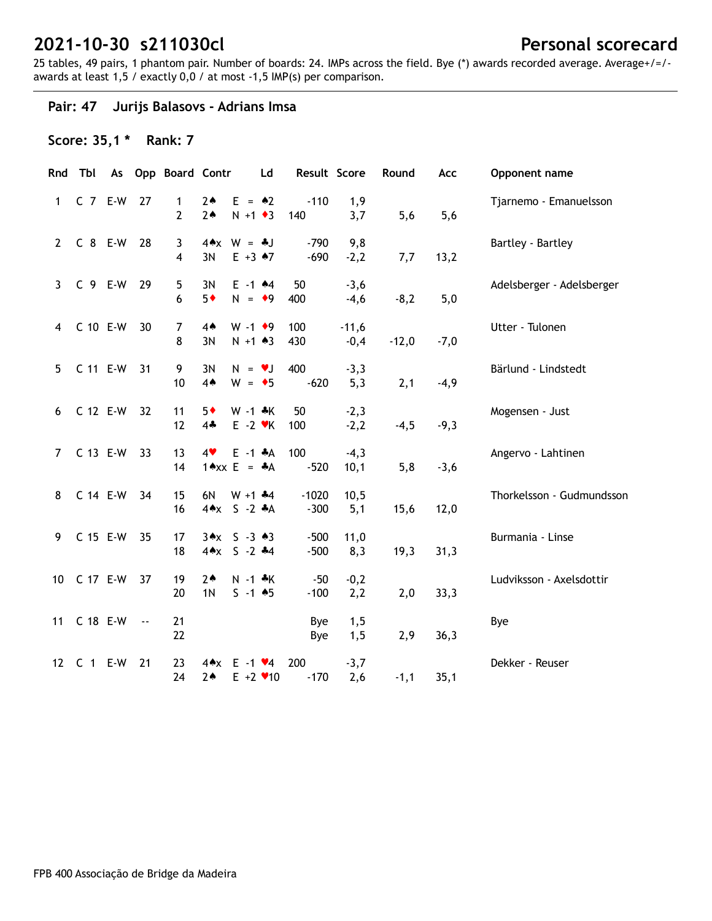# 2021-10-30 s211030cl

# Personal scorecard

25 tables, 49 pairs, 1 phantom pair. Number of boards: 24. IMPs across the field. Bye (*) awards recorded average. Average+/=/- awards at least 1,5 / exactly 0,0 / at most -1,5 IMP(s) per comparison.

## Pair: 47 Jurijs Balasovs - Adrians Imsa

### Score: 35,1 * Rank: 7

| Rnd | Tbl | As | Opp | Board | Contr | | Ld | Result | | Score | Round | Acc | Opponent name |
|---|---|---|---|---|---|---|---|---|---|---|---|---|---|
| 1 | C 7 | E-W | 27 | 1 | 2♠ | E = | ♠2 | | -110 | 1,9 | | | Tjarnemo - Emanuelsson |
| | | | | 2 | 2♠ | N +1 | ♦3 | 140 | | 3,7 | 5,6 | 5,6 | |
| 2 | C 8 | E-W | 28 | 3 | 4♠x | W = | ♣J | | -790 | 9,8 | | | Bartley - Bartley |
| | | | | 4 | 3N | E +3 | ♠7 | | -690 | -2,2 | 7,7 | 13,2 | |
| 3 | C 9 | E-W | 29 | 5 | 3N | E -1 | ♠4 | 50 | | -3,6 | | | Adelsberger - Adelsberger |
| | | | | 6 | 5♦ | N = | ♦9 | 400 | | -4,6 | -8,2 | 5,0 | |
| 4 | C 10 | E-W | 30 | 7 | 4♠ | W -1 | ♦9 | 100 | | -11,6 | | | Utter - Tulonen |
| | | | | 8 | 3N | N +1 | ♠3 | 430 | | -0,4 | -12,0 | -7,0 | |
| 5 | C 11 | E-W | 31 | 9 | 3N | N = | ♥J | 400 | | -3,3 | | | Bärlund - Lindstedt |
| | | | | 10 | 4♠ | W = | ♦5 | | -620 | 5,3 | 2,1 | -4,9 | |
| 6 | C 12 | E-W | 32 | 11 | 5♦ | W -1 | ♣K | 50 | | -2,3 | | | Mogensen - Just |
| | | | | 12 | 4♣ | E -2 | ♥K | 100 | | -2,2 | -4,5 | -9,3 | |
| 7 | C 13 | E-W | 33 | 13 | 4♥ | E -1 | ♣A | 100 | | -4,3 | | | Angervo - Lahtinen |
| | | | | 14 | 1♠xx | E = | ♣A | | -520 | 10,1 | 5,8 | -3,6 | |
| 8 | C 14 | E-W | 34 | 15 | 6N | W +1 | ♣4 | | -1020 | 10,5 | | | Thorkelsson - Gudmundsson |
| | | | | 16 | 4♠x | S -2 | ♣A | | -300 | 5,1 | 15,6 | 12,0 | |
| 9 | C 15 | E-W | 35 | 17 | 3♠x | S -3 | ♠3 | | -500 | 11,0 | | | Burmania - Linse |
| | | | | 18 | 4♠x | S -2 | ♣4 | | -500 | 8,3 | 19,3 | 31,3 | |
| 10 | C 17 | E-W | 37 | 19 | 2♠ | N -1 | ♣K | | -50 | -0,2 | | | Ludviksson - Axelsdottir |
| | | | | 20 | 1N | S -1 | ♠5 | | -100 | 2,2 | 2,0 | 33,3 | |
| 11 | C 18 | E-W | -- | 21 | | | | | Bye | 1,5 | | | Bye |
| | | | | 22 | | | | | Bye | 1,5 | 2,9 | 36,3 | |
| 12 | C 1 | E-W | 21 | 23 | 4♠x | E -1 | ♥4 | 200 | | -3,7 | | | Dekker - Reuser |
| | | | | 24 | 2♠ | E +2 | ♥10 | | -170 | 2,6 | -1,1 | 35,1 | |

FPB 400 Associação de Bridge da Madeira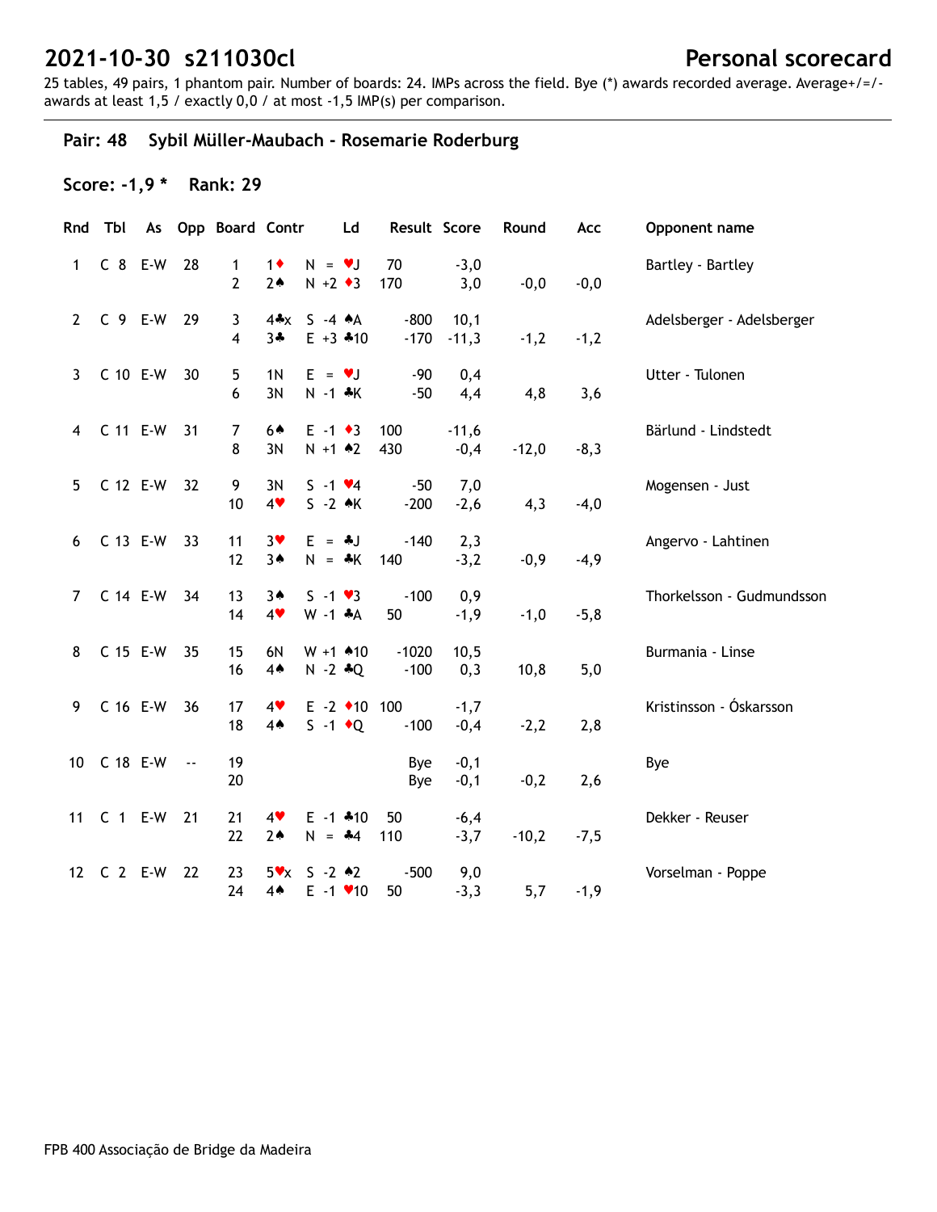# 2021-10-30 s211030cl

**Personal scorecard**

25 tables, 49 pairs, 1 phantom pair. Number of boards: 24. IMPs across the field. Bye (*) awards recorded average. Average+/=/- awards at least 1,5 / exactly 0,0 / at most -1,5 IMP(s) per comparison.

## Pair: 48 Sybil Müller-Maubach - Rosemarie Roderburg

**Score: -1,9 \* Rank: 29**

| Rnd | Tbl | As | Opp | Board | Contr | | Ld | Result | Score | Round | Acc | Opponent name |
|---|---|---|---|---|---|---|---|---|---|---|---|---|
| 1 | C 8 | E-W | 28 | 1 | 1♦ | N = | ♥J | 70 | -3,0 | | | Bartley - Bartley |
| | | | | 2 | 2♠ | N +2 | ♦3 | 170 | 3,0 | -0,0 | -0,0 | |
| 2 | C 9 | E-W | 29 | 3 | 4♣x | S -4 | ♠A | -800 | 10,1 | | | Adelsberger - Adelsberger |
| | | | | 4 | 3♣ | E +3 | ♣10 | -170 | -11,3 | -1,2 | -1,2 | |
| 3 | C 10 | E-W | 30 | 5 | 1N | E = | ♥J | -90 | 0,4 | | | Utter - Tulonen |
| | | | | 6 | 3N | N -1 | ♣K | -50 | 4,4 | 4,8 | 3,6 | |
| 4 | C 11 | E-W | 31 | 7 | 6♠ | E -1 | ♦3 | 100 | -11,6 | | | Bärlund - Lindstedt |
| | | | | 8 | 3N | N +1 | ♠2 | 430 | -0,4 | -12,0 | -8,3 | |
| 5 | C 12 | E-W | 32 | 9 | 3N | S -1 | ♥4 | -50 | 7,0 | | | Mogensen - Just |
| | | | | 10 | 4♥ | S -2 | ♠K | -200 | -2,6 | 4,3 | -4,0 | |
| 6 | C 13 | E-W | 33 | 11 | 3♥ | E = | ♣J | -140 | 2,3 | | | Angervo - Lahtinen |
| | | | | 12 | 3♠ | N = | ♣K | 140 | -3,2 | -0,9 | -4,9 | |
| 7 | C 14 | E-W | 34 | 13 | 3♠ | S -1 | ♥3 | -100 | 0,9 | | | Thorkelsson - Gudmundsson |
| | | | | 14 | 4♥ | W -1 | ♣A | 50 | -1,9 | -1,0 | -5,8 | |
| 8 | C 15 | E-W | 35 | 15 | 6N | W +1 | ♠10 | -1020 | 10,5 | | | Burmania - Linse |
| | | | | 16 | 4♠ | N -2 | ♣Q | -100 | 0,3 | 10,8 | 5,0 | |
| 9 | C 16 | E-W | 36 | 17 | 4♥ | E -2 | ♦10 | 100 | -1,7 | | | Kristinsson - Óskarsson |
| | | | | 18 | 4♠ | S -1 | ♦Q | -100 | -0,4 | -2,2 | 2,8 | |
| 10 | C 18 | E-W | -- | 19 | | | | Bye | -0,1 | | | Bye |
| | | | | 20 | | | | Bye | -0,1 | -0,2 | 2,6 | |
| 11 | C 1 | E-W | 21 | 21 | 4♥ | E -1 | ♣10 | 50 | -6,4 | | | Dekker - Reuser |
| | | | | 22 | 2♠ | N = | ♣4 | 110 | -3,7 | -10,2 | -7,5 | |
| 12 | C 2 | E-W | 22 | 23 | 5♥x | S -2 | ♠2 | -500 | 9,0 | | | Vorselman - Poppe |
| | | | | 24 | 4♠ | E -1 | ♥10 | 50 | -3,3 | 5,7 | -1,9 | |

FPB 400 Associação de Bridge da Madeira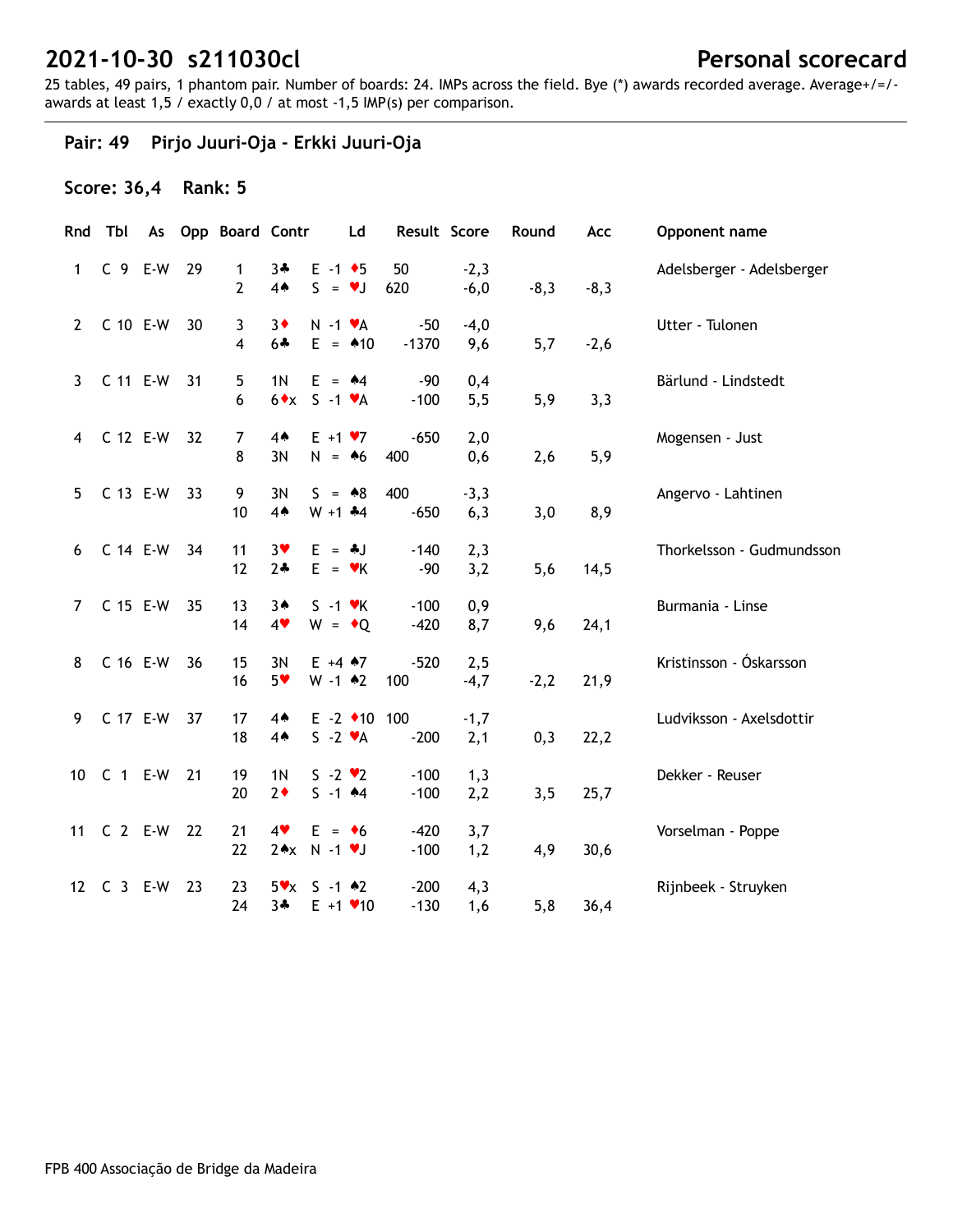# 2021-10-30 s211030cl

## Personal scorecard

25 tables, 49 pairs, 1 phantom pair. Number of boards: 24. IMPs across the field. Bye (*) awards recorded average. Average+/=/- awards at least 1,5 / exactly 0,0 / at most -1,5 IMP(s) per comparison.

### Pair: 49 Pirjo Juuri-Oja - Erkki Juuri-Oja

**Score: 36,4 Rank: 5**

| Rnd | Tbl | As | Opp | Board | Contr | | Ld | Result | | Score | Round | Acc | Opponent name |
|---|---|---|---|---|---|---|---|---|---|---|---|---|---|
| 1 | C 9 | E-W | 29 | 1 | 3♣ | E -1 | ♦5 | 50 | | -2,3 | | | Adelsberger - Adelsberger |
| | | | | 2 | 4♠ | S = | ♥J | 620 | | -6,0 | -8,3 | -8,3 | |
| 2 | C 10 | E-W | 30 | 3 | 3♦ | N -1 | ♥A | | -50 | -4,0 | | | Utter - Tulonen |
| | | | | 4 | 6♣ | E = | ♠10 | | -1370 | 9,6 | 5,7 | -2,6 | |
| 3 | C 11 | E-W | 31 | 5 | 1N | E = | ♠4 | | -90 | 0,4 | | | Bärlund - Lindstedt |
| | | | | 6 | 6♦x | S -1 | ♥A | | -100 | 5,5 | 5,9 | 3,3 | |
| 4 | C 12 | E-W | 32 | 7 | 4♠ | E +1 | ♥7 | | -650 | 2,0 | | | Mogensen - Just |
| | | | | 8 | 3N | N = | ♠6 | 400 | | 0,6 | 2,6 | 5,9 | |
| 5 | C 13 | E-W | 33 | 9 | 3N | S = | ♠8 | 400 | | -3,3 | | | Angervo - Lahtinen |
| | | | | 10 | 4♠ | W +1 | ♣4 | | -650 | 6,3 | 3,0 | 8,9 | |
| 6 | C 14 | E-W | 34 | 11 | 3♥ | E = | ♣J | | -140 | 2,3 | | | Thorkelsson - Gudmundsson |
| | | | | 12 | 2♣ | E = | ♥K | | -90 | 3,2 | 5,6 | 14,5 | |
| 7 | C 15 | E-W | 35 | 13 | 3♠ | S -1 | ♥K | | -100 | 0,9 | | | Burmania - Linse |
| | | | | 14 | 4♥ | W = | ♦Q | | -420 | 8,7 | 9,6 | 24,1 | |
| 8 | C 16 | E-W | 36 | 15 | 3N | E +4 | ♠7 | | -520 | 2,5 | | | Kristinsson - Óskarsson |
| | | | | 16 | 5♥ | W -1 | ♠2 | 100 | | -4,7 | -2,2 | 21,9 | |
| 9 | C 17 | E-W | 37 | 17 | 4♠ | E -2 | ♦10 | 100 | | -1,7 | | | Ludviksson - Axelsdottir |
| | | | | 18 | 4♠ | S -2 | ♥A | | -200 | 2,1 | 0,3 | 22,2 | |
| 10 | C 1 | E-W | 21 | 19 | 1N | S -2 | ♥2 | | -100 | 1,3 | | | Dekker - Reuser |
| | | | | 20 | 2♦ | S -1 | ♠4 | | -100 | 2,2 | 3,5 | 25,7 | |
| 11 | C 2 | E-W | 22 | 21 | 4♥ | E = | ♦6 | | -420 | 3,7 | | | Vorselman - Poppe |
| | | | | 22 | 2♠x | N -1 | ♥J | | -100 | 1,2 | 4,9 | 30,6 | |
| 12 | C 3 | E-W | 23 | 23 | 5♥x | S -1 | ♠2 | | -200 | 4,3 | | | Rijnbeek - Struyken |
| | | | | 24 | 3♣ | E +1 | ♥10 | | -130 | 1,6 | 5,8 | 36,4 | |

FPB 400 Associação de Bridge da Madeira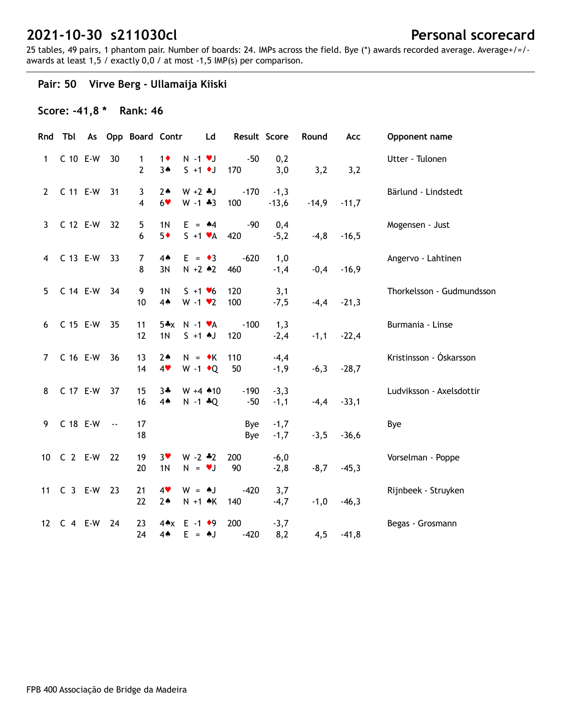# 2021-10-30 s211030cl

# Personal scorecard

25 tables, 49 pairs, 1 phantom pair. Number of boards: 24. IMPs across the field. Bye (*) awards recorded average. Average+/=/- awards at least 1,5 / exactly 0,0 / at most -1,5 IMP(s) per comparison.

## Pair: 50 Virve Berg - Ullamaija Kiiski

### Score: -41,8 * Rank: 46

| Rnd | Tbl | As | Opp | Board | Contr | | Ld | Result | | Score | Round | Acc | Opponent name |
|---|---|---|---|---|---|---|---|---|---|---|---|---|---|
| 1 | C 10 | E-W | 30 | 1 | 1♦ | N -1 | ♥J | | -50 | 0,2 | | | Utter - Tulonen |
| | | | | 2 | 3♠ | S +1 | ♦J | 170 | | 3,0 | 3,2 | 3,2 | |
| 2 | C 11 | E-W | 31 | 3 | 2♠ | W +2 | ♣J | | -170 | -1,3 | | | Bärlund - Lindstedt |
| | | | | 4 | 6♥ | W -1 | ♣3 | 100 | | -13,6 | -14,9 | -11,7 | |
| 3 | C 12 | E-W | 32 | 5 | 1N | E = | ♠4 | | -90 | 0,4 | | | Mogensen - Just |
| | | | | 6 | 5♦ | S +1 | ♥A | 420 | | -5,2 | -4,8 | -16,5 | |
| 4 | C 13 | E-W | 33 | 7 | 4♠ | E = | ♦3 | | -620 | 1,0 | | | Angervo - Lahtinen |
| | | | | 8 | 3N | N +2 | ♠2 | 460 | | -1,4 | -0,4 | -16,9 | |
| 5 | C 14 | E-W | 34 | 9 | 1N | S +1 | ♥6 | 120 | | 3,1 | | | Thorkelsson - Gudmundsson |
| | | | | 10 | 4♠ | W -1 | ♥2 | 100 | | -7,5 | -4,4 | -21,3 | |
| 6 | C 15 | E-W | 35 | 11 | 5♣x | N -1 | ♥A | | -100 | 1,3 | | | Burmania - Linse |
| | | | | 12 | 1N | S +1 | ♠J | 120 | | -2,4 | -1,1 | -22,4 | |
| 7 | C 16 | E-W | 36 | 13 | 2♠ | N = | ♦K | 110 | | -4,4 | | | Kristinsson - Óskarsson |
| | | | | 14 | 4♥ | W -1 | ♦Q | 50 | | -1,9 | -6,3 | -28,7 | |
| 8 | C 17 | E-W | 37 | 15 | 3♣ | W +4 | ♠10 | | -190 | -3,3 | | | Ludviksson - Axelsdottir |
| | | | | 16 | 4♠ | N -1 | ♣Q | | -50 | -1,1 | -4,4 | -33,1 | |
| 9 | C 18 | E-W | -- | 17 | | | | | Bye | -1,7 | | | Bye |
| | | | | 18 | | | | | Bye | -1,7 | -3,5 | -36,6 | |
| 10 | C 2 | E-W | 22 | 19 | 3♥ | W -2 | ♣2 | 200 | | -6,0 | | | Vorselman - Poppe |
| | | | | 20 | 1N | N = | ♥J | 90 | | -2,8 | -8,7 | -45,3 | |
| 11 | C 3 | E-W | 23 | 21 | 4♥ | W = | ♠J | | -420 | 3,7 | | | Rijnbeek - Struyken |
| | | | | 22 | 2♠ | N +1 | ♠K | 140 | | -4,7 | -1,0 | -46,3 | |
| 12 | C 4 | E-W | 24 | 23 | 4♠x | E -1 | ♦9 | 200 | | -3,7 | | | Begas - Grosmann |
| | | | | 24 | 4♠ | E = | ♠J | | -420 | 8,2 | 4,5 | -41,8 | |

FPB 400 Associação de Bridge da Madeira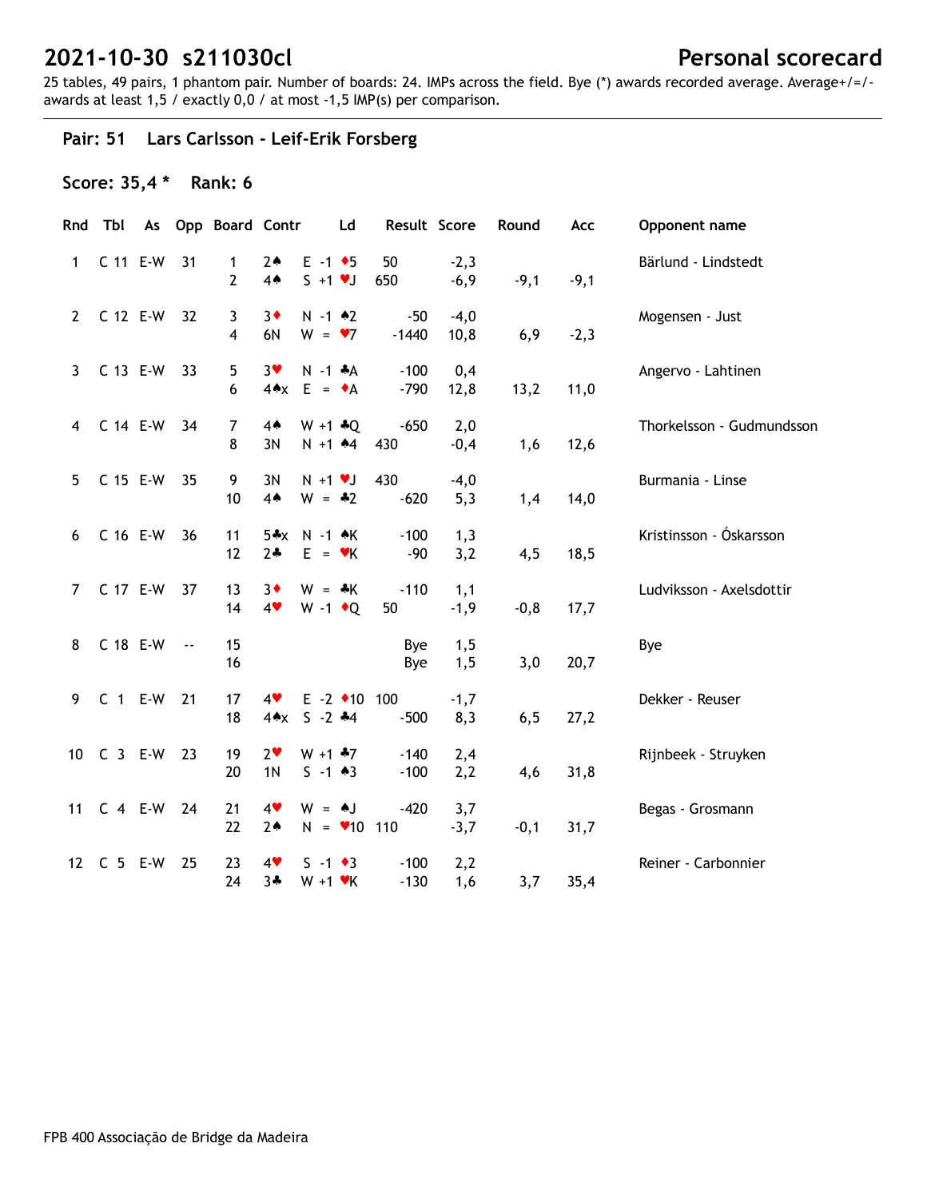# 2021-10-30 s211030cl

# Personal scorecard

25 tables, 49 pairs, 1 phantom pair. Number of boards: 24. IMPs across the field. Bye (*) awards recorded average. Average+/=/- awards at least 1,5 / exactly 0,0 / at most -1,5 IMP(s) per comparison.

## Pair: 51 Lars Carlsson - Leif-Erik Forsberg

### Score: 35,4 * Rank: 6

| Rnd | Tbl | As | Opp | Board | Contr | | Ld | Result | Score | Round | Acc | Opponent name |
|---|---|---|---|---|---|---|---|---|---|---|---|---|
| 1 | C 11 | E-W | 31 | 1 | 2♠ | E -1 | ♦5 | 50 | -2,3 | | | Bärlund - Lindstedt |
| | | | | 2 | 4♠ | S +1 | ♥J | 650 | -6,9 | -9,1 | -9,1 | |
| 2 | C 12 | E-W | 32 | 3 | 3♦ | N -1 | ♠2 | -50 | -4,0 | | | Mogensen - Just |
| | | | | 4 | 6N | W = | ♥7 | -1440 | 10,8 | 6,9 | -2,3 | |
| 3 | C 13 | E-W | 33 | 5 | 3♥ | N -1 | ♣A | -100 | 0,4 | | | Angervo - Lahtinen |
| | | | | 6 | 4♠x | E = | ♦A | -790 | 12,8 | 13,2 | 11,0 | |
| 4 | C 14 | E-W | 34 | 7 | 4♠ | W +1 | ♣Q | -650 | 2,0 | | | Thorkelsson - Gudmundsson |
| | | | | 8 | 3N | N +1 | ♠4 | 430 | -0,4 | 1,6 | 12,6 | |
| 5 | C 15 | E-W | 35 | 9 | 3N | N +1 | ♥J | 430 | -4,0 | | | Burmania - Linse |
| | | | | 10 | 4♠ | W = | ♣2 | -620 | 5,3 | 1,4 | 14,0 | |
| 6 | C 16 | E-W | 36 | 11 | 5♣x | N -1 | ♠K | -100 | 1,3 | | | Kristinsson - Óskarsson |
| | | | | 12 | 2♣ | E = | ♥K | -90 | 3,2 | 4,5 | 18,5 | |
| 7 | C 17 | E-W | 37 | 13 | 3♦ | W = | ♣K | -110 | 1,1 | | | Ludviksson - Axelsdottir |
| | | | | 14 | 4♥ | W -1 | ♦Q | 50 | -1,9 | -0,8 | 17,7 | |
| 8 | C 18 | E-W | -- | 15 | | | | Bye | 1,5 | | | Bye |
| | | | | 16 | | | | Bye | 1,5 | 3,0 | 20,7 | |
| 9 | C 1 | E-W | 21 | 17 | 4♥ | E -2 | ♦10 | 100 | -1,7 | | | Dekker - Reuser |
| | | | | 18 | 4♠x | S -2 | ♣4 | -500 | 8,3 | 6,5 | 27,2 | |
| 10 | C 3 | E-W | 23 | 19 | 2♥ | W +1 | ♣7 | -140 | 2,4 | | | Rijnbeek - Struyken |
| | | | | 20 | 1N | S -1 | ♠3 | -100 | 2,2 | 4,6 | 31,8 | |
| 11 | C 4 | E-W | 24 | 21 | 4♥ | W = | ♠J | -420 | 3,7 | | | Begas - Grosmann |
| | | | | 22 | 2♠ | N = | ♥10 | 110 | -3,7 | -0,1 | 31,7 | |
| 12 | C 5 | E-W | 25 | 23 | 4♥ | S -1 | ♦3 | -100 | 2,2 | | | Reiner - Carbonnier |
| | | | | 24 | 3♣ | W +1 | ♥K | -130 | 1,6 | 3,7 | 35,4 | |

FPB 400 Associação de Bridge da Madeira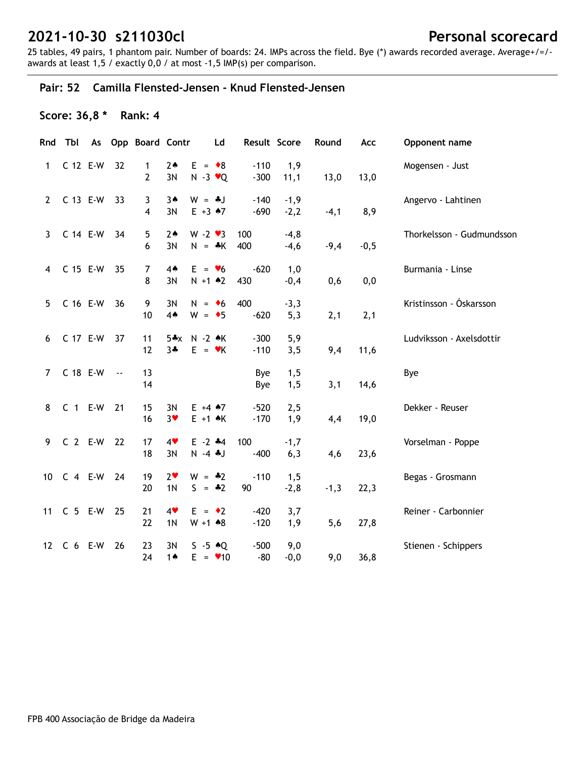# 2021-10-30 s211030cl

## Personal scorecard

25 tables, 49 pairs, 1 phantom pair. Number of boards: 24. IMPs across the field. Bye (*) awards recorded average. Average+/=/- awards at least 1,5 / exactly 0,0 / at most -1,5 IMP(s) per comparison.

### Pair: 52 Camilla Flensted-Jensen - Knud Flensted-Jensen

**Score: 36,8 \* Rank: 4**

| Rnd | Tbl | As | Opp | Board | Contr | | Ld | Result | Score | Round | Acc | Opponent name |
|---|---|---|---|---|---|---|---|---|---|---|---|---|
| 1 | C 12 | E-W | 32 | 1 | 2♠ | E = | ♦8 | -110 | 1,9 | | | Mogensen - Just |
| | | | | 2 | 3N | N -3 | ♥Q | -300 | 11,1 | 13,0 | 13,0 | |
| 2 | C 13 | E-W | 33 | 3 | 3♠ | W = | ♣J | -140 | -1,9 | | | Angervo - Lahtinen |
| | | | | 4 | 3N | E +3 | ♠7 | -690 | -2,2 | -4,1 | 8,9 | |
| 3 | C 14 | E-W | 34 | 5 | 2♠ | W -2 | ♥3 | 100 | -4,8 | | | Thorkelsson - Gudmundsson |
| | | | | 6 | 3N | N = | ♣K | 400 | -4,6 | -9,4 | -0,5 | |
| 4 | C 15 | E-W | 35 | 7 | 4♠ | E = | ♥6 | -620 | 1,0 | | | Burmania - Linse |
| | | | | 8 | 3N | N +1 | ♠2 | 430 | -0,4 | 0,6 | 0,0 | |
| 5 | C 16 | E-W | 36 | 9 | 3N | N = | ♦6 | 400 | -3,3 | | | Kristinsson - Óskarsson |
| | | | | 10 | 4♠ | W = | ♦5 | -620 | 5,3 | 2,1 | 2,1 | |
| 6 | C 17 | E-W | 37 | 11 | 5♣x | N -2 | ♠K | -300 | 5,9 | | | Ludviksson - Axelsdottir |
| | | | | 12 | 3♣ | E = | ♥K | -110 | 3,5 | 9,4 | 11,6 | |
| 7 | C 18 | E-W | -- | 13 | | | | Bye | 1,5 | | | Bye |
| | | | | 14 | | | | Bye | 1,5 | 3,1 | 14,6 | |
| 8 | C 1 | E-W | 21 | 15 | 3N | E +4 | ♠7 | -520 | 2,5 | | | Dekker - Reuser |
| | | | | 16 | 3♥ | E +1 | ♠K | -170 | 1,9 | 4,4 | 19,0 | |
| 9 | C 2 | E-W | 22 | 17 | 4♥ | E -2 | ♣4 | 100 | -1,7 | | | Vorselman - Poppe |
| | | | | 18 | 3N | N -4 | ♣J | -400 | 6,3 | 4,6 | 23,6 | |
| 10 | C 4 | E-W | 24 | 19 | 2♥ | W = | ♣2 | -110 | 1,5 | | | Begas - Grosmann |
| | | | | 20 | 1N | S = | ♣2 | 90 | -2,8 | -1,3 | 22,3 | |
| 11 | C 5 | E-W | 25 | 21 | 4♥ | E = | ♦2 | -420 | 3,7 | | | Reiner - Carbonnier |
| | | | | 22 | 1N | W +1 | ♠8 | -120 | 1,9 | 5,6 | 27,8 | |
| 12 | C 6 | E-W | 26 | 23 | 3N | S -5 | ♠Q | -500 | 9,0 | | | Stienen - Schippers |
| | | | | 24 | 1♠ | E = | ♥10 | -80 | -0,0 | 9,0 | 36,8 | |

FPB 400 Associação de Bridge da Madeira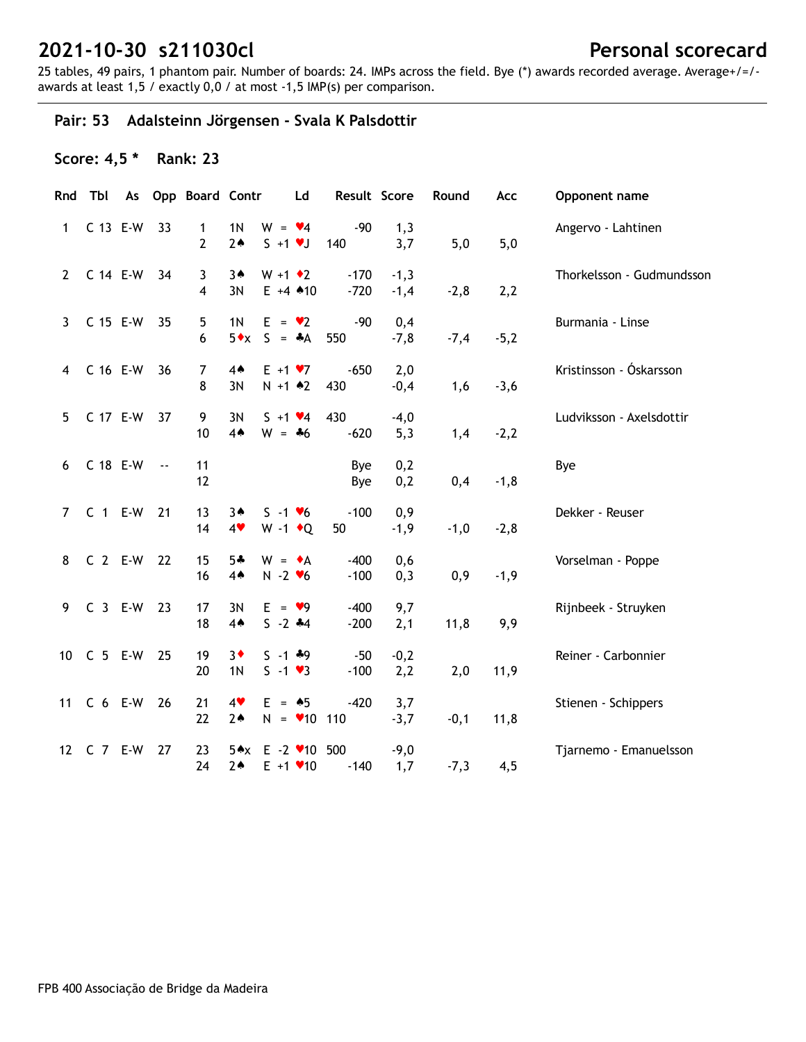# 2021-10-30 s211030cl

# Personal scorecard

25 tables, 49 pairs, 1 phantom pair. Number of boards: 24. IMPs across the field. Bye (*) awards recorded average. Average+/=/- awards at least 1,5 / exactly 0,0 / at most -1,5 IMP(s) per comparison.

## Pair: 53 Adalsteinn Jörgensen - Svala K Palsdottir

### Score: 4,5 * Rank: 23

| Rnd | Tbl | As | Opp | Board | Contr | | Ld | Result | | Score | Round | Acc | Opponent name |
|---|---|---|---|---|---|---|---|---|---|---|---|---|---|
| 1 | C 13 | E-W | 33 | 1 | 1N | W = | ♥4 | | -90 | 1,3 | | | Angervo - Lahtinen |
| | | | | 2 | 2♠ | S +1 | ♥J | 140 | | 3,7 | 5,0 | 5,0 | |
| 2 | C 14 | E-W | 34 | 3 | 3♠ | W +1 | ♦2 | | -170 | -1,3 | | | Thorkelsson - Gudmundsson |
| | | | | 4 | 3N | E +4 | ♠10 | | -720 | -1,4 | -2,8 | 2,2 | |
| 3 | C 15 | E-W | 35 | 5 | 1N | E = | ♥2 | | -90 | 0,4 | | | Burmania - Linse |
| | | | | 6 | 5♦x | S = | ♣A | 550 | | -7,8 | -7,4 | -5,2 | |
| 4 | C 16 | E-W | 36 | 7 | 4♠ | E +1 | ♥7 | | -650 | 2,0 | | | Kristinsson - Óskarsson |
| | | | | 8 | 3N | N +1 | ♠2 | 430 | | -0,4 | 1,6 | -3,6 | |
| 5 | C 17 | E-W | 37 | 9 | 3N | S +1 | ♥4 | 430 | | -4,0 | | | Ludviksson - Axelsdottir |
| | | | | 10 | 4♠ | W = | ♣6 | | -620 | 5,3 | 1,4 | -2,2 | |
| 6 | C 18 | E-W | -- | 11 | | | | | Bye | 0,2 | | | Bye |
| | | | | 12 | | | | | Bye | 0,2 | 0,4 | -1,8 | |
| 7 | C 1 | E-W | 21 | 13 | 3♠ | S -1 | ♥6 | | -100 | 0,9 | | | Dekker - Reuser |
| | | | | 14 | 4♥ | W -1 | ♦Q | 50 | | -1,9 | -1,0 | -2,8 | |
| 8 | C 2 | E-W | 22 | 15 | 5♣ | W = | ♦A | | -400 | 0,6 | | | Vorselman - Poppe |
| | | | | 16 | 4♠ | N -2 | ♥6 | | -100 | 0,3 | 0,9 | -1,9 | |
| 9 | C 3 | E-W | 23 | 17 | 3N | E = | ♥9 | | -400 | 9,7 | | | Rijnbeek - Struyken |
| | | | | 18 | 4♠ | S -2 | ♣4 | | -200 | 2,1 | 11,8 | 9,9 | |
| 10 | C 5 | E-W | 25 | 19 | 3♦ | S -1 | ♣9 | | -50 | -0,2 | | | Reiner - Carbonnier |
| | | | | 20 | 1N | S -1 | ♥3 | | -100 | 2,2 | 2,0 | 11,9 | |
| 11 | C 6 | E-W | 26 | 21 | 4♥ | E = | ♠5 | | -420 | 3,7 | | | Stienen - Schippers |
| | | | | 22 | 2♠ | N = | ♥10 | 110 | | -3,7 | -0,1 | 11,8 | |
| 12 | C 7 | E-W | 27 | 23 | 5♠x | E -2 | ♥10 | 500 | | -9,0 | | | Tjarnemo - Emanuelsson |
| | | | | 24 | 2♠ | E +1 | ♥10 | | -140 | 1,7 | -7,3 | 4,5 | |

FPB 400 Associação de Bridge da Madeira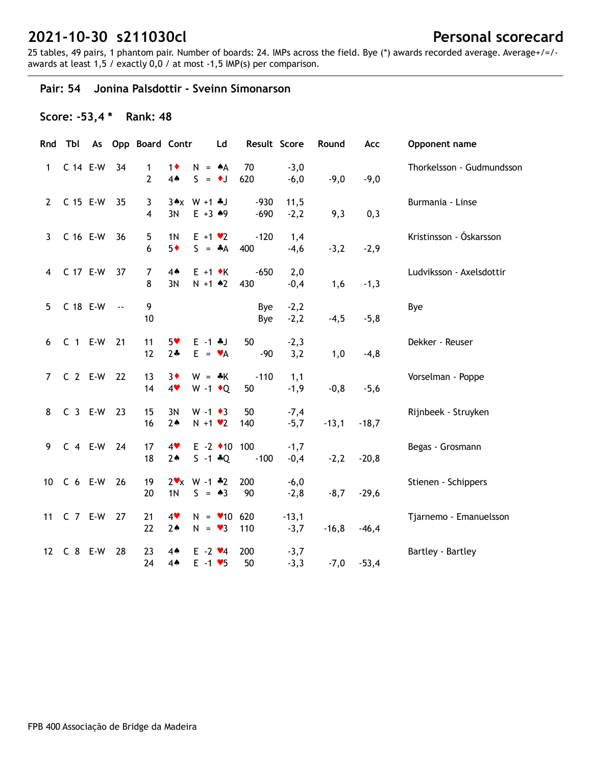# 2021-10-30 s211030cl

**Personal scorecard**

25 tables, 49 pairs, 1 phantom pair. Number of boards: 24. IMPs across the field. Bye (*) awards recorded average. Average+/=/- awards at least 1,5 / exactly 0,0 / at most -1,5 IMP(s) per comparison.

## Pair: 54 Jonina Palsdottir - Sveinn Símonarson

### Score: -53,4 * Rank: 48

| Rnd | Tbl | As | Opp | Board | Contr | | Ld | Result | | Score | Round | Acc | Opponent name |
|---|---|---|---|---|---|---|---|---|---|---|---|---|---|
| 1 | C 14 | E-W | 34 | 1 | 1♦ | N = | ♠A | 70 | | -3,0 | | | Thorkelsson - Gudmundsson |
| | | | | 2 | 4♠ | S = | ♦J | 620 | | -6,0 | -9,0 | -9,0 | |
| 2 | C 15 | E-W | 35 | 3 | 3♠x | W +1 | ♣J | | -930 | 11,5 | | | Burmania - Linse |
| | | | | 4 | 3N | E +3 | ♠9 | | -690 | -2,2 | 9,3 | 0,3 | |
| 3 | C 16 | E-W | 36 | 5 | 1N | E +1 | ♥2 | | -120 | 1,4 | | | Kristinsson - Óskarsson |
| | | | | 6 | 5♦ | S = | ♣A | 400 | | -4,6 | -3,2 | -2,9 | |
| 4 | C 17 | E-W | 37 | 7 | 4♠ | E +1 | ♦K | | -650 | 2,0 | | | Ludviksson - Axelsdottir |
| | | | | 8 | 3N | N +1 | ♠2 | 430 | | -0,4 | 1,6 | -1,3 | |
| 5 | C 18 | E-W | -- | 9 | | | | | Bye | -2,2 | | | Bye |
| | | | | 10 | | | | | Bye | -2,2 | -4,5 | -5,8 | |
| 6 | C 1 | E-W | 21 | 11 | 5♥ | E -1 | ♣J | 50 | | -2,3 | | | Dekker - Reuser |
| | | | | 12 | 2♣ | E = | ♥A | | -90 | 3,2 | 1,0 | -4,8 | |
| 7 | C 2 | E-W | 22 | 13 | 3♦ | W = | ♣K | | -110 | 1,1 | | | Vorselman - Poppe |
| | | | | 14 | 4♥ | W -1 | ♦Q | 50 | | -1,9 | -0,8 | -5,6 | |
| 8 | C 3 | E-W | 23 | 15 | 3N | W -1 | ♦3 | 50 | | -7,4 | | | Rijnbeek - Struyken |
| | | | | 16 | 2♠ | N +1 | ♥2 | 140 | | -5,7 | -13,1 | -18,7 | |
| 9 | C 4 | E-W | 24 | 17 | 4♥ | E -2 | ♦10 | 100 | | -1,7 | | | Begas - Grosmann |
| | | | | 18 | 2♠ | S -1 | ♣Q | | -100 | -0,4 | -2,2 | -20,8 | |
| 10 | C 6 | E-W | 26 | 19 | 2♥x | W -1 | ♣2 | 200 | | -6,0 | | | Stienen - Schippers |
| | | | | 20 | 1N | S = | ♠3 | 90 | | -2,8 | -8,7 | -29,6 | |
| 11 | C 7 | E-W | 27 | 21 | 4♥ | N = | ♥10 | 620 | | -13,1 | | | Tjarnemo - Emanuelsson |
| | | | | 22 | 2♠ | N = | ♥3 | 110 | | -3,7 | -16,8 | -46,4 | |
| 12 | C 8 | E-W | 28 | 23 | 4♠ | E -2 | ♥4 | 200 | | -3,7 | | | Bartley - Bartley |
| | | | | 24 | 4♠ | E -1 | ♥5 | 50 | | -3,3 | -7,0 | -53,4 | |

FPB 400 Associação de Bridge da Madeira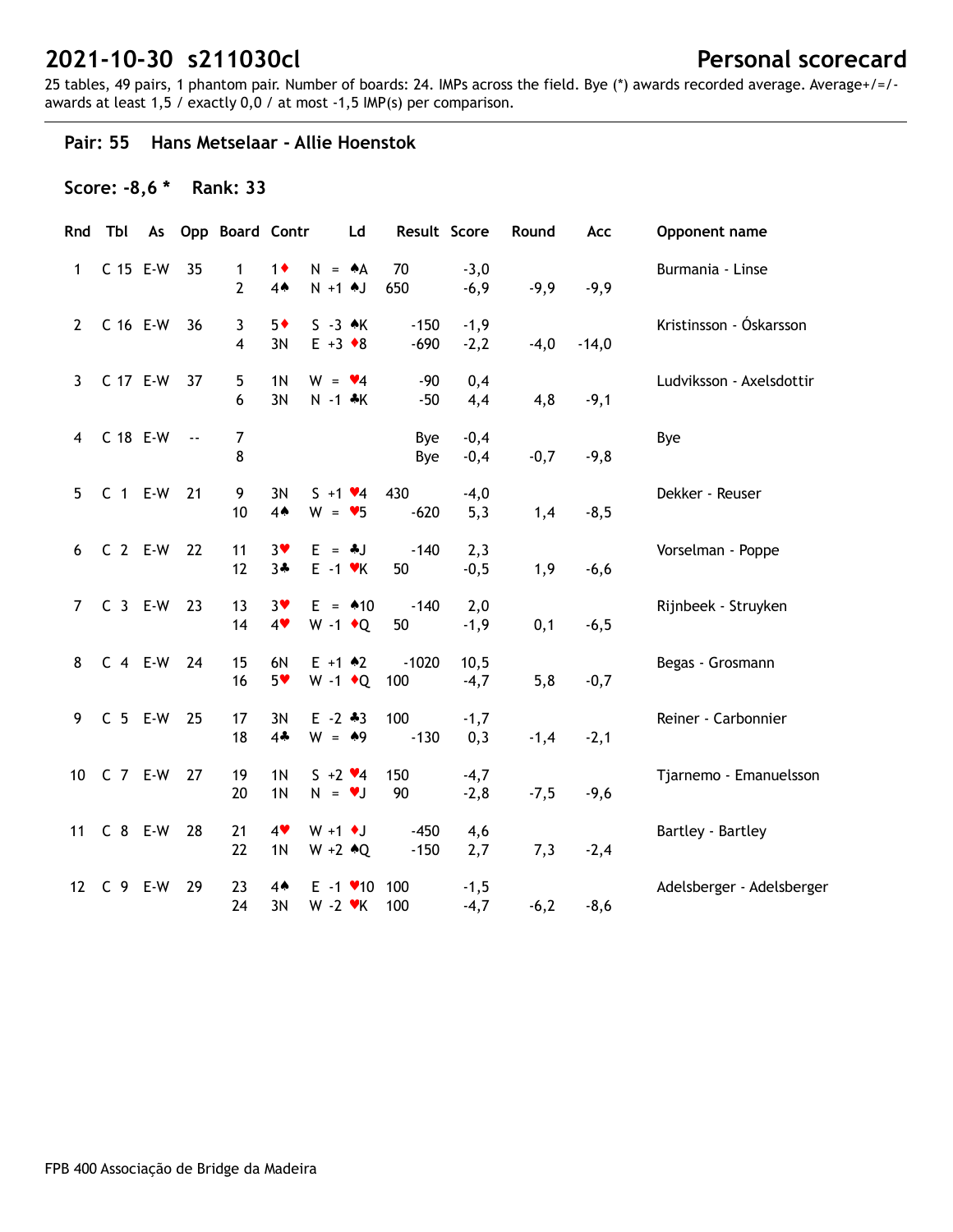# 2021-10-30 s211030cl

# Personal scorecard

25 tables, 49 pairs, 1 phantom pair. Number of boards: 24. IMPs across the field. Bye (*) awards recorded average. Average+/=/- awards at least 1,5 / exactly 0,0 / at most -1,5 IMP(s) per comparison.

### Pair: 55 Hans Metselaar - Allie Hoenstok

**Score: -8,6 \*  Rank: 33**

| Rnd | Tbl | As | Opp | Board | Contr | | Ld | Result | | Score | Round | Acc | Opponent name |
|---|---|---|---|---|---|---|---|---|---|---|---|---|---|
| 1 | C 15 | E-W | 35 | 1 | 1♦ | N = | ♠A | 70 | | -3,0 | | | Burmania - Linse |
| | | | | 2 | 4♠ | N +1 | ♠J | 650 | | -6,9 | -9,9 | -9,9 | |
| 2 | C 16 | E-W | 36 | 3 | 5♦ | S -3 | ♠K | | -150 | -1,9 | | | Kristinsson - Óskarsson |
| | | | | 4 | 3N | E +3 | ♦8 | | -690 | -2,2 | -4,0 | -14,0 | |
| 3 | C 17 | E-W | 37 | 5 | 1N | W = | ♥4 | | -90 | 0,4 | | | Ludviksson - Axelsdottir |
| | | | | 6 | 3N | N -1 | ♣K | | -50 | 4,4 | 4,8 | -9,1 | |
| 4 | C 18 | E-W | -- | 7 | | | | | Bye | -0,4 | | | Bye |
| | | | | 8 | | | | | Bye | -0,4 | -0,7 | -9,8 | |
| 5 | C 1 | E-W | 21 | 9 | 3N | S +1 | ♥4 | 430 | | -4,0 | | | Dekker - Reuser |
| | | | | 10 | 4♠ | W = | ♥5 | | -620 | 5,3 | 1,4 | -8,5 | |
| 6 | C 2 | E-W | 22 | 11 | 3♥ | E = | ♣J | | -140 | 2,3 | | | Vorselman - Poppe |
| | | | | 12 | 3♣ | E -1 | ♥K | 50 | | -0,5 | 1,9 | -6,6 | |
| 7 | C 3 | E-W | 23 | 13 | 3♥ | E = | ♠10 | | -140 | 2,0 | | | Rijnbeek - Struyken |
| | | | | 14 | 4♥ | W -1 | ♦Q | 50 | | -1,9 | 0,1 | -6,5 | |
| 8 | C 4 | E-W | 24 | 15 | 6N | E +1 | ♠2 | | -1020 | 10,5 | | | Begas - Grosmann |
| | | | | 16 | 5♥ | W -1 | ♦Q | 100 | | -4,7 | 5,8 | -0,7 | |
| 9 | C 5 | E-W | 25 | 17 | 3N | E -2 | ♣3 | 100 | | -1,7 | | | Reiner - Carbonnier |
| | | | | 18 | 4♣ | W = | ♠9 | | -130 | 0,3 | -1,4 | -2,1 | |
| 10 | C 7 | E-W | 27 | 19 | 1N | S +2 | ♥4 | 150 | | -4,7 | | | Tjarnemo - Emanuelsson |
| | | | | 20 | 1N | N = | ♥J | 90 | | -2,8 | -7,5 | -9,6 | |
| 11 | C 8 | E-W | 28 | 21 | 4♥ | W +1 | ♦J | | -450 | 4,6 | | | Bartley - Bartley |
| | | | | 22 | 1N | W +2 | ♠Q | | -150 | 2,7 | 7,3 | -2,4 | |
| 12 | C 9 | E-W | 29 | 23 | 4♠ | E -1 | ♥10 | 100 | | -1,5 | | | Adelsberger - Adelsberger |
| | | | | 24 | 3N | W -2 | ♥K | 100 | | -4,7 | -6,2 | -8,6 | |

FPB 400 Associação de Bridge da Madeira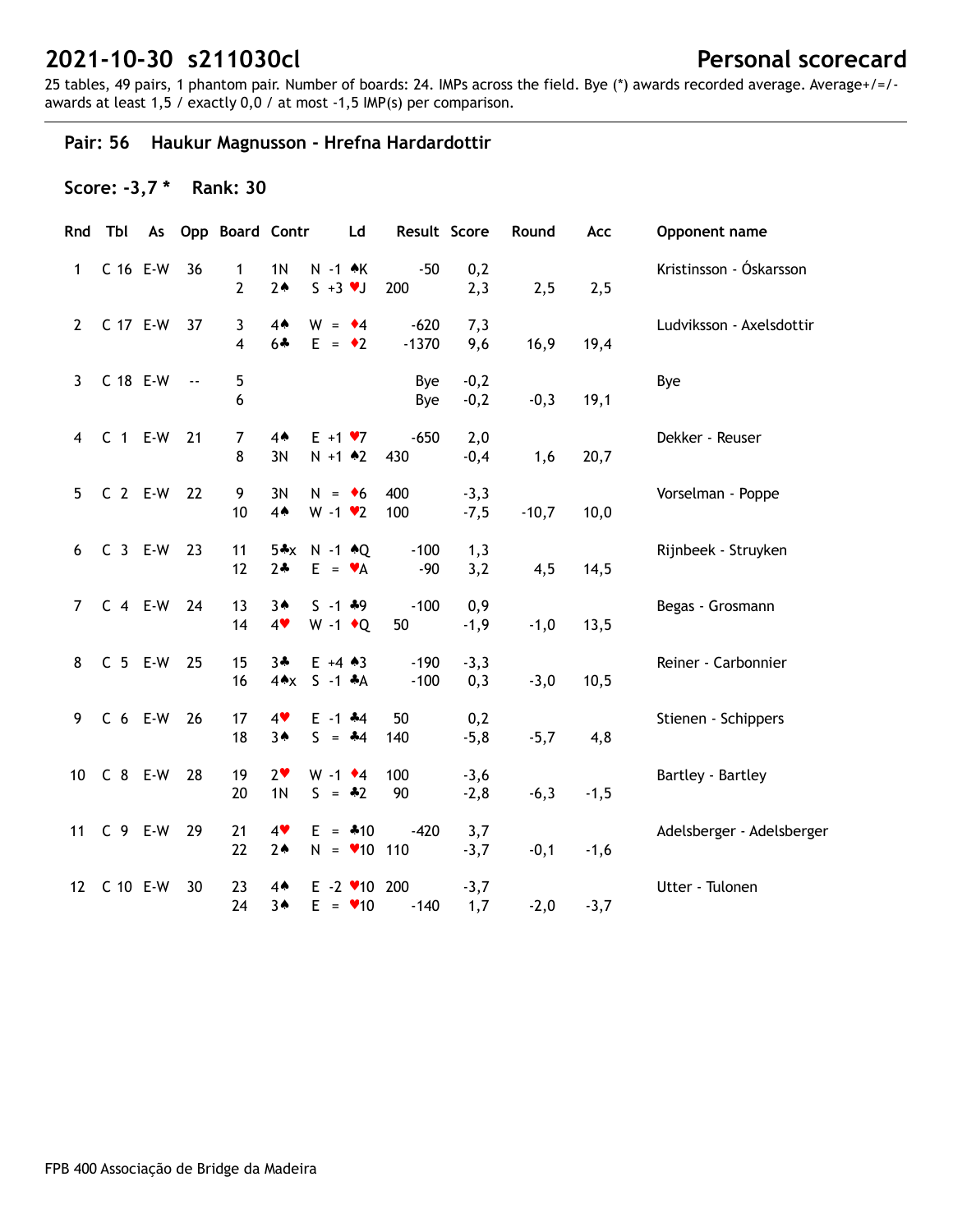# 2021-10-30 s211030cl

## Personal scorecard

25 tables, 49 pairs, 1 phantom pair. Number of boards: 24. IMPs across the field. Bye (*) awards recorded average. Average+/=/- awards at least 1,5 / exactly 0,0 / at most -1,5 IMP(s) per comparison.

### Pair: 56 Haukur Magnusson - Hrefna Hardardottir

**Score: -3,7 \*  Rank: 30**

| Rnd | Tbl | As | Opp | Board | Contr | | Ld | Result | Score | Round | Acc | Opponent name |
|---|---|---|---|---|---|---|---|---|---|---|---|---|
| 1 | C 16 | E-W | 36 | 1 | 1N | N -1 | ♠K | -50 | 0,2 | | | Kristinsson - Óskarsson |
| | | | | 2 | 2♠ | S +3 | ♥J | 200 | 2,3 | 2,5 | 2,5 | |
| 2 | C 17 | E-W | 37 | 3 | 4♠ | W = | ♦4 | -620 | 7,3 | | | Ludviksson - Axelsdottir |
| | | | | 4 | 6♣ | E = | ♦2 | -1370 | 9,6 | 16,9 | 19,4 | |
| 3 | C 18 | E-W | -- | 5 | | | | Bye | -0,2 | | | Bye |
| | | | | 6 | | | | Bye | -0,2 | -0,3 | 19,1 | |
| 4 | C 1 | E-W | 21 | 7 | 4♠ | E +1 | ♥7 | -650 | 2,0 | | | Dekker - Reuser |
| | | | | 8 | 3N | N +1 | ♠2 | 430 | -0,4 | 1,6 | 20,7 | |
| 5 | C 2 | E-W | 22 | 9 | 3N | N = | ♦6 | 400 | -3,3 | | | Vorselman - Poppe |
| | | | | 10 | 4♠ | W -1 | ♥2 | 100 | -7,5 | -10,7 | 10,0 | |
| 6 | C 3 | E-W | 23 | 11 | 5♣x | N -1 | ♠Q | -100 | 1,3 | | | Rijnbeek - Struyken |
| | | | | 12 | 2♣ | E = | ♥A | -90 | 3,2 | 4,5 | 14,5 | |
| 7 | C 4 | E-W | 24 | 13 | 3♠ | S -1 | ♣9 | -100 | 0,9 | | | Begas - Grosmann |
| | | | | 14 | 4♥ | W -1 | ♦Q | 50 | -1,9 | -1,0 | 13,5 | |
| 8 | C 5 | E-W | 25 | 15 | 3♣ | E +4 | ♠3 | -190 | -3,3 | | | Reiner - Carbonnier |
| | | | | 16 | 4♠x | S -1 | ♣A | -100 | 0,3 | -3,0 | 10,5 | |
| 9 | C 6 | E-W | 26 | 17 | 4♥ | E -1 | ♣4 | 50 | 0,2 | | | Stienen - Schippers |
| | | | | 18 | 3♠ | S = | ♣4 | 140 | -5,8 | -5,7 | 4,8 | |
| 10 | C 8 | E-W | 28 | 19 | 2♥ | W -1 | ♦4 | 100 | -3,6 | | | Bartley - Bartley |
| | | | | 20 | 1N | S = | ♣2 | 90 | -2,8 | -6,3 | -1,5 | |
| 11 | C 9 | E-W | 29 | 21 | 4♥ | E = | ♣10 | -420 | 3,7 | | | Adelsberger - Adelsberger |
| | | | | 22 | 2♠ | N = | ♥10 | 110 | -3,7 | -0,1 | -1,6 | |
| 12 | C 10 | E-W | 30 | 23 | 4♠ | E -2 | ♥10 | 200 | -3,7 | | | Utter - Tulonen |
| | | | | 24 | 3♠ | E = | ♥10 | -140 | 1,7 | -2,0 | -3,7 | |

FPB 400 Associação de Bridge da Madeira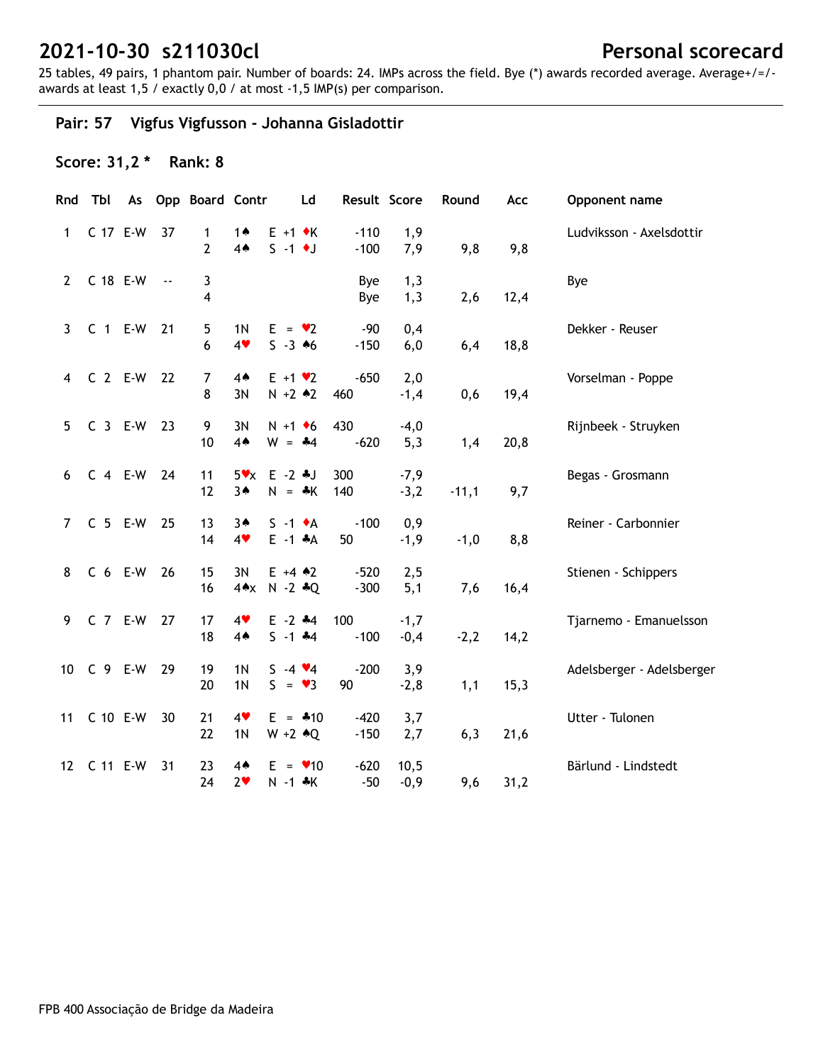# 2021-10-30 s211030cl

## Personal scorecard

25 tables, 49 pairs, 1 phantom pair. Number of boards: 24. IMPs across the field. Bye (*) awards recorded average. Average+/=/- awards at least 1,5 / exactly 0,0 / at most -1,5 IMP(s) per comparison.

### Pair: 57 Vigfus Vigfusson - Johanna Gisladottir

**Score: 31,2 \*** **Rank: 8**

| Rnd | Tbl | As | Opp | Board | Contr | | Ld | Result | | Score | Round | Acc | Opponent name |
|---|---|---|---|---|---|---|---|---|---|---|---|---|---|
| 1 | C 17 | E-W | 37 | 1 | 1♠ | E +1 | ♦K | | -110 | 1,9 | | | Ludviksson - Axelsdottir |
| | | | | 2 | 4♠ | S -1 | ♦J | | -100 | 7,9 | 9,8 | 9,8 | |
| 2 | C 18 | E-W | -- | 3 | | | | | Bye | 1,3 | | | Bye |
| | | | | 4 | | | | | Bye | 1,3 | 2,6 | 12,4 | |
| 3 | C 1 | E-W | 21 | 5 | 1N | E = | ♥2 | | -90 | 0,4 | | | Dekker - Reuser |
| | | | | 6 | 4♥ | S -3 | ♠6 | | -150 | 6,0 | 6,4 | 18,8 | |
| 4 | C 2 | E-W | 22 | 7 | 4♠ | E +1 | ♥2 | | -650 | 2,0 | | | Vorselman - Poppe |
| | | | | 8 | 3N | N +2 | ♠2 | 460 | | -1,4 | 0,6 | 19,4 | |
| 5 | C 3 | E-W | 23 | 9 | 3N | N +1 | ♦6 | 430 | | -4,0 | | | Rijnbeek - Struyken |
| | | | | 10 | 4♠ | W = | ♣4 | | -620 | 5,3 | 1,4 | 20,8 | |
| 6 | C 4 | E-W | 24 | 11 | 5♥x | E -2 | ♣J | 300 | | -7,9 | | | Begas - Grosmann |
| | | | | 12 | 3♠ | N = | ♣K | 140 | | -3,2 | -11,1 | 9,7 | |
| 7 | C 5 | E-W | 25 | 13 | 3♠ | S -1 | ♦A | | -100 | 0,9 | | | Reiner - Carbonnier |
| | | | | 14 | 4♥ | E -1 | ♣A | 50 | | -1,9 | -1,0 | 8,8 | |
| 8 | C 6 | E-W | 26 | 15 | 3N | E +4 | ♠2 | | -520 | 2,5 | | | Stienen - Schippers |
| | | | | 16 | 4♠x | N -2 | ♣Q | | -300 | 5,1 | 7,6 | 16,4 | |
| 9 | C 7 | E-W | 27 | 17 | 4♥ | E -2 | ♣4 | 100 | | -1,7 | | | Tjarnemo - Emanuelsson |
| | | | | 18 | 4♠ | S -1 | ♣4 | | -100 | -0,4 | -2,2 | 14,2 | |
| 10 | C 9 | E-W | 29 | 19 | 1N | S -4 | ♥4 | | -200 | 3,9 | | | Adelsberger - Adelsberger |
| | | | | 20 | 1N | S = | ♥3 | 90 | | -2,8 | 1,1 | 15,3 | |
| 11 | C 10 | E-W | 30 | 21 | 4♥ | E = | ♣10 | | -420 | 3,7 | | | Utter - Tulonen |
| | | | | 22 | 1N | W +2 | ♠Q | | -150 | 2,7 | 6,3 | 21,6 | |
| 12 | C 11 | E-W | 31 | 23 | 4♠ | E = | ♥10 | | -620 | 10,5 | | | Bärlund - Lindstedt |
| | | | | 24 | 2♥ | N -1 | ♣K | | -50 | -0,9 | 9,6 | 31,2 | |

FPB 400 Associação de Bridge da Madeira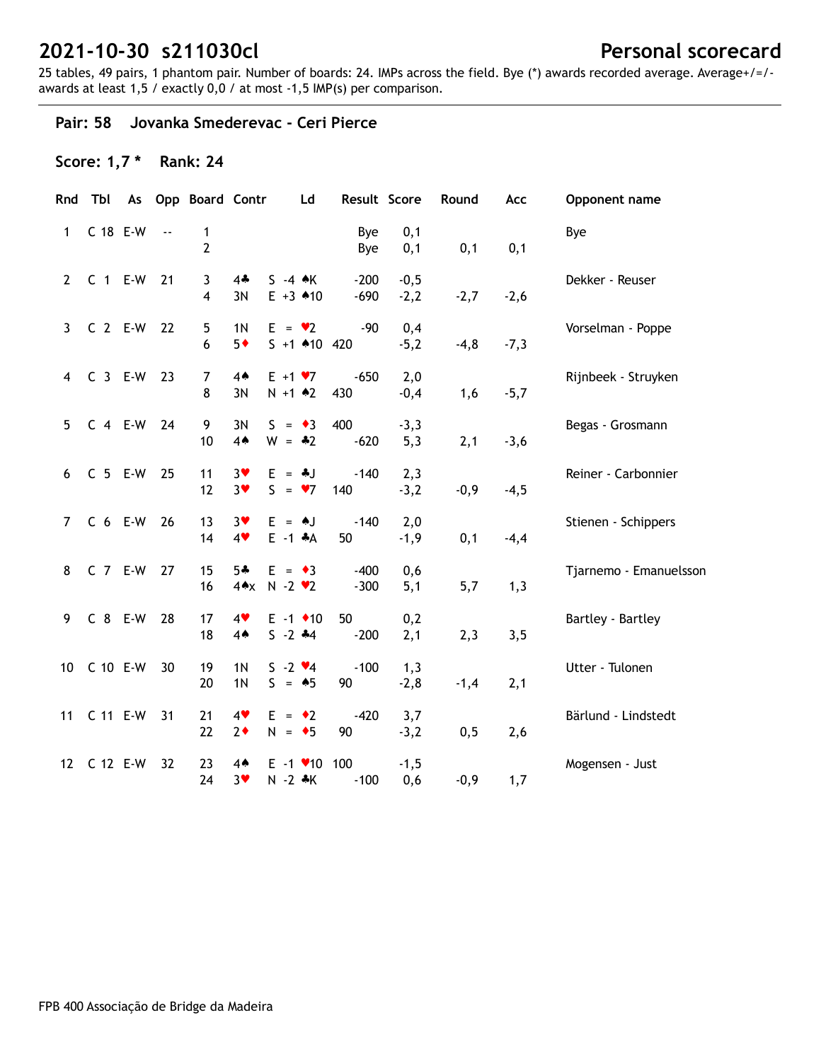# 2021-10-30 s211030cl

# Personal scorecard

25 tables, 49 pairs, 1 phantom pair. Number of boards: 24. IMPs across the field. Bye (*) awards recorded average. Average+/=/- awards at least 1,5 / exactly 0,0 / at most -1,5 IMP(s) per comparison.

## Pair: 58 Jovanka Smederevac - Ceri Pierce

### Score: 1,7 * Rank: 24

| Rnd | Tbl | As | Opp | Board | Contr | Ld | Result | Result | Score | Round | Acc | Opponent name |
|---|---|---|---|---|---|---|---|---|---|---|---|---|
| 1 | C 18 | E-W | -- | 1 | | | | Bye | 0,1 | | | Bye |
| | | | | 2 | | | | Bye | 0,1 | 0,1 | 0,1 | |
| 2 | C 1 | E-W | 21 | 3 | 4♣ | S -4 ♠K | | -200 | -0,5 | | | Dekker - Reuser |
| | | | | 4 | 3N | E +3 ♠10 | | -690 | -2,2 | -2,7 | -2,6 | |
| 3 | C 2 | E-W | 22 | 5 | 1N | E = ♥2 | | -90 | 0,4 | | | Vorselman - Poppe |
| | | | | 6 | 5♦ | S +1 ♠10 | 420 | | -5,2 | -4,8 | -7,3 | |
| 4 | C 3 | E-W | 23 | 7 | 4♠ | E +1 ♥7 | | -650 | 2,0 | | | Rijnbeek - Struyken |
| | | | | 8 | 3N | N +1 ♠2 | 430 | | -0,4 | 1,6 | -5,7 | |
| 5 | C 4 | E-W | 24 | 9 | 3N | S = ♦3 | 400 | | -3,3 | | | Begas - Grosmann |
| | | | | 10 | 4♠ | W = ♣2 | | -620 | 5,3 | 2,1 | -3,6 | |
| 6 | C 5 | E-W | 25 | 11 | 3♥ | E = ♣J | | -140 | 2,3 | | | Reiner - Carbonnier |
| | | | | 12 | 3♥ | S = ♥7 | 140 | | -3,2 | -0,9 | -4,5 | |
| 7 | C 6 | E-W | 26 | 13 | 3♥ | E = ♠J | | -140 | 2,0 | | | Stienen - Schippers |
| | | | | 14 | 4♥ | E -1 ♣A | 50 | | -1,9 | 0,1 | -4,4 | |
| 8 | C 7 | E-W | 27 | 15 | 5♣ | E = ♦3 | | -400 | 0,6 | | | Tjarnemo - Emanuelsson |
| | | | | 16 | 4♠x | N -2 ♥2 | | -300 | 5,1 | 5,7 | 1,3 | |
| 9 | C 8 | E-W | 28 | 17 | 4♥ | E -1 ♦10 | 50 | | 0,2 | | | Bartley - Bartley |
| | | | | 18 | 4♠ | S -2 ♣4 | | -200 | 2,1 | 2,3 | 3,5 | |
| 10 | C 10 | E-W | 30 | 19 | 1N | S -2 ♥4 | | -100 | 1,3 | | | Utter - Tulonen |
| | | | | 20 | 1N | S = ♠5 | 90 | | -2,8 | -1,4 | 2,1 | |
| 11 | C 11 | E-W | 31 | 21 | 4♥ | E = ♦2 | | -420 | 3,7 | | | Bärlund - Lindstedt |
| | | | | 22 | 2♦ | N = ♦5 | 90 | | -3,2 | 0,5 | 2,6 | |
| 12 | C 12 | E-W | 32 | 23 | 4♠ | E -1 ♥10 | 100 | | -1,5 | | | Mogensen - Just |
| | | | | 24 | 3♥ | N -2 ♣K | | -100 | 0,6 | -0,9 | 1,7 | |

FPB 400 Associação de Bridge da Madeira